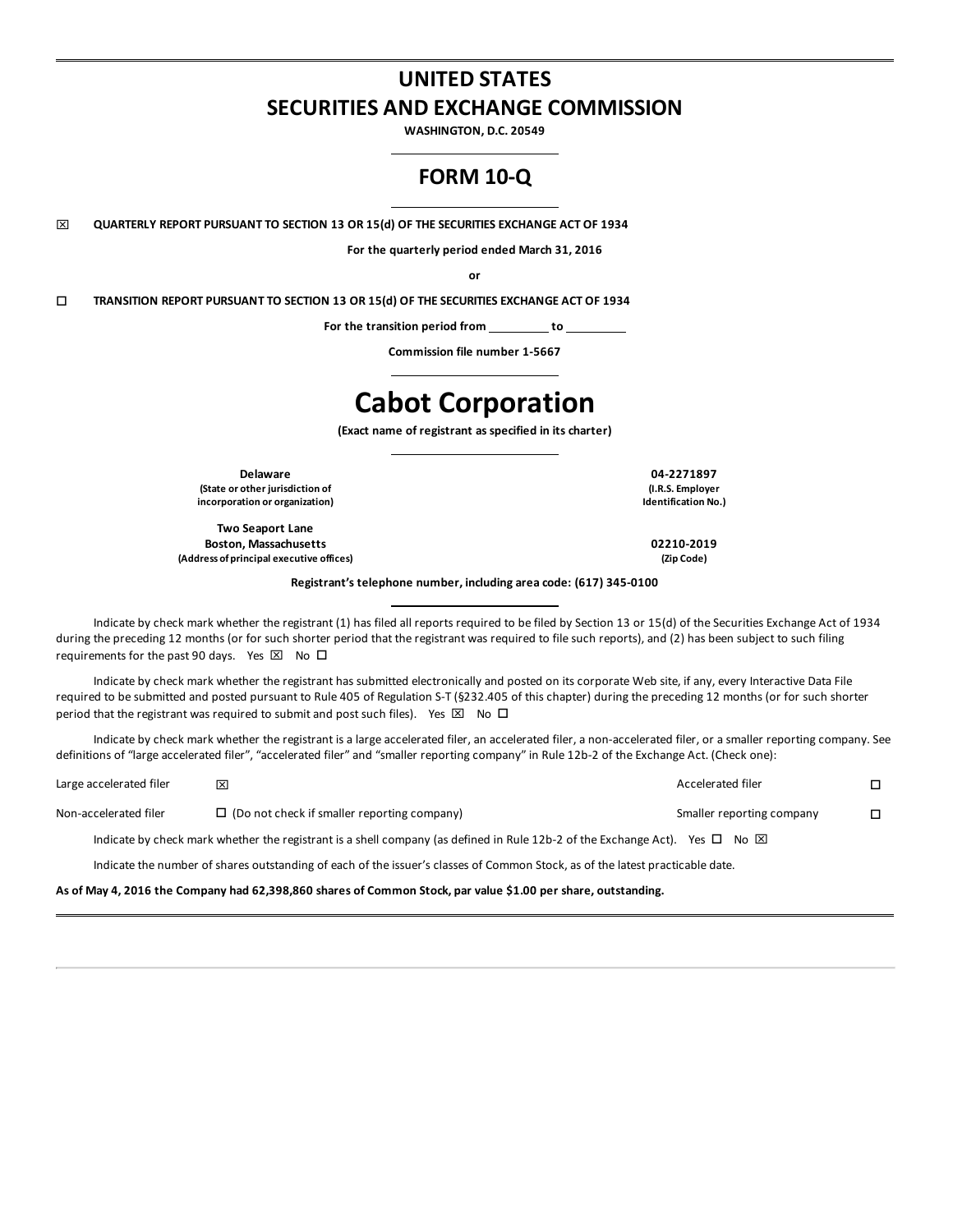# UNITED STATES
# SECURITIES AND EXCHANGE COMMISSION

**WASHINGTON, D.C. 20549**

## FORM 10-Q

☒ **QUARTERLY REPORT PURSUANT TO SECTION 13 OR 15(d) OF THE SECURITIES EXCHANGE ACT OF 1934**

**For the quarterly period ended March 31, 2016**

**or**

☐ **TRANSITION REPORT PURSUANT TO SECTION 13 OR 15(d) OF THE SECURITIES EXCHANGE ACT OF 1934**

**For the transition period from \_\_\_\_\_\_\_\_\_ to \_\_\_\_\_\_\_\_\_**

**Commission file number 1-5667**

# Cabot Corporation

**(Exact name of registrant as specified in its charter)**

| | |
|---|---|
| **Delaware**<br>**(State or other jurisdiction of incorporation or organization)** | **04-2271897**<br>**(I.R.S. Employer Identification No.)** |
| **Two Seaport Lane**<br>**Boston, Massachusetts**<br>**(Address of principal executive offices)** | **02210-2019**<br>**(Zip Code)** |

**Registrant's telephone number, including area code: (617) 345-0100**

Indicate by check mark whether the registrant (1) has filed all reports required to be filed by Section 13 or 15(d) of the Securities Exchange Act of 1934 during the preceding 12 months (or for such shorter period that the registrant was required to file such reports), and (2) has been subject to such filing requirements for the past 90 days. Yes ☒ No ☐

Indicate by check mark whether the registrant has submitted electronically and posted on its corporate Web site, if any, every Interactive Data File required to be submitted and posted pursuant to Rule 405 of Regulation S-T (§232.405 of this chapter) during the preceding 12 months (or for such shorter period that the registrant was required to submit and post such files). Yes ☒ No ☐

Indicate by check mark whether the registrant is a large accelerated filer, an accelerated filer, a non-accelerated filer, or a smaller reporting company. See definitions of "large accelerated filer", "accelerated filer" and "smaller reporting company" in Rule 12b-2 of the Exchange Act. (Check one):

| | | | |
|---|---|---|---|
| Large accelerated filer | ☒ | Accelerated filer | ☐ |
| Non-accelerated filer | ☐ (Do not check if smaller reporting company) | Smaller reporting company | ☐ |

Indicate by check mark whether the registrant is a shell company (as defined in Rule 12b-2 of the Exchange Act). Yes ☐ No ☒

Indicate the number of shares outstanding of each of the issuer's classes of Common Stock, as of the latest practicable date.

**As of May 4, 2016 the Company had 62,398,860 shares of Common Stock, par value $1.00 per share, outstanding.**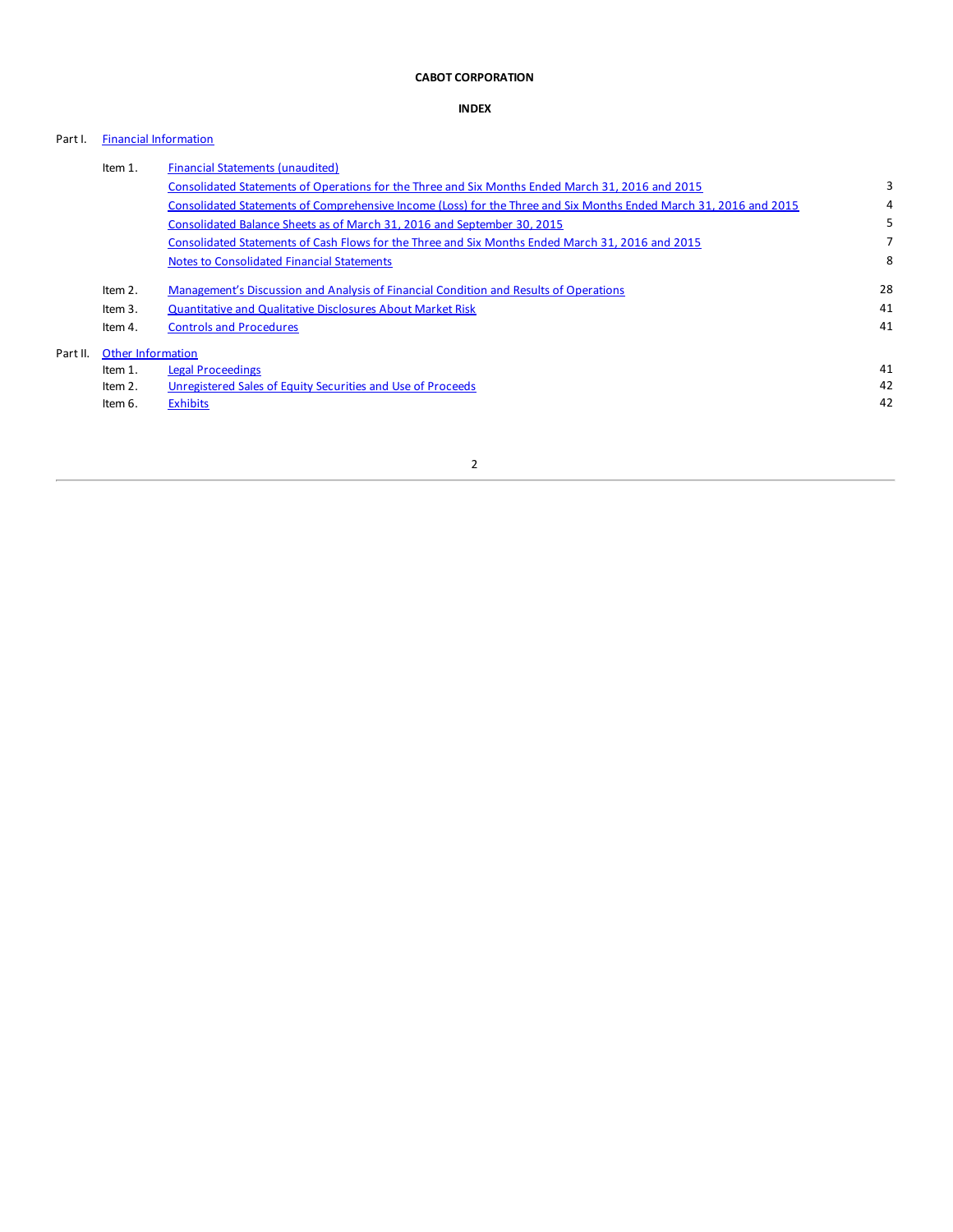**CABOT CORPORATION**

**INDEX**

| | | | |
|---|---|---|---|
| Part I. | Financial Information | | |
| | Item 1. | Financial Statements (unaudited) | |
| | | Consolidated Statements of Operations for the Three and Six Months Ended March 31, 2016 and 2015 | 3 |
| | | Consolidated Statements of Comprehensive Income (Loss) for the Three and Six Months Ended March 31, 2016 and 2015 | 4 |
| | | Consolidated Balance Sheets as of March 31, 2016 and September 30, 2015 | 5 |
| | | Consolidated Statements of Cash Flows for the Three and Six Months Ended March 31, 2016 and 2015 | 7 |
| | | Notes to Consolidated Financial Statements | 8 |
| | Item 2. | Management's Discussion and Analysis of Financial Condition and Results of Operations | 28 |
| | Item 3. | Quantitative and Qualitative Disclosures About Market Risk | 41 |
| | Item 4. | Controls and Procedures | 41 |
| Part II. | Other Information | | |
| | Item 1. | Legal Proceedings | 41 |
| | Item 2. | Unregistered Sales of Equity Securities and Use of Proceeds | 42 |
| | Item 6. | Exhibits | 42 |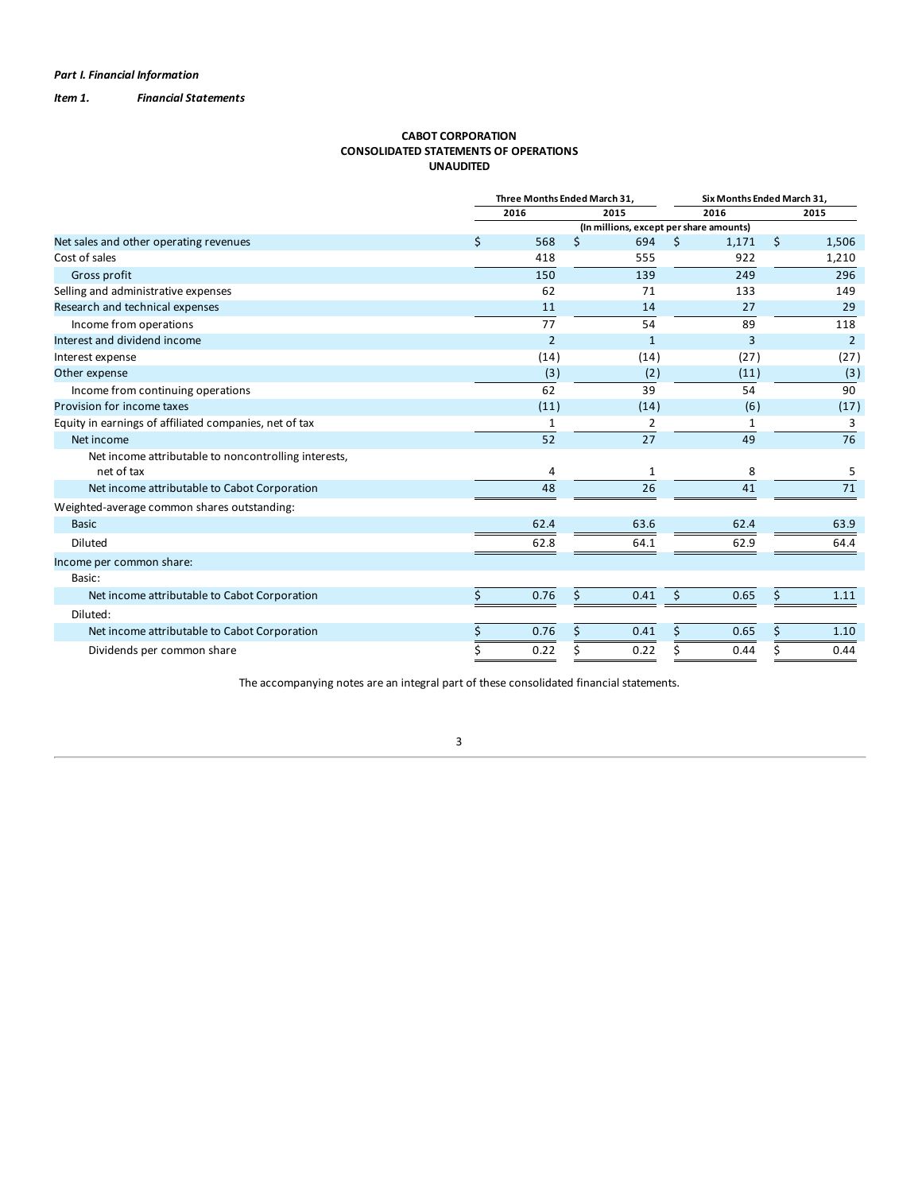*Part I. Financial Information*

***Item 1. Financial Statements***

**CABOT CORPORATION**
**CONSOLIDATED STATEMENTS OF OPERATIONS**
**UNAUDITED**

| | Three Months Ended March 31, | | Six Months Ended March 31, | |
|---|---|---|---|---|
| | 2016 | 2015 | 2016 | 2015 |
| | (In millions, except per share amounts) | | | |
| Net sales and other operating revenues | $ 568 | $ 694 | $ 1,171 | $ 1,506 |
| Cost of sales | 418 | 555 | 922 | 1,210 |
| Gross profit | 150 | 139 | 249 | 296 |
| Selling and administrative expenses | 62 | 71 | 133 | 149 |
| Research and technical expenses | 11 | 14 | 27 | 29 |
| Income from operations | 77 | 54 | 89 | 118 |
| Interest and dividend income | 2 | 1 | 3 | 2 |
| Interest expense | (14) | (14) | (27) | (27) |
| Other expense | (3) | (2) | (11) | (3) |
| Income from continuing operations | 62 | 39 | 54 | 90 |
| Provision for income taxes | (11) | (14) | (6) | (17) |
| Equity in earnings of affiliated companies, net of tax | 1 | 2 | 1 | 3 |
| Net income | 52 | 27 | 49 | 76 |
| Net income attributable to noncontrolling interests, net of tax | 4 | 1 | 8 | 5 |
| Net income attributable to Cabot Corporation | 48 | 26 | 41 | 71 |
| Weighted-average common shares outstanding: | | | | |
| Basic | 62.4 | 63.6 | 62.4 | 63.9 |
| Diluted | 62.8 | 64.1 | 62.9 | 64.4 |
| Income per common share: | | | | |
| Basic: | | | | |
| Net income attributable to Cabot Corporation | $ 0.76 | $ 0.41 | $ 0.65 | $ 1.11 |
| Diluted: | | | | |
| Net income attributable to Cabot Corporation | $ 0.76 | $ 0.41 | $ 0.65 | $ 1.10 |
| Dividends per common share | $ 0.22 | $ 0.22 | $ 0.44 | $ 0.44 |

The accompanying notes are an integral part of these consolidated financial statements.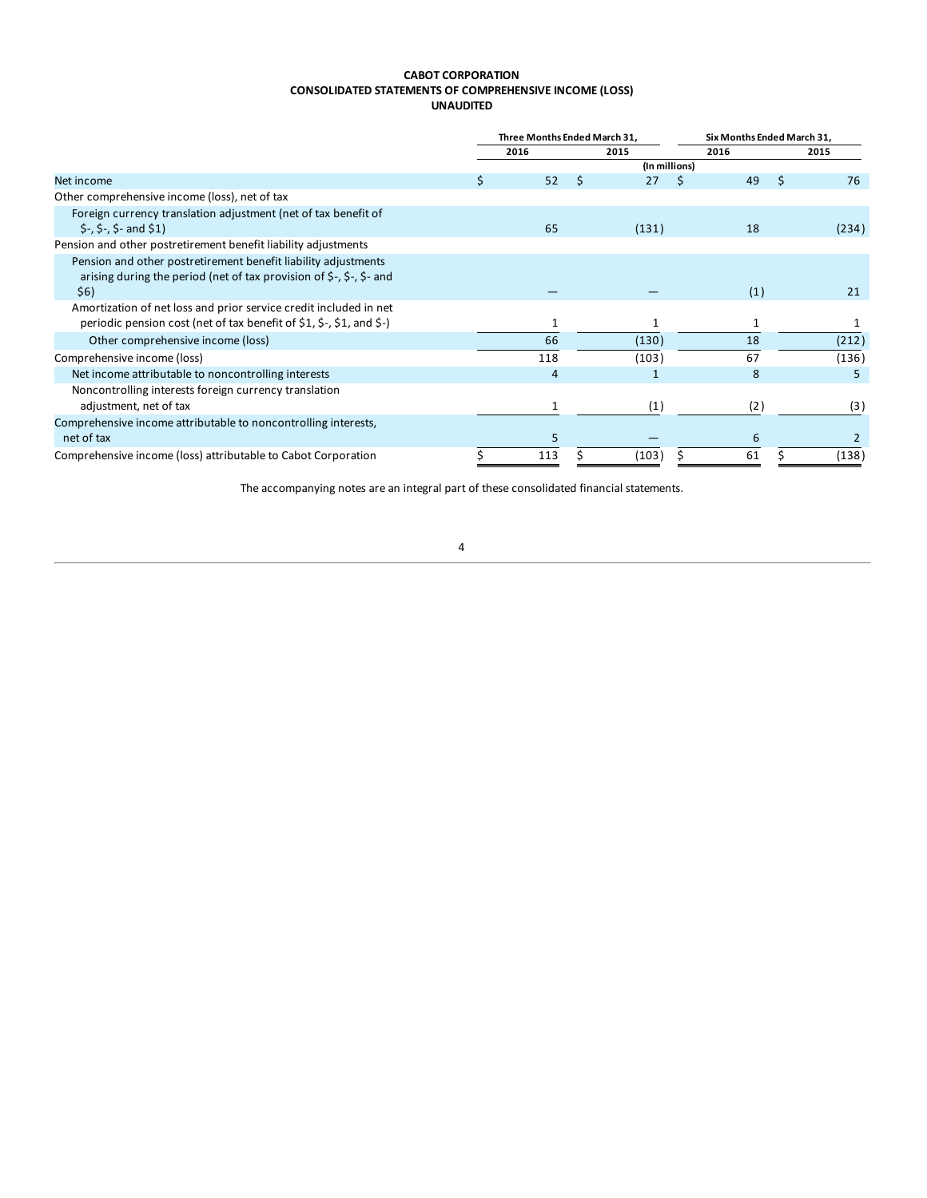**CABOT CORPORATION**
**CONSOLIDATED STATEMENTS OF COMPREHENSIVE INCOME (LOSS)**
**UNAUDITED**

| | Three Months Ended March 31, | | Six Months Ended March 31, | |
|---|---|---|---|---|
| | 2016 | 2015 | 2016 | 2015 |
| | (In millions) | | | |
| Net income | $ 52 | $ 27 | $ 49 | $ 76 |
| Other comprehensive income (loss), net of tax | | | | |
| Foreign currency translation adjustment (net of tax benefit of $-, $-, $- and $1) | 65 | (131) | 18 | (234) |
| Pension and other postretirement benefit liability adjustments | | | | |
| Pension and other postretirement benefit liability adjustments arising during the period (net of tax provision of $-, $-, $- and $6) | — | — | (1) | 21 |
| Amortization of net loss and prior service credit included in net periodic pension cost (net of tax benefit of $1, $-, $1, and $-) | 1 | 1 | 1 | 1 |
| Other comprehensive income (loss) | 66 | (130) | 18 | (212) |
| Comprehensive income (loss) | 118 | (103) | 67 | (136) |
| Net income attributable to noncontrolling interests | 4 | 1 | 8 | 5 |
| Noncontrolling interests foreign currency translation adjustment, net of tax | 1 | (1) | (2) | (3) |
| Comprehensive income attributable to noncontrolling interests, net of tax | 5 | — | 6 | 2 |
| Comprehensive income (loss) attributable to Cabot Corporation | $ 113 | $ (103) | $ 61 | $ (138) |

The accompanying notes are an integral part of these consolidated financial statements.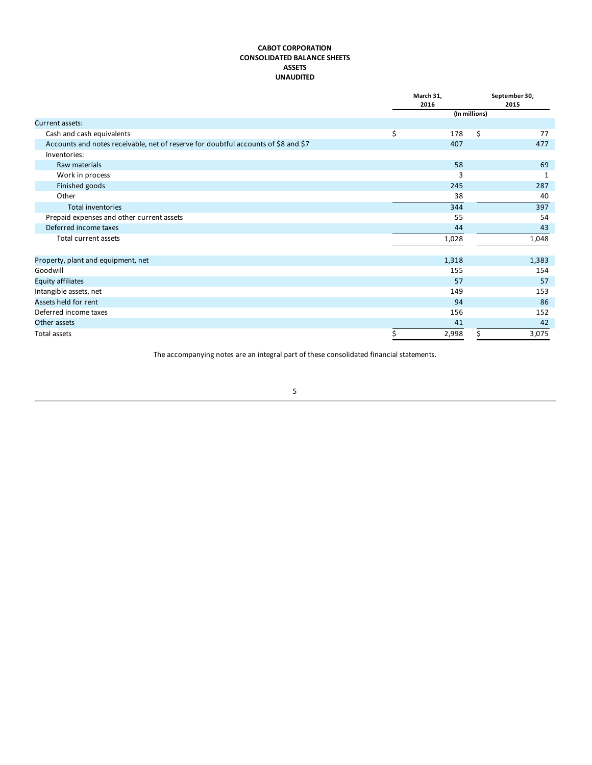# CABOT CORPORATION
## CONSOLIDATED BALANCE SHEETS
## ASSETS
## UNAUDITED

| | March 31, 2016 | September 30, 2015 |
|---|---|---|
| | (In millions) | |
| Current assets: | | |
| Cash and cash equivalents | $ 178 | $ 77 |
| Accounts and notes receivable, net of reserve for doubtful accounts of $8 and $7 | 407 | 477 |
| Inventories: | | |
| Raw materials | 58 | 69 |
| Work in process | 3 | 1 |
| Finished goods | 245 | 287 |
| Other | 38 | 40 |
| Total inventories | 344 | 397 |
| Prepaid expenses and other current assets | 55 | 54 |
| Deferred income taxes | 44 | 43 |
| Total current assets | 1,028 | 1,048 |
| Property, plant and equipment, net | 1,318 | 1,383 |
| Goodwill | 155 | 154 |
| Equity affiliates | 57 | 57 |
| Intangible assets, net | 149 | 153 |
| Assets held for rent | 94 | 86 |
| Deferred income taxes | 156 | 152 |
| Other assets | 41 | 42 |
| Total assets | $ 2,998 | $ 3,075 |

The accompanying notes are an integral part of these consolidated financial statements.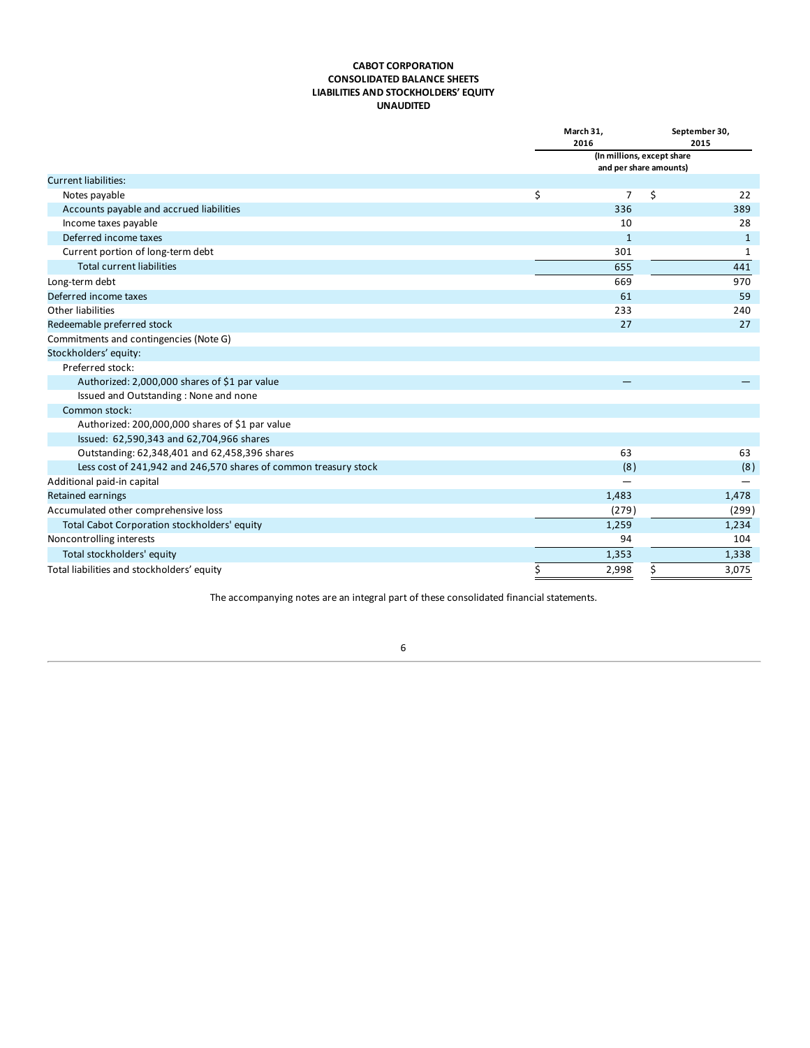**CABOT CORPORATION**
**CONSOLIDATED BALANCE SHEETS**
**LIABILITIES AND STOCKHOLDERS' EQUITY**
**UNAUDITED**

| | March 31, 2016 | September 30, 2015 |
|---|---|---|
| | (In millions, except share and per share amounts) | |
| Current liabilities: | | |
| Notes payable | $ 7 | $ 22 |
| Accounts payable and accrued liabilities | 336 | 389 |
| Income taxes payable | 10 | 28 |
| Deferred income taxes | 1 | 1 |
| Current portion of long-term debt | 301 | 1 |
| Total current liabilities | 655 | 441 |
| Long-term debt | 669 | 970 |
| Deferred income taxes | 61 | 59 |
| Other liabilities | 233 | 240 |
| Redeemable preferred stock | 27 | 27 |
| Commitments and contingencies (Note G) | | |
| Stockholders' equity: | | |
| Preferred stock: | | |
| Authorized: 2,000,000 shares of $1 par value | — | — |
| Issued and Outstanding : None and none | | |
| Common stock: | | |
| Authorized: 200,000,000 shares of $1 par value | | |
| Issued: 62,590,343 and 62,704,966 shares | | |
| Outstanding: 62,348,401 and 62,458,396 shares | 63 | 63 |
| Less cost of 241,942 and 246,570 shares of common treasury stock | (8) | (8) |
| Additional paid-in capital | — | — |
| Retained earnings | 1,483 | 1,478 |
| Accumulated other comprehensive loss | (279) | (299) |
| Total Cabot Corporation stockholders' equity | 1,259 | 1,234 |
| Noncontrolling interests | 94 | 104 |
| Total stockholders' equity | 1,353 | 1,338 |
| Total liabilities and stockholders' equity | $ 2,998 | $ 3,075 |

The accompanying notes are an integral part of these consolidated financial statements.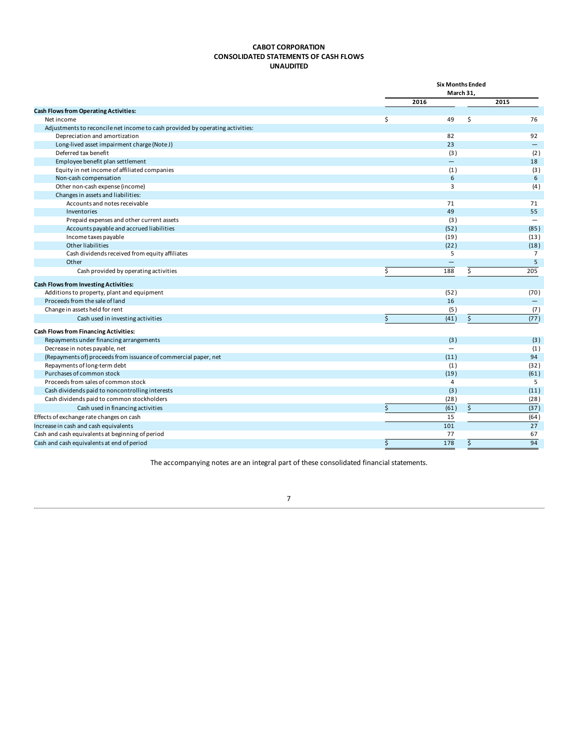# CABOT CORPORATION
## CONSOLIDATED STATEMENTS OF CASH FLOWS
### UNAUDITED

| | Six Months Ended March 31, | |
|---|---|---|
| | 2016 | 2015 |
| **Cash Flows from Operating Activities:** | | |
| Net income | $ 49 | $ 76 |
| Adjustments to reconcile net income to cash provided by operating activities: | | |
| Depreciation and amortization | 82 | 92 |
| Long-lived asset impairment charge (Note J) | 23 | — |
| Deferred tax benefit | (3) | (2) |
| Employee benefit plan settlement | — | 18 |
| Equity in net income of affiliated companies | (1) | (3) |
| Non-cash compensation | 6 | 6 |
| Other non-cash expense (income) | 3 | (4) |
| Changes in assets and liabilities: | | |
| Accounts and notes receivable | 71 | 71 |
| Inventories | 49 | 55 |
| Prepaid expenses and other current assets | (3) | — |
| Accounts payable and accrued liabilities | (52) | (85) |
| Income taxes payable | (19) | (13) |
| Other liabilities | (22) | (18) |
| Cash dividends received from equity affiliates | 5 | 7 |
| Other | — | 5 |
| Cash provided by operating activities | $ 188 | $ 205 |
| **Cash Flows from Investing Activities:** | | |
| Additions to property, plant and equipment | (52) | (70) |
| Proceeds from the sale of land | 16 | — |
| Change in assets held for rent | (5) | (7) |
| Cash used in investing activities | $ (41) | $ (77) |
| **Cash Flows from Financing Activities:** | | |
| Repayments under financing arrangements | (3) | (3) |
| Decrease in notes payable, net | — | (1) |
| (Repayments of) proceeds from issuance of commercial paper, net | (11) | 94 |
| Repayments of long-term debt | (1) | (32) |
| Purchases of common stock | (19) | (61) |
| Proceeds from sales of common stock | 4 | 5 |
| Cash dividends paid to noncontrolling interests | (3) | (11) |
| Cash dividends paid to common stockholders | (28) | (28) |
| Cash used in financing activities | $ (61) | $ (37) |
| Effects of exchange rate changes on cash | 15 | (64) |
| Increase in cash and cash equivalents | 101 | 27 |
| Cash and cash equivalents at beginning of period | 77 | 67 |
| Cash and cash equivalents at end of period | $ 178 | $ 94 |

The accompanying notes are an integral part of these consolidated financial statements.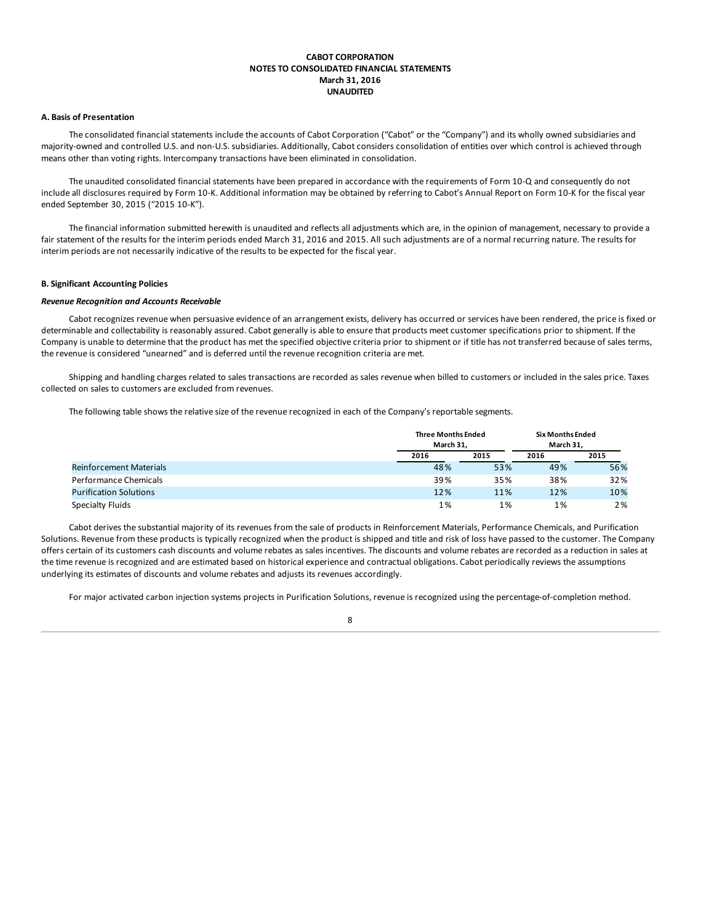**CABOT CORPORATION**
**NOTES TO CONSOLIDATED FINANCIAL STATEMENTS**
**March 31, 2016**
**UNAUDITED**

**A. Basis of Presentation**

The consolidated financial statements include the accounts of Cabot Corporation ("Cabot" or the "Company") and its wholly owned subsidiaries and majority-owned and controlled U.S. and non-U.S. subsidiaries. Additionally, Cabot considers consolidation of entities over which control is achieved through means other than voting rights. Intercompany transactions have been eliminated in consolidation.

The unaudited consolidated financial statements have been prepared in accordance with the requirements of Form 10-Q and consequently do not include all disclosures required by Form 10-K. Additional information may be obtained by referring to Cabot's Annual Report on Form 10-K for the fiscal year ended September 30, 2015 ("2015 10-K").

The financial information submitted herewith is unaudited and reflects all adjustments which are, in the opinion of management, necessary to provide a fair statement of the results for the interim periods ended March 31, 2016 and 2015. All such adjustments are of a normal recurring nature. The results for interim periods are not necessarily indicative of the results to be expected for the fiscal year.

**B. Significant Accounting Policies**

***Revenue Recognition and Accounts Receivable***

Cabot recognizes revenue when persuasive evidence of an arrangement exists, delivery has occurred or services have been rendered, the price is fixed or determinable and collectability is reasonably assured. Cabot generally is able to ensure that products meet customer specifications prior to shipment. If the Company is unable to determine that the product has met the specified objective criteria prior to shipment or if title has not transferred because of sales terms, the revenue is considered "unearned" and is deferred until the revenue recognition criteria are met.

Shipping and handling charges related to sales transactions are recorded as sales revenue when billed to customers or included in the sales price. Taxes collected on sales to customers are excluded from revenues.

The following table shows the relative size of the revenue recognized in each of the Company's reportable segments.

| | Three Months Ended March 31, | | Six Months Ended March 31, | |
|---|---|---|---|---|
| | 2016 | 2015 | 2016 | 2015 |
| Reinforcement Materials | 48% | 53% | 49% | 56% |
| Performance Chemicals | 39% | 35% | 38% | 32% |
| Purification Solutions | 12% | 11% | 12% | 10% |
| Specialty Fluids | 1% | 1% | 1% | 2% |

Cabot derives the substantial majority of its revenues from the sale of products in Reinforcement Materials, Performance Chemicals, and Purification Solutions. Revenue from these products is typically recognized when the product is shipped and title and risk of loss have passed to the customer. The Company offers certain of its customers cash discounts and volume rebates as sales incentives. The discounts and volume rebates are recorded as a reduction in sales at the time revenue is recognized and are estimated based on historical experience and contractual obligations. Cabot periodically reviews the assumptions underlying its estimates of discounts and volume rebates and adjusts its revenues accordingly.

For major activated carbon injection systems projects in Purification Solutions, revenue is recognized using the percentage-of-completion method.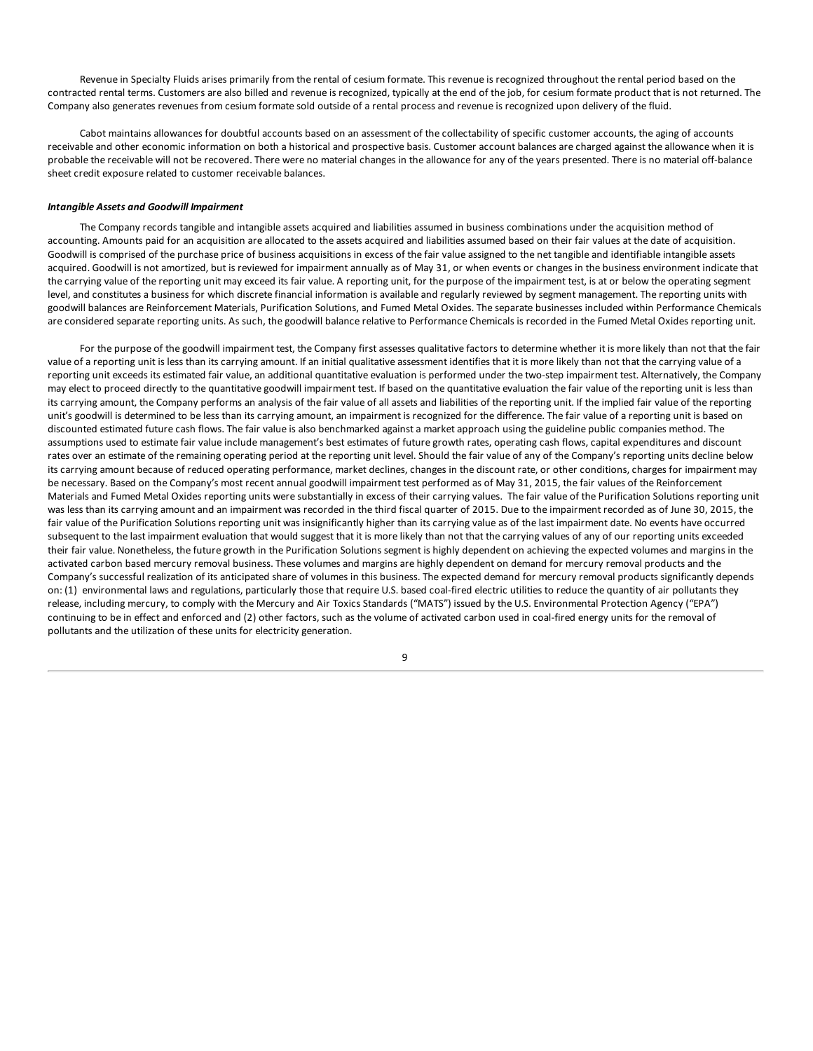Revenue in Specialty Fluids arises primarily from the rental of cesium formate. This revenue is recognized throughout the rental period based on the contracted rental terms. Customers are also billed and revenue is recognized, typically at the end of the job, for cesium formate product that is not returned. The Company also generates revenues from cesium formate sold outside of a rental process and revenue is recognized upon delivery of the fluid.

Cabot maintains allowances for doubtful accounts based on an assessment of the collectability of specific customer accounts, the aging of accounts receivable and other economic information on both a historical and prospective basis. Customer account balances are charged against the allowance when it is probable the receivable will not be recovered. There were no material changes in the allowance for any of the years presented. There is no material off-balance sheet credit exposure related to customer receivable balances.

***Intangible Assets and Goodwill Impairment***

The Company records tangible and intangible assets acquired and liabilities assumed in business combinations under the acquisition method of accounting. Amounts paid for an acquisition are allocated to the assets acquired and liabilities assumed based on their fair values at the date of acquisition. Goodwill is comprised of the purchase price of business acquisitions in excess of the fair value assigned to the net tangible and identifiable intangible assets acquired. Goodwill is not amortized, but is reviewed for impairment annually as of May 31, or when events or changes in the business environment indicate that the carrying value of the reporting unit may exceed its fair value. A reporting unit, for the purpose of the impairment test, is at or below the operating segment level, and constitutes a business for which discrete financial information is available and regularly reviewed by segment management. The reporting units with goodwill balances are Reinforcement Materials, Purification Solutions, and Fumed Metal Oxides. The separate businesses included within Performance Chemicals are considered separate reporting units. As such, the goodwill balance relative to Performance Chemicals is recorded in the Fumed Metal Oxides reporting unit.

For the purpose of the goodwill impairment test, the Company first assesses qualitative factors to determine whether it is more likely than not that the fair value of a reporting unit is less than its carrying amount. If an initial qualitative assessment identifies that it is more likely than not that the carrying value of a reporting unit exceeds its estimated fair value, an additional quantitative evaluation is performed under the two-step impairment test. Alternatively, the Company may elect to proceed directly to the quantitative goodwill impairment test. If based on the quantitative evaluation the fair value of the reporting unit is less than its carrying amount, the Company performs an analysis of the fair value of all assets and liabilities of the reporting unit. If the implied fair value of the reporting unit's goodwill is determined to be less than its carrying amount, an impairment is recognized for the difference. The fair value of a reporting unit is based on discounted estimated future cash flows. The fair value is also benchmarked against a market approach using the guideline public companies method. The assumptions used to estimate fair value include management's best estimates of future growth rates, operating cash flows, capital expenditures and discount rates over an estimate of the remaining operating period at the reporting unit level. Should the fair value of any of the Company's reporting units decline below its carrying amount because of reduced operating performance, market declines, changes in the discount rate, or other conditions, charges for impairment may be necessary. Based on the Company's most recent annual goodwill impairment test performed as of May 31, 2015, the fair values of the Reinforcement Materials and Fumed Metal Oxides reporting units were substantially in excess of their carrying values. The fair value of the Purification Solutions reporting unit was less than its carrying amount and an impairment was recorded in the third fiscal quarter of 2015. Due to the impairment recorded as of June 30, 2015, the fair value of the Purification Solutions reporting unit was insignificantly higher than its carrying value as of the last impairment date. No events have occurred subsequent to the last impairment evaluation that would suggest that it is more likely than not that the carrying values of any of our reporting units exceeded their fair value. Nonetheless, the future growth in the Purification Solutions segment is highly dependent on achieving the expected volumes and margins in the activated carbon based mercury removal business. These volumes and margins are highly dependent on demand for mercury removal products and the Company's successful realization of its anticipated share of volumes in this business. The expected demand for mercury removal products significantly depends on: (1) environmental laws and regulations, particularly those that require U.S. based coal-fired electric utilities to reduce the quantity of air pollutants they release, including mercury, to comply with the Mercury and Air Toxics Standards ("MATS") issued by the U.S. Environmental Protection Agency ("EPA") continuing to be in effect and enforced and (2) other factors, such as the volume of activated carbon used in coal-fired energy units for the removal of pollutants and the utilization of these units for electricity generation.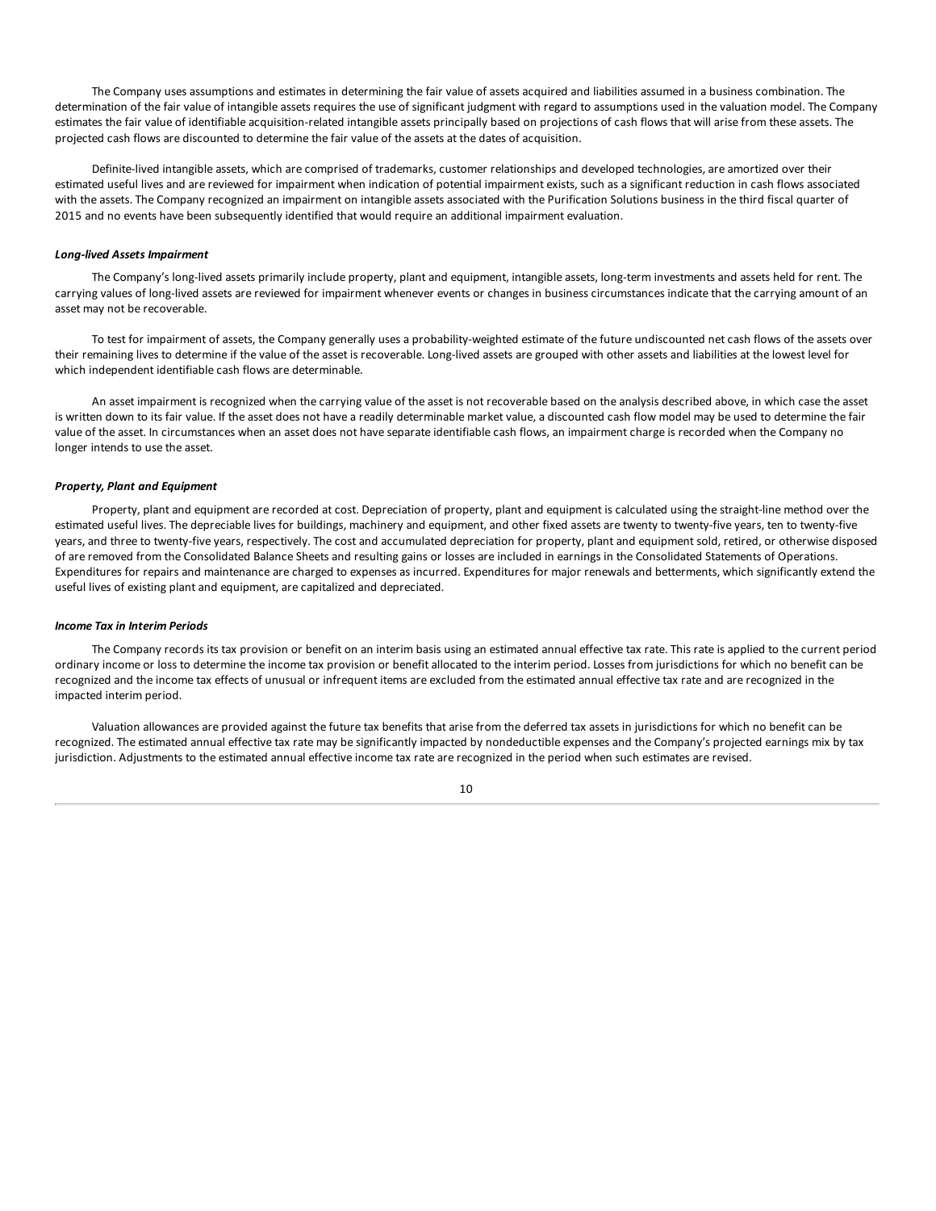The Company uses assumptions and estimates in determining the fair value of assets acquired and liabilities assumed in a business combination. The determination of the fair value of intangible assets requires the use of significant judgment with regard to assumptions used in the valuation model. The Company estimates the fair value of identifiable acquisition-related intangible assets principally based on projections of cash flows that will arise from these assets. The projected cash flows are discounted to determine the fair value of the assets at the dates of acquisition.

Definite-lived intangible assets, which are comprised of trademarks, customer relationships and developed technologies, are amortized over their estimated useful lives and are reviewed for impairment when indication of potential impairment exists, such as a significant reduction in cash flows associated with the assets. The Company recognized an impairment on intangible assets associated with the Purification Solutions business in the third fiscal quarter of 2015 and no events have been subsequently identified that would require an additional impairment evaluation.

***Long-lived Assets Impairment***

The Company's long-lived assets primarily include property, plant and equipment, intangible assets, long-term investments and assets held for rent. The carrying values of long-lived assets are reviewed for impairment whenever events or changes in business circumstances indicate that the carrying amount of an asset may not be recoverable.

To test for impairment of assets, the Company generally uses a probability-weighted estimate of the future undiscounted net cash flows of the assets over their remaining lives to determine if the value of the asset is recoverable. Long-lived assets are grouped with other assets and liabilities at the lowest level for which independent identifiable cash flows are determinable.

An asset impairment is recognized when the carrying value of the asset is not recoverable based on the analysis described above, in which case the asset is written down to its fair value. If the asset does not have a readily determinable market value, a discounted cash flow model may be used to determine the fair value of the asset. In circumstances when an asset does not have separate identifiable cash flows, an impairment charge is recorded when the Company no longer intends to use the asset.

***Property, Plant and Equipment***

Property, plant and equipment are recorded at cost. Depreciation of property, plant and equipment is calculated using the straight-line method over the estimated useful lives. The depreciable lives for buildings, machinery and equipment, and other fixed assets are twenty to twenty-five years, ten to twenty-five years, and three to twenty-five years, respectively. The cost and accumulated depreciation for property, plant and equipment sold, retired, or otherwise disposed of are removed from the Consolidated Balance Sheets and resulting gains or losses are included in earnings in the Consolidated Statements of Operations. Expenditures for repairs and maintenance are charged to expenses as incurred. Expenditures for major renewals and betterments, which significantly extend the useful lives of existing plant and equipment, are capitalized and depreciated.

***Income Tax in Interim Periods***

The Company records its tax provision or benefit on an interim basis using an estimated annual effective tax rate. This rate is applied to the current period ordinary income or loss to determine the income tax provision or benefit allocated to the interim period. Losses from jurisdictions for which no benefit can be recognized and the income tax effects of unusual or infrequent items are excluded from the estimated annual effective tax rate and are recognized in the impacted interim period.

Valuation allowances are provided against the future tax benefits that arise from the deferred tax assets in jurisdictions for which no benefit can be recognized. The estimated annual effective tax rate may be significantly impacted by nondeductible expenses and the Company's projected earnings mix by tax jurisdiction. Adjustments to the estimated annual effective income tax rate are recognized in the period when such estimates are revised.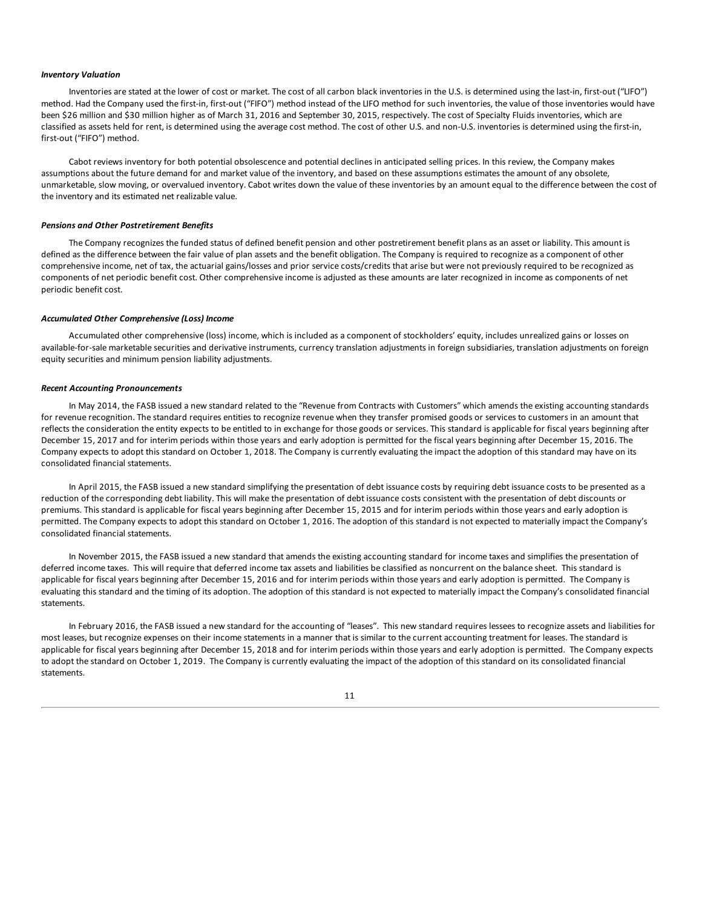***Inventory Valuation***

Inventories are stated at the lower of cost or market. The cost of all carbon black inventories in the U.S. is determined using the last-in, first-out ("LIFO") method. Had the Company used the first-in, first-out ("FIFO") method instead of the LIFO method for such inventories, the value of those inventories would have been $26 million and $30 million higher as of March 31, 2016 and September 30, 2015, respectively. The cost of Specialty Fluids inventories, which are classified as assets held for rent, is determined using the average cost method. The cost of other U.S. and non-U.S. inventories is determined using the first-in, first-out ("FIFO") method.

Cabot reviews inventory for both potential obsolescence and potential declines in anticipated selling prices. In this review, the Company makes assumptions about the future demand for and market value of the inventory, and based on these assumptions estimates the amount of any obsolete, unmarketable, slow moving, or overvalued inventory. Cabot writes down the value of these inventories by an amount equal to the difference between the cost of the inventory and its estimated net realizable value.

***Pensions and Other Postretirement Benefits***

The Company recognizes the funded status of defined benefit pension and other postretirement benefit plans as an asset or liability. This amount is defined as the difference between the fair value of plan assets and the benefit obligation. The Company is required to recognize as a component of other comprehensive income, net of tax, the actuarial gains/losses and prior service costs/credits that arise but were not previously required to be recognized as components of net periodic benefit cost. Other comprehensive income is adjusted as these amounts are later recognized in income as components of net periodic benefit cost.

***Accumulated Other Comprehensive (Loss) Income***

Accumulated other comprehensive (loss) income, which is included as a component of stockholders' equity, includes unrealized gains or losses on available-for-sale marketable securities and derivative instruments, currency translation adjustments in foreign subsidiaries, translation adjustments on foreign equity securities and minimum pension liability adjustments.

***Recent Accounting Pronouncements***

In May 2014, the FASB issued a new standard related to the "Revenue from Contracts with Customers" which amends the existing accounting standards for revenue recognition. The standard requires entities to recognize revenue when they transfer promised goods or services to customers in an amount that reflects the consideration the entity expects to be entitled to in exchange for those goods or services. This standard is applicable for fiscal years beginning after December 15, 2017 and for interim periods within those years and early adoption is permitted for the fiscal years beginning after December 15, 2016. The Company expects to adopt this standard on October 1, 2018. The Company is currently evaluating the impact the adoption of this standard may have on its consolidated financial statements.

In April 2015, the FASB issued a new standard simplifying the presentation of debt issuance costs by requiring debt issuance costs to be presented as a reduction of the corresponding debt liability. This will make the presentation of debt issuance costs consistent with the presentation of debt discounts or premiums. This standard is applicable for fiscal years beginning after December 15, 2015 and for interim periods within those years and early adoption is permitted. The Company expects to adopt this standard on October 1, 2016. The adoption of this standard is not expected to materially impact the Company's consolidated financial statements.

In November 2015, the FASB issued a new standard that amends the existing accounting standard for income taxes and simplifies the presentation of deferred income taxes. This will require that deferred income tax assets and liabilities be classified as noncurrent on the balance sheet. This standard is applicable for fiscal years beginning after December 15, 2016 and for interim periods within those years and early adoption is permitted. The Company is evaluating this standard and the timing of its adoption. The adoption of this standard is not expected to materially impact the Company's consolidated financial statements.

In February 2016, the FASB issued a new standard for the accounting of "leases". This new standard requires lessees to recognize assets and liabilities for most leases, but recognize expenses on their income statements in a manner that is similar to the current accounting treatment for leases. The standard is applicable for fiscal years beginning after December 15, 2018 and for interim periods within those years and early adoption is permitted. The Company expects to adopt the standard on October 1, 2019. The Company is currently evaluating the impact of the adoption of this standard on its consolidated financial statements.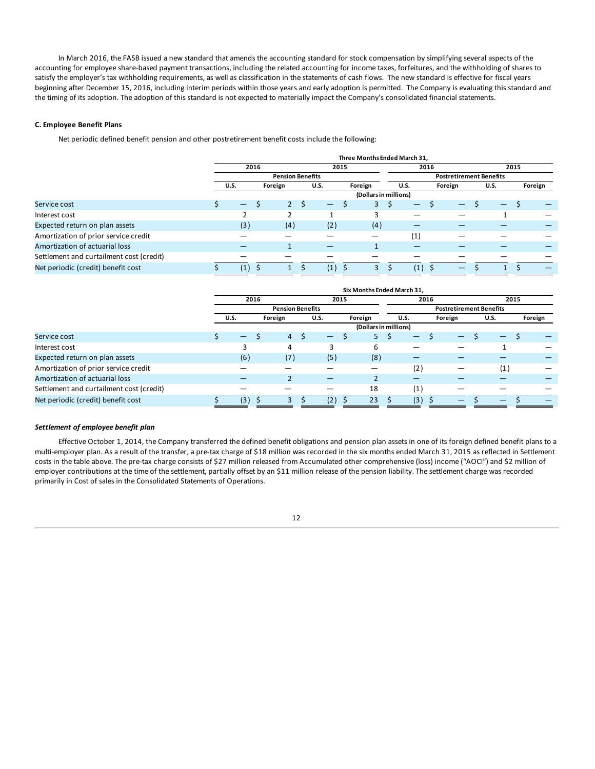In March 2016, the FASB issued a new standard that amends the accounting standard for stock compensation by simplifying several aspects of the accounting for employee share-based payment transactions, including the related accounting for income taxes, forfeitures, and the withholding of shares to satisfy the employer's tax withholding requirements, as well as classification in the statements of cash flows. The new standard is effective for fiscal years beginning after December 15, 2016, including interim periods within those years and early adoption is permitted. The Company is evaluating this standard and the timing of its adoption. The adoption of this standard is not expected to materially impact the Company's consolidated financial statements.

### C. Employee Benefit Plans

Net periodic defined benefit pension and other postretirement benefit costs include the following:

| | Three Months Ended March 31, | | | | | | | |
|---|---|---|---|---|---|---|---|---|
| | 2016 | | 2015 | | 2016 | | 2015 | |
| | Pension Benefits | | | | Postretirement Benefits | | | |
| | U.S. | Foreign | U.S. | Foreign | U.S. | Foreign | U.S. | Foreign |
| | (Dollars in millions) | | | | | | | |
| Service cost | $ — | $ 2 | $ — | $ 3 | $ — | $ — | $ — | $ — |
| Interest cost | 2 | 2 | 1 | 3 | — | — | 1 | — |
| Expected return on plan assets | (3) | (4) | (2) | (4) | — | — | — | — |
| Amortization of prior service credit | — | — | — | — | (1) | — | — | — |
| Amortization of actuarial loss | — | 1 | — | 1 | — | — | — | — |
| Settlement and curtailment cost (credit) | — | — | — | — | — | — | — | — |
| Net periodic (credit) benefit cost | $ (1) | $ 1 | $ (1) | $ 3 | $ (1) | $ — | $ 1 | $ — |

| | Six Months Ended March 31, | | | | | | | |
|---|---|---|---|---|---|---|---|---|
| | 2016 | | 2015 | | 2016 | | 2015 | |
| | Pension Benefits | | | | Postretirement Benefits | | | |
| | U.S. | Foreign | U.S. | Foreign | U.S. | Foreign | U.S. | Foreign |
| | (Dollars in millions) | | | | | | | |
| Service cost | $ — | $ 4 | $ — | $ 5 | $ — | $ — | $ — | $ — |
| Interest cost | 3 | 4 | 3 | 6 | — | — | 1 | — |
| Expected return on plan assets | (6) | (7) | (5) | (8) | — | — | — | — |
| Amortization of prior service credit | — | — | — | — | (2) | — | (1) | — |
| Amortization of actuarial loss | — | 2 | — | 2 | — | — | — | — |
| Settlement and curtailment cost (credit) | — | — | — | 18 | (1) | — | — | — |
| Net periodic (credit) benefit cost | $ (3) | $ 3 | $ (2) | $ 23 | $ (3) | $ — | $ — | $ — |

***Settlement of employee benefit plan***

Effective October 1, 2014, the Company transferred the defined benefit obligations and pension plan assets in one of its foreign defined benefit plans to a multi-employer plan. As a result of the transfer, a pre-tax charge of $18 million was recorded in the six months ended March 31, 2015 as reflected in Settlement costs in the table above. The pre-tax charge consists of $27 million released from Accumulated other comprehensive (loss) income ("AOCI") and $2 million of employer contributions at the time of the settlement, partially offset by an $11 million release of the pension liability. The settlement charge was recorded primarily in Cost of sales in the Consolidated Statements of Operations.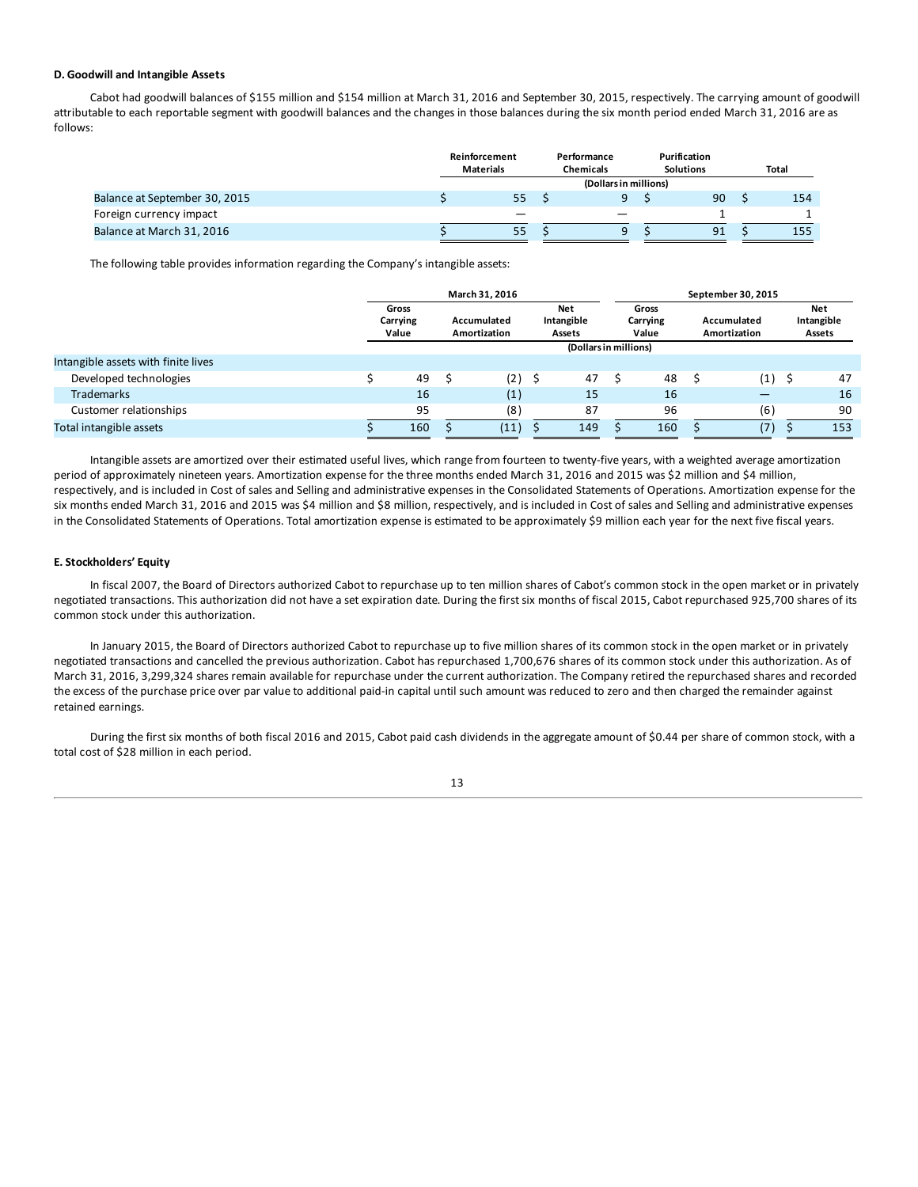**D. Goodwill and Intangible Assets**

Cabot had goodwill balances of $155 million and $154 million at March 31, 2016 and September 30, 2015, respectively. The carrying amount of goodwill attributable to each reportable segment with goodwill balances and the changes in those balances during the six month period ended March 31, 2016 are as follows:

| | Reinforcement Materials | Performance Chemicals | Purification Solutions | Total |
|---|---|---|---|---|
| | (Dollars in millions) | | | |
| Balance at September 30, 2015 | $ 55 | $ 9 | $ 90 | $ 154 |
| Foreign currency impact | — | — | 1 | 1 |
| Balance at March 31, 2016 | $ 55 | $ 9 | $ 91 | $ 155 |

The following table provides information regarding the Company's intangible assets:

| | March 31, 2016 | | | September 30, 2015 | | |
|---|---|---|---|---|---|---|
| | Gross Carrying Value | Accumulated Amortization | Net Intangible Assets | Gross Carrying Value | Accumulated Amortization | Net Intangible Assets |
| | (Dollars in millions) | | | | | |
| Intangible assets with finite lives | | | | | | |
| Developed technologies | $ 49 | $ (2) | $ 47 | $ 48 | $ (1) | $ 47 |
| Trademarks | 16 | (1) | 15 | 16 | — | 16 |
| Customer relationships | 95 | (8) | 87 | 96 | (6) | 90 |
| Total intangible assets | $ 160 | $ (11) | $ 149 | $ 160 | $ (7) | $ 153 |

Intangible assets are amortized over their estimated useful lives, which range from fourteen to twenty-five years, with a weighted average amortization period of approximately nineteen years. Amortization expense for the three months ended March 31, 2016 and 2015 was $2 million and $4 million, respectively, and is included in Cost of sales and Selling and administrative expenses in the Consolidated Statements of Operations. Amortization expense for the six months ended March 31, 2016 and 2015 was $4 million and $8 million, respectively, and is included in Cost of sales and Selling and administrative expenses in the Consolidated Statements of Operations. Total amortization expense is estimated to be approximately $9 million each year for the next five fiscal years.

**E. Stockholders' Equity**

In fiscal 2007, the Board of Directors authorized Cabot to repurchase up to ten million shares of Cabot's common stock in the open market or in privately negotiated transactions. This authorization did not have a set expiration date. During the first six months of fiscal 2015, Cabot repurchased 925,700 shares of its common stock under this authorization.

In January 2015, the Board of Directors authorized Cabot to repurchase up to five million shares of its common stock in the open market or in privately negotiated transactions and cancelled the previous authorization. Cabot has repurchased 1,700,676 shares of its common stock under this authorization. As of March 31, 2016, 3,299,324 shares remain available for repurchase under the current authorization. The Company retired the repurchased shares and recorded the excess of the purchase price over par value to additional paid-in capital until such amount was reduced to zero and then charged the remainder against retained earnings.

During the first six months of both fiscal 2016 and 2015, Cabot paid cash dividends in the aggregate amount of $0.44 per share of common stock, with a total cost of $28 million in each period.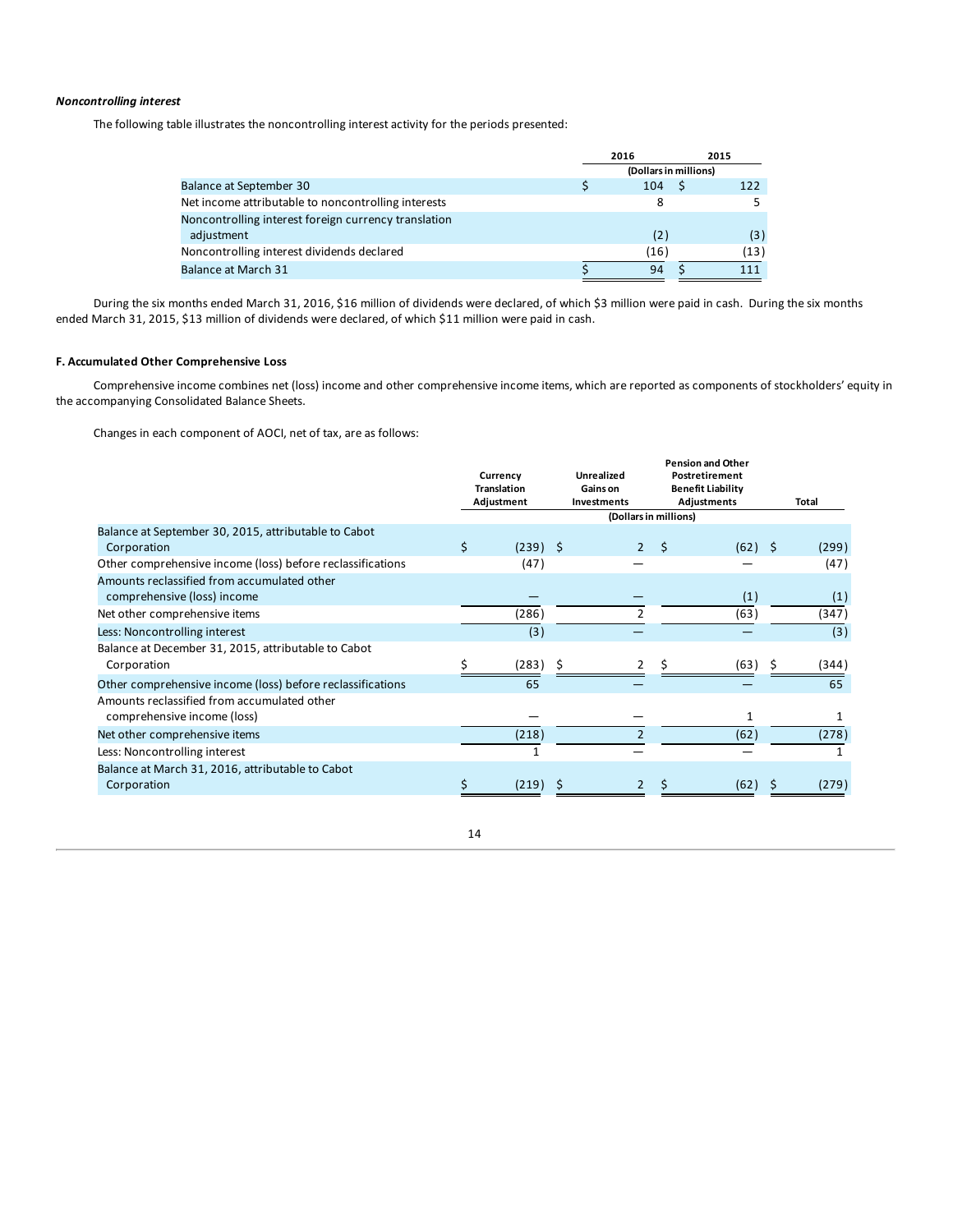***Noncontrolling interest***

The following table illustrates the noncontrolling interest activity for the periods presented:

| | 2016 | 2015 |
|---|---|---|
| | (Dollars in millions) | |
| Balance at September 30 | $ 104 | $ 122 |
| Net income attributable to noncontrolling interests | 8 | 5 |
| Noncontrolling interest foreign currency translation adjustment | (2) | (3) |
| Noncontrolling interest dividends declared | (16) | (13) |
| Balance at March 31 | $ 94 | $ 111 |

During the six months ended March 31, 2016, $16 million of dividends were declared, of which $3 million were paid in cash. During the six months ended March 31, 2015, $13 million of dividends were declared, of which $11 million were paid in cash.

**F. Accumulated Other Comprehensive Loss**

Comprehensive income combines net (loss) income and other comprehensive income items, which are reported as components of stockholders' equity in the accompanying Consolidated Balance Sheets.

Changes in each component of AOCI, net of tax, are as follows:

| | Currency Translation Adjustment | Unrealized Gains on Investments | Pension and Other Postretirement Benefit Liability Adjustments | Total |
|---|---|---|---|---|
| | (Dollars in millions) | | | |
| Balance at September 30, 2015, attributable to Cabot Corporation | $ (239) | $ 2 | $ (62) | $ (299) |
| Other comprehensive income (loss) before reclassifications | (47) | — | — | (47) |
| Amounts reclassified from accumulated other comprehensive (loss) income | — | — | (1) | (1) |
| Net other comprehensive items | (286) | 2 | (63) | (347) |
| Less: Noncontrolling interest | (3) | — | — | (3) |
| Balance at December 31, 2015, attributable to Cabot Corporation | $ (283) | $ 2 | $ (63) | $ (344) |
| Other comprehensive income (loss) before reclassifications | 65 | — | — | 65 |
| Amounts reclassified from accumulated other comprehensive income (loss) | — | — | 1 | 1 |
| Net other comprehensive items | (218) | 2 | (62) | (278) |
| Less: Noncontrolling interest | 1 | — | — | 1 |
| Balance at March 31, 2016, attributable to Cabot Corporation | $ (219) | $ 2 | $ (62) | $ (279) |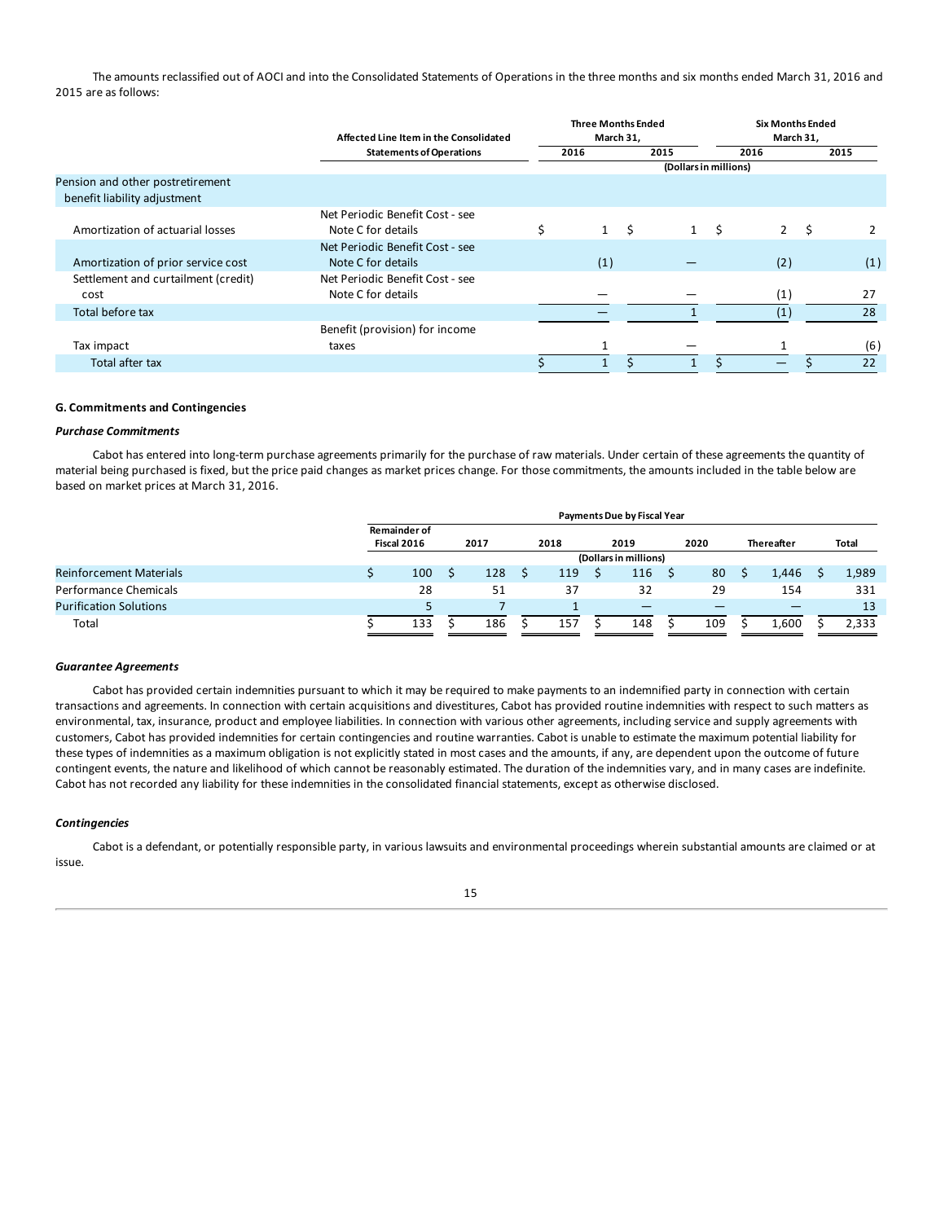The amounts reclassified out of AOCI and into the Consolidated Statements of Operations in the three months and six months ended March 31, 2016 and 2015 are as follows:

| | Affected Line Item in the Consolidated Statements of Operations | Three Months Ended March 31, 2016 | Three Months Ended March 31, 2015 | Six Months Ended March 31, 2016 | Six Months Ended March 31, 2015 |
|---|---|---|---|---|---|
| | | (Dollars in millions) | | | |
| Pension and other postretirement benefit liability adjustment | | | | | |
| Amortization of actuarial losses | Net Periodic Benefit Cost - see Note C for details | $ 1 | $ 1 | $ 2 | $ 2 |
| Amortization of prior service cost | Net Periodic Benefit Cost - see Note C for details | (1) | — | (2) | (1) |
| Settlement and curtailment (credit) cost | Net Periodic Benefit Cost - see Note C for details | — | — | (1) | 27 |
| Total before tax | | — | 1 | (1) | 28 |
| Tax impact | Benefit (provision) for income taxes | 1 | — | 1 | (6) |
| Total after tax | | $ 1 | $ 1 | $ — | $ 22 |

### G. Commitments and Contingencies

#### *Purchase Commitments*

Cabot has entered into long-term purchase agreements primarily for the purchase of raw materials. Under certain of these agreements the quantity of material being purchased is fixed, but the price paid changes as market prices change. For those commitments, the amounts included in the table below are based on market prices at March 31, 2016.

| | Payments Due by Fiscal Year | | | | | | |
|---|---|---|---|---|---|---|---|
| | Remainder of Fiscal 2016 | 2017 | 2018 | 2019 | 2020 | Thereafter | Total |
| | (Dollars in millions) | | | | | | |
| Reinforcement Materials | $ 100 | $ 128 | $ 119 | $ 116 | $ 80 | $ 1,446 | $ 1,989 |
| Performance Chemicals | 28 | 51 | 37 | 32 | 29 | 154 | 331 |
| Purification Solutions | 5 | 7 | 1 | — | — | — | 13 |
| Total | $ 133 | $ 186 | $ 157 | $ 148 | $ 109 | $ 1,600 | $ 2,333 |

#### *Guarantee Agreements*

Cabot has provided certain indemnities pursuant to which it may be required to make payments to an indemnified party in connection with certain transactions and agreements. In connection with certain acquisitions and divestitures, Cabot has provided routine indemnities with respect to such matters as environmental, tax, insurance, product and employee liabilities. In connection with various other agreements, including service and supply agreements with customers, Cabot has provided indemnities for certain contingencies and routine warranties. Cabot is unable to estimate the maximum potential liability for these types of indemnities as a maximum obligation is not explicitly stated in most cases and the amounts, if any, are dependent upon the outcome of future contingent events, the nature and likelihood of which cannot be reasonably estimated. The duration of the indemnities vary, and in many cases are indefinite. Cabot has not recorded any liability for these indemnities in the consolidated financial statements, except as otherwise disclosed.

#### *Contingencies*

Cabot is a defendant, or potentially responsible party, in various lawsuits and environmental proceedings wherein substantial amounts are claimed or at issue.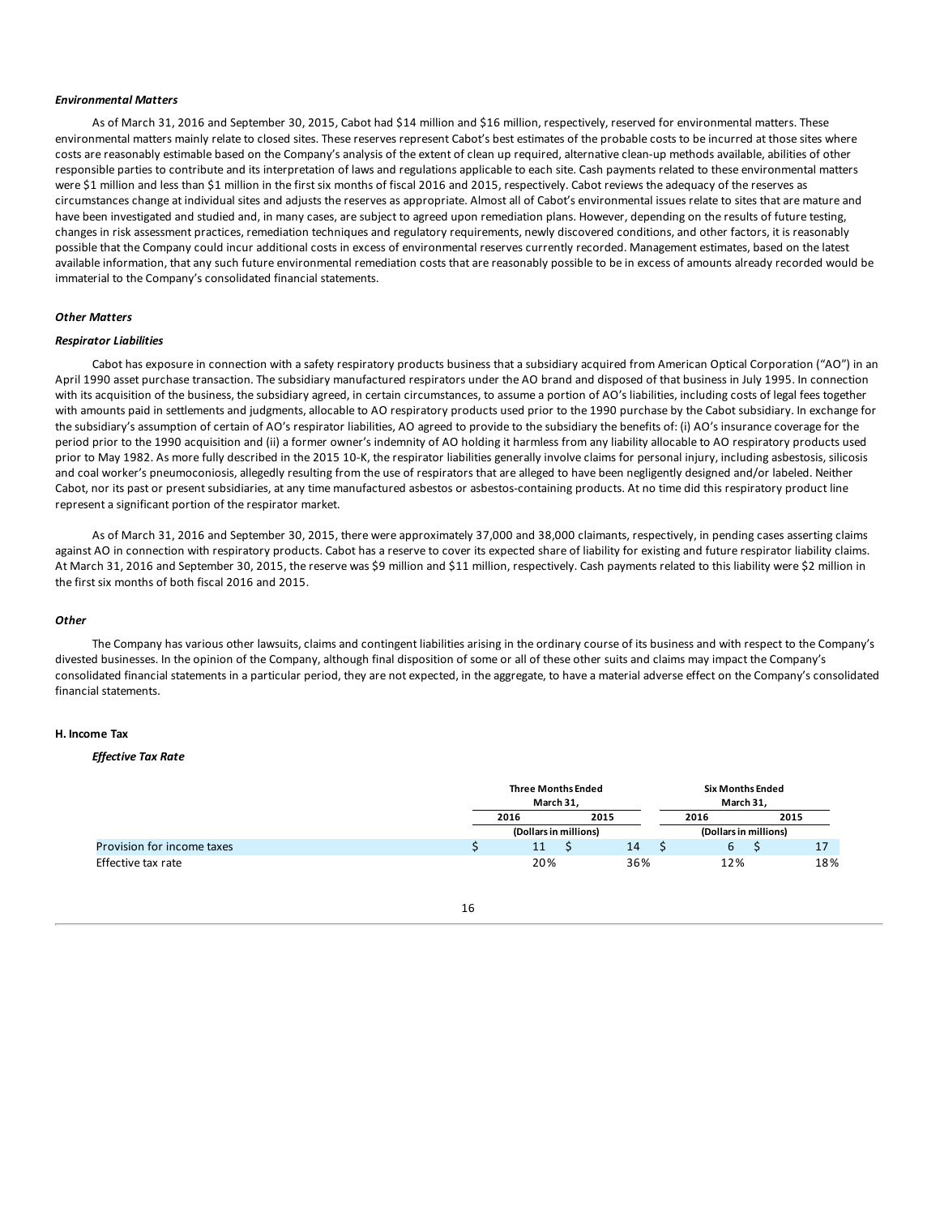***Environmental Matters***

As of March 31, 2016 and September 30, 2015, Cabot had $14 million and $16 million, respectively, reserved for environmental matters. These environmental matters mainly relate to closed sites. These reserves represent Cabot's best estimates of the probable costs to be incurred at those sites where costs are reasonably estimable based on the Company's analysis of the extent of clean up required, alternative clean-up methods available, abilities of other responsible parties to contribute and its interpretation of laws and regulations applicable to each site. Cash payments related to these environmental matters were $1 million and less than $1 million in the first six months of fiscal 2016 and 2015, respectively. Cabot reviews the adequacy of the reserves as circumstances change at individual sites and adjusts the reserves as appropriate. Almost all of Cabot's environmental issues relate to sites that are mature and have been investigated and studied and, in many cases, are subject to agreed upon remediation plans. However, depending on the results of future testing, changes in risk assessment practices, remediation techniques and regulatory requirements, newly discovered conditions, and other factors, it is reasonably possible that the Company could incur additional costs in excess of environmental reserves currently recorded. Management estimates, based on the latest available information, that any such future environmental remediation costs that are reasonably possible to be in excess of amounts already recorded would be immaterial to the Company's consolidated financial statements.

***Other Matters***

***Respirator Liabilities***

Cabot has exposure in connection with a safety respiratory products business that a subsidiary acquired from American Optical Corporation ("AO") in an April 1990 asset purchase transaction. The subsidiary manufactured respirators under the AO brand and disposed of that business in July 1995. In connection with its acquisition of the business, the subsidiary agreed, in certain circumstances, to assume a portion of AO's liabilities, including costs of legal fees together with amounts paid in settlements and judgments, allocable to AO respiratory products used prior to the 1990 purchase by the Cabot subsidiary. In exchange for the subsidiary's assumption of certain of AO's respirator liabilities, AO agreed to provide to the subsidiary the benefits of: (i) AO's insurance coverage for the period prior to the 1990 acquisition and (ii) a former owner's indemnity of AO holding it harmless from any liability allocable to AO respiratory products used prior to May 1982. As more fully described in the 2015 10-K, the respirator liabilities generally involve claims for personal injury, including asbestosis, silicosis and coal worker's pneumoconiosis, allegedly resulting from the use of respirators that are alleged to have been negligently designed and/or labeled. Neither Cabot, nor its past or present subsidiaries, at any time manufactured asbestos or asbestos-containing products. At no time did this respiratory product line represent a significant portion of the respirator market.

As of March 31, 2016 and September 30, 2015, there were approximately 37,000 and 38,000 claimants, respectively, in pending cases asserting claims against AO in connection with respiratory products. Cabot has a reserve to cover its expected share of liability for existing and future respirator liability claims. At March 31, 2016 and September 30, 2015, the reserve was $9 million and $11 million, respectively. Cash payments related to this liability were $2 million in the first six months of both fiscal 2016 and 2015.

***Other***

The Company has various other lawsuits, claims and contingent liabilities arising in the ordinary course of its business and with respect to the Company's divested businesses. In the opinion of the Company, although final disposition of some or all of these other suits and claims may impact the Company's consolidated financial statements in a particular period, they are not expected, in the aggregate, to have a material adverse effect on the Company's consolidated financial statements.

**H. Income Tax**

***Effective Tax Rate***

| | Three Months Ended March 31, | | Six Months Ended March 31, | |
|---|---|---|---|---|
| | 2016 | 2015 | 2016 | 2015 |
| | (Dollars in millions) | | (Dollars in millions) | |
| Provision for income taxes | $ 11 | $ 14 | $ 6 | $ 17 |
| Effective tax rate | 20% | 36% | 12% | 18% |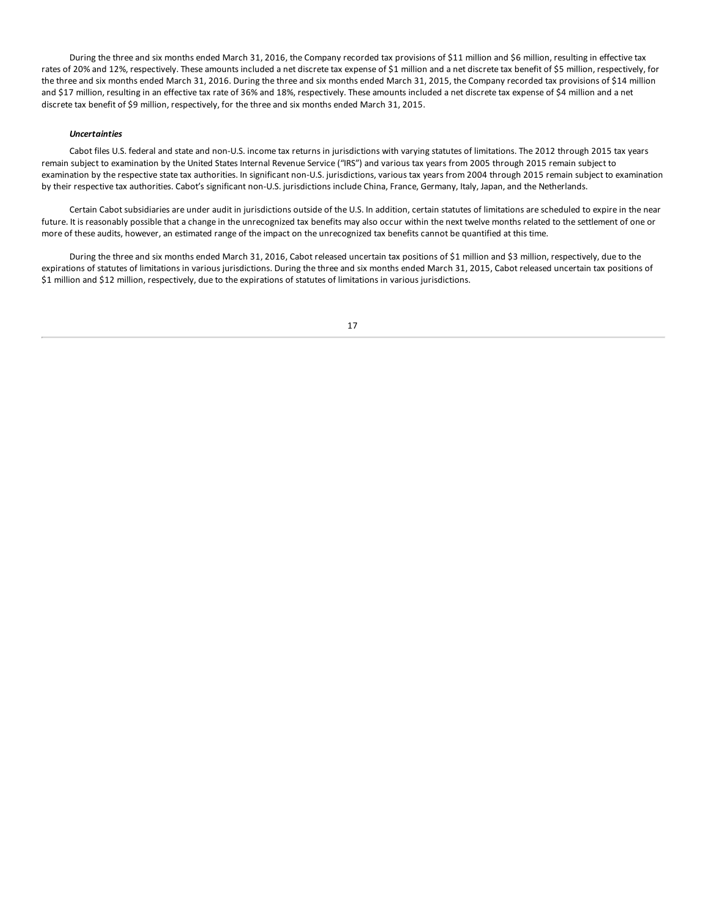During the three and six months ended March 31, 2016, the Company recorded tax provisions of $11 million and $6 million, resulting in effective tax rates of 20% and 12%, respectively. These amounts included a net discrete tax expense of $1 million and a net discrete tax benefit of $5 million, respectively, for the three and six months ended March 31, 2016. During the three and six months ended March 31, 2015, the Company recorded tax provisions of $14 million and $17 million, resulting in an effective tax rate of 36% and 18%, respectively. These amounts included a net discrete tax expense of $4 million and a net discrete tax benefit of $9 million, respectively, for the three and six months ended March 31, 2015.

***Uncertainties***

Cabot files U.S. federal and state and non-U.S. income tax returns in jurisdictions with varying statutes of limitations. The 2012 through 2015 tax years remain subject to examination by the United States Internal Revenue Service ("IRS") and various tax years from 2005 through 2015 remain subject to examination by the respective state tax authorities. In significant non-U.S. jurisdictions, various tax years from 2004 through 2015 remain subject to examination by their respective tax authorities. Cabot's significant non-U.S. jurisdictions include China, France, Germany, Italy, Japan, and the Netherlands.

Certain Cabot subsidiaries are under audit in jurisdictions outside of the U.S. In addition, certain statutes of limitations are scheduled to expire in the near future. It is reasonably possible that a change in the unrecognized tax benefits may also occur within the next twelve months related to the settlement of one or more of these audits, however, an estimated range of the impact on the unrecognized tax benefits cannot be quantified at this time.

During the three and six months ended March 31, 2016, Cabot released uncertain tax positions of $1 million and $3 million, respectively, due to the expirations of statutes of limitations in various jurisdictions. During the three and six months ended March 31, 2015, Cabot released uncertain tax positions of $1 million and $12 million, respectively, due to the expirations of statutes of limitations in various jurisdictions.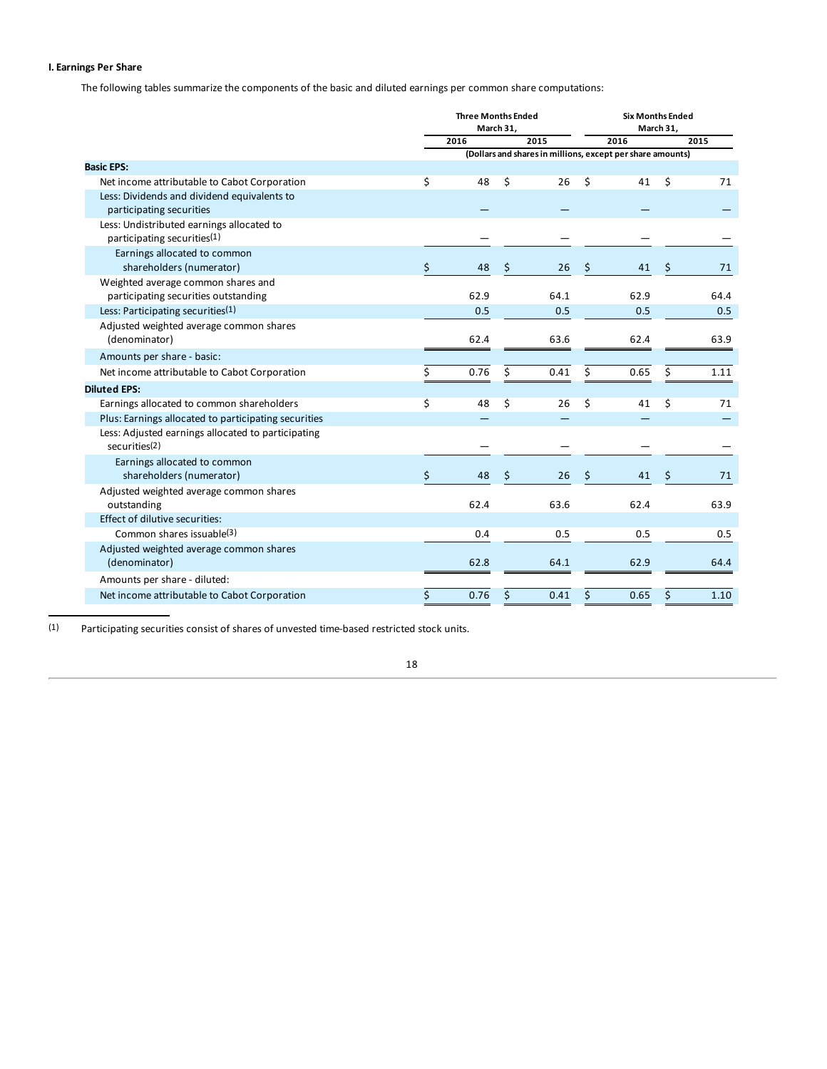**I. Earnings Per Share**

The following tables summarize the components of the basic and diluted earnings per common share computations:

| | Three Months Ended March 31, | | Six Months Ended March 31, | |
|---|---|---|---|---|
| | 2016 | 2015 | 2016 | 2015 |
| | (Dollars and shares in millions, except per share amounts) | | | |
| **Basic EPS:** | | | | |
| Net income attributable to Cabot Corporation | $ 48 | $ 26 | $ 41 | $ 71 |
| Less: Dividends and dividend equivalents to participating securities | — | — | — | — |
| Less: Undistributed earnings allocated to participating securities(1) | — | — | — | — |
| Earnings allocated to common shareholders (numerator) | $ 48 | $ 26 | $ 41 | $ 71 |
| Weighted average common shares and participating securities outstanding | 62.9 | 64.1 | 62.9 | 64.4 |
| Less: Participating securities(1) | 0.5 | 0.5 | 0.5 | 0.5 |
| Adjusted weighted average common shares (denominator) | 62.4 | 63.6 | 62.4 | 63.9 |
| Amounts per share - basic: | | | | |
| Net income attributable to Cabot Corporation | $ 0.76 | $ 0.41 | $ 0.65 | $ 1.11 |
| **Diluted EPS:** | | | | |
| Earnings allocated to common shareholders | $ 48 | $ 26 | $ 41 | $ 71 |
| Plus: Earnings allocated to participating securities | — | — | — | — |
| Less: Adjusted earnings allocated to participating securities(2) | — | — | — | — |
| Earnings allocated to common shareholders (numerator) | $ 48 | $ 26 | $ 41 | $ 71 |
| Adjusted weighted average common shares outstanding | 62.4 | 63.6 | 62.4 | 63.9 |
| Effect of dilutive securities: | | | | |
| Common shares issuable(3) | 0.4 | 0.5 | 0.5 | 0.5 |
| Adjusted weighted average common shares (denominator) | 62.8 | 64.1 | 62.9 | 64.4 |
| Amounts per share - diluted: | | | | |
| Net income attributable to Cabot Corporation | $ 0.76 | $ 0.41 | $ 0.65 | $ 1.10 |

(1) Participating securities consist of shares of unvested time-based restricted stock units.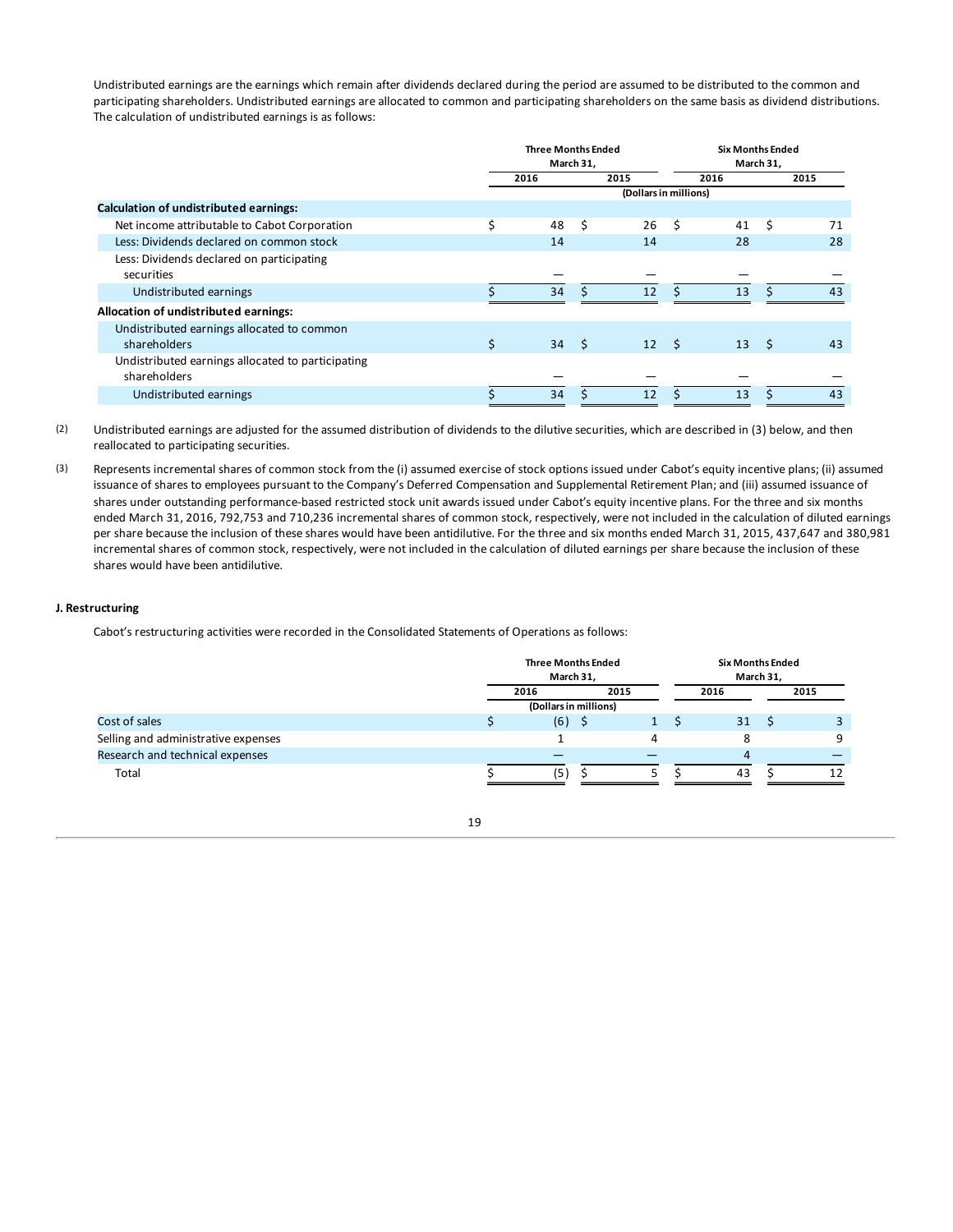Undistributed earnings are the earnings which remain after dividends declared during the period are assumed to be distributed to the common and participating shareholders. Undistributed earnings are allocated to common and participating shareholders on the same basis as dividend distributions. The calculation of undistributed earnings is as follows:

| | Three Months Ended March 31, | | Six Months Ended March 31, | |
|---|---|---|---|---|
| | 2016 | 2015 | 2016 | 2015 |
| | (Dollars in millions) | | | |
| **Calculation of undistributed earnings:** | | | | |
| Net income attributable to Cabot Corporation | $ 48 | $ 26 | $ 41 | $ 71 |
| Less: Dividends declared on common stock | 14 | 14 | 28 | 28 |
| Less: Dividends declared on participating securities | — | — | — | — |
| Undistributed earnings | $ 34 | $ 12 | $ 13 | $ 43 |
| **Allocation of undistributed earnings:** | | | | |
| Undistributed earnings allocated to common shareholders | $ 34 | $ 12 | $ 13 | $ 43 |
| Undistributed earnings allocated to participating shareholders | — | — | — | — |
| Undistributed earnings | $ 34 | $ 12 | $ 13 | $ 43 |

(2) Undistributed earnings are adjusted for the assumed distribution of dividends to the dilutive securities, which are described in (3) below, and then reallocated to participating securities.

(3) Represents incremental shares of common stock from the (i) assumed exercise of stock options issued under Cabot's equity incentive plans; (ii) assumed issuance of shares to employees pursuant to the Company's Deferred Compensation and Supplemental Retirement Plan; and (iii) assumed issuance of shares under outstanding performance-based restricted stock unit awards issued under Cabot's equity incentive plans. For the three and six months ended March 31, 2016, 792,753 and 710,236 incremental shares of common stock, respectively, were not included in the calculation of diluted earnings per share because the inclusion of these shares would have been antidilutive. For the three and six months ended March 31, 2015, 437,647 and 380,981 incremental shares of common stock, respectively, were not included in the calculation of diluted earnings per share because the inclusion of these shares would have been antidilutive.

### J. Restructuring

Cabot's restructuring activities were recorded in the Consolidated Statements of Operations as follows:

| | Three Months Ended March 31, | | Six Months Ended March 31, | |
|---|---|---|---|---|
| | 2016 | 2015 | 2016 | 2015 |
| | (Dollars in millions) | | | |
| Cost of sales | $ (6) | $ 1 | $ 31 | $ 3 |
| Selling and administrative expenses | 1 | 4 | 8 | 9 |
| Research and technical expenses | — | — | 4 | — |
| Total | $ (5) | $ 5 | $ 43 | $ 12 |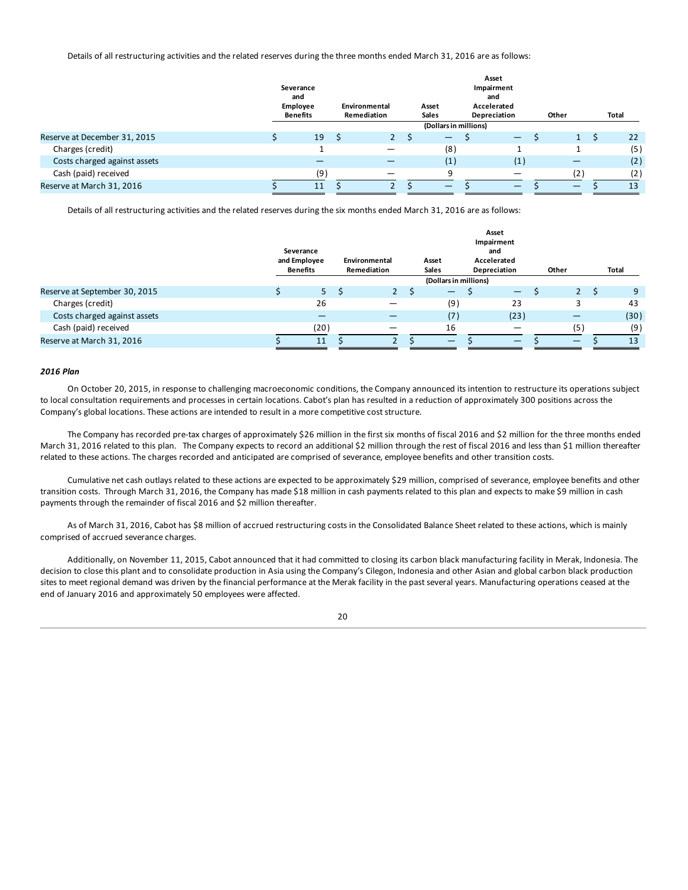Details of all restructuring activities and the related reserves during the three months ended March 31, 2016 are as follows:

| | Severance and Employee Benefits | Environmental Remediation | Asset Sales | Asset Impairment and Accelerated Depreciation | Other | Total |
|---|---|---|---|---|---|---|
| | | | (Dollars in millions) | | | |
| Reserve at December 31, 2015 | $ 19 | $ 2 | $ — | $ — | $ 1 | $ 22 |
| Charges (credit) | 1 | — | (8) | 1 | 1 | (5) |
| Costs charged against assets | — | — | (1) | (1) | — | (2) |
| Cash (paid) received | (9) | — | 9 | — | (2) | (2) |
| Reserve at March 31, 2016 | $ 11 | $ 2 | $ — | $ — | $ — | $ 13 |

Details of all restructuring activities and the related reserves during the six months ended March 31, 2016 are as follows:

| | Severance and Employee Benefits | Environmental Remediation | Asset Sales | Asset Impairment and Accelerated Depreciation | Other | Total |
|---|---|---|---|---|---|---|
| | | | (Dollars in millions) | | | |
| Reserve at September 30, 2015 | $ 5 | $ 2 | $ — | $ — | $ 2 | $ 9 |
| Charges (credit) | 26 | — | (9) | 23 | 3 | 43 |
| Costs charged against assets | — | — | (7) | (23) | — | (30) |
| Cash (paid) received | (20) | — | 16 | — | (5) | (9) |
| Reserve at March 31, 2016 | $ 11 | $ 2 | $ — | $ — | $ — | $ 13 |

***2016 Plan***

On October 20, 2015, in response to challenging macroeconomic conditions, the Company announced its intention to restructure its operations subject to local consultation requirements and processes in certain locations. Cabot's plan has resulted in a reduction of approximately 300 positions across the Company's global locations. These actions are intended to result in a more competitive cost structure.

The Company has recorded pre-tax charges of approximately $26 million in the first six months of fiscal 2016 and $2 million for the three months ended March 31, 2016 related to this plan. The Company expects to record an additional $2 million through the rest of fiscal 2016 and less than $1 million thereafter related to these actions. The charges recorded and anticipated are comprised of severance, employee benefits and other transition costs.

Cumulative net cash outlays related to these actions are expected to be approximately $29 million, comprised of severance, employee benefits and other transition costs. Through March 31, 2016, the Company has made $18 million in cash payments related to this plan and expects to make $9 million in cash payments through the remainder of fiscal 2016 and $2 million thereafter.

As of March 31, 2016, Cabot has $8 million of accrued restructuring costs in the Consolidated Balance Sheet related to these actions, which is mainly comprised of accrued severance charges.

Additionally, on November 11, 2015, Cabot announced that it had committed to closing its carbon black manufacturing facility in Merak, Indonesia. The decision to close this plant and to consolidate production in Asia using the Company's Cilegon, Indonesia and other Asian and global carbon black production sites to meet regional demand was driven by the financial performance at the Merak facility in the past several years. Manufacturing operations ceased at the end of January 2016 and approximately 50 employees were affected.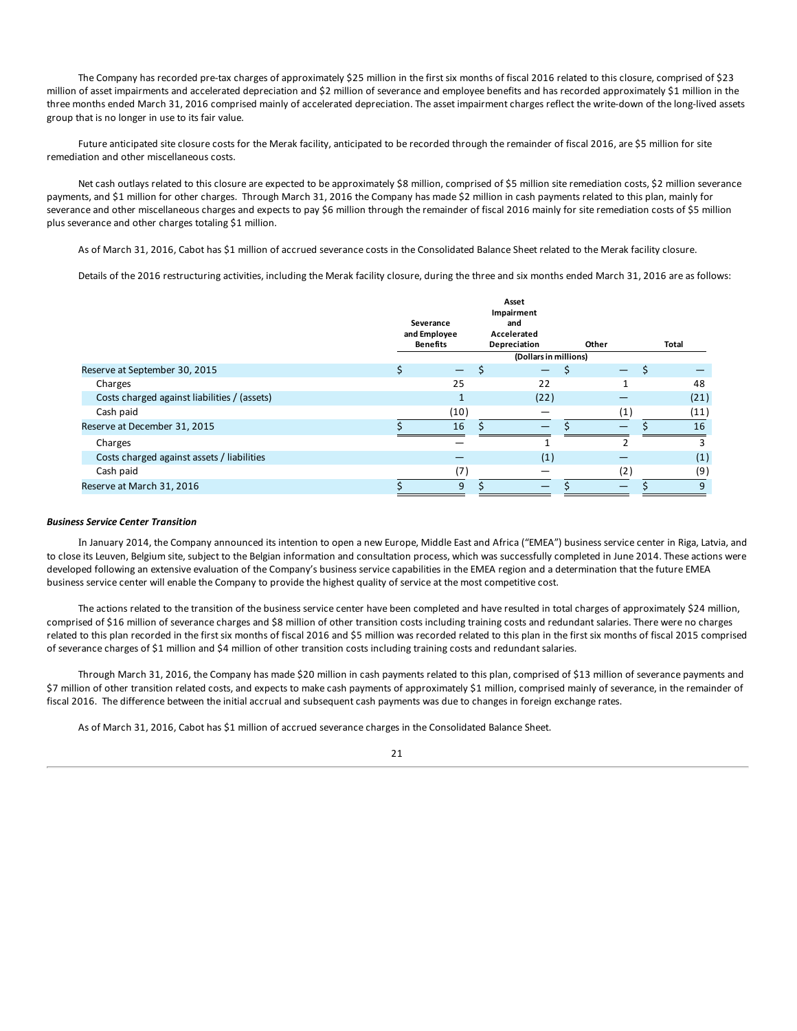The Company has recorded pre-tax charges of approximately $25 million in the first six months of fiscal 2016 related to this closure, comprised of $23 million of asset impairments and accelerated depreciation and $2 million of severance and employee benefits and has recorded approximately $1 million in the three months ended March 31, 2016 comprised mainly of accelerated depreciation. The asset impairment charges reflect the write-down of the long-lived assets group that is no longer in use to its fair value.

Future anticipated site closure costs for the Merak facility, anticipated to be recorded through the remainder of fiscal 2016, are $5 million for site remediation and other miscellaneous costs.

Net cash outlays related to this closure are expected to be approximately $8 million, comprised of $5 million site remediation costs, $2 million severance payments, and $1 million for other charges. Through March 31, 2016 the Company has made $2 million in cash payments related to this plan, mainly for severance and other miscellaneous charges and expects to pay $6 million through the remainder of fiscal 2016 mainly for site remediation costs of $5 million plus severance and other charges totaling $1 million.

As of March 31, 2016, Cabot has $1 million of accrued severance costs in the Consolidated Balance Sheet related to the Merak facility closure.

Details of the 2016 restructuring activities, including the Merak facility closure, during the three and six months ended March 31, 2016 are as follows:

| | Severance and Employee Benefits | Asset Impairment and Accelerated Depreciation | Other | Total |
|---|---|---|---|---|
| | | (Dollars in millions) | | |
| Reserve at September 30, 2015 | $ — | $ — | $ — | $ — |
| Charges | 25 | 22 | 1 | 48 |
| Costs charged against liabilities / (assets) | 1 | (22) | — | (21) |
| Cash paid | (10) | — | (1) | (11) |
| Reserve at December 31, 2015 | $ 16 | $ — | $ — | $ 16 |
| Charges | — | 1 | 2 | 3 |
| Costs charged against assets / liabilities | — | (1) | — | (1) |
| Cash paid | (7) | — | (2) | (9) |
| Reserve at March 31, 2016 | $ 9 | $ — | $ — | $ 9 |

***Business Service Center Transition***

In January 2014, the Company announced its intention to open a new Europe, Middle East and Africa ("EMEA") business service center in Riga, Latvia, and to close its Leuven, Belgium site, subject to the Belgian information and consultation process, which was successfully completed in June 2014. These actions were developed following an extensive evaluation of the Company's business service capabilities in the EMEA region and a determination that the future EMEA business service center will enable the Company to provide the highest quality of service at the most competitive cost.

The actions related to the transition of the business service center have been completed and have resulted in total charges of approximately $24 million, comprised of $16 million of severance charges and $8 million of other transition costs including training costs and redundant salaries. There were no charges related to this plan recorded in the first six months of fiscal 2016 and $5 million was recorded related to this plan in the first six months of fiscal 2015 comprised of severance charges of $1 million and $4 million of other transition costs including training costs and redundant salaries.

Through March 31, 2016, the Company has made $20 million in cash payments related to this plan, comprised of $13 million of severance payments and $7 million of other transition related costs, and expects to make cash payments of approximately $1 million, comprised mainly of severance, in the remainder of fiscal 2016. The difference between the initial accrual and subsequent cash payments was due to changes in foreign exchange rates.

As of March 31, 2016, Cabot has $1 million of accrued severance charges in the Consolidated Balance Sheet.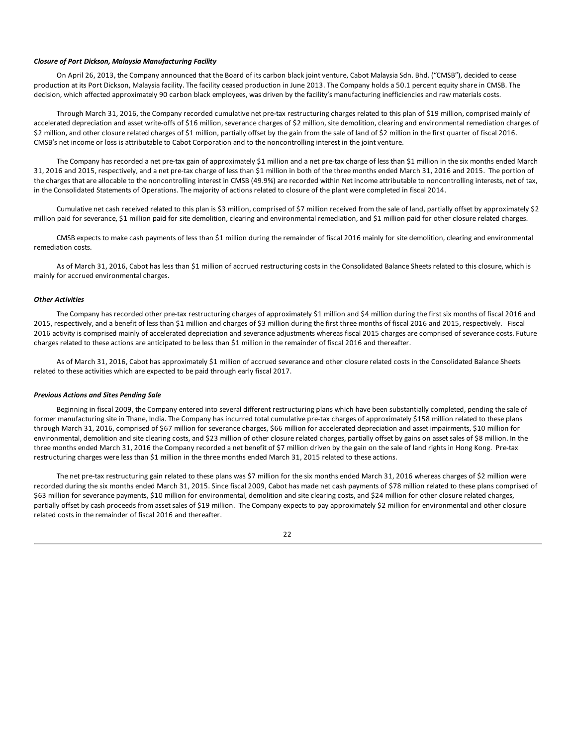***Closure of Port Dickson, Malaysia Manufacturing Facility***

On April 26, 2013, the Company announced that the Board of its carbon black joint venture, Cabot Malaysia Sdn. Bhd. ("CMSB"), decided to cease production at its Port Dickson, Malaysia facility. The facility ceased production in June 2013. The Company holds a 50.1 percent equity share in CMSB. The decision, which affected approximately 90 carbon black employees, was driven by the facility's manufacturing inefficiencies and raw materials costs.

Through March 31, 2016, the Company recorded cumulative net pre-tax restructuring charges related to this plan of $19 million, comprised mainly of accelerated depreciation and asset write-offs of $16 million, severance charges of $2 million, site demolition, clearing and environmental remediation charges of $2 million, and other closure related charges of $1 million, partially offset by the gain from the sale of land of $2 million in the first quarter of fiscal 2016. CMSB's net income or loss is attributable to Cabot Corporation and to the noncontrolling interest in the joint venture.

The Company has recorded a net pre-tax gain of approximately $1 million and a net pre-tax charge of less than $1 million in the six months ended March 31, 2016 and 2015, respectively, and a net pre-tax charge of less than $1 million in both of the three months ended March 31, 2016 and 2015. The portion of the charges that are allocable to the noncontrolling interest in CMSB (49.9%) are recorded within Net income attributable to noncontrolling interests, net of tax, in the Consolidated Statements of Operations. The majority of actions related to closure of the plant were completed in fiscal 2014.

Cumulative net cash received related to this plan is $3 million, comprised of $7 million received from the sale of land, partially offset by approximately $2 million paid for severance, $1 million paid for site demolition, clearing and environmental remediation, and $1 million paid for other closure related charges.

CMSB expects to make cash payments of less than $1 million during the remainder of fiscal 2016 mainly for site demolition, clearing and environmental remediation costs.

As of March 31, 2016, Cabot has less than $1 million of accrued restructuring costs in the Consolidated Balance Sheets related to this closure, which is mainly for accrued environmental charges.

***Other Activities***

The Company has recorded other pre-tax restructuring charges of approximately $1 million and $4 million during the first six months of fiscal 2016 and 2015, respectively, and a benefit of less than $1 million and charges of $3 million during the first three months of fiscal 2016 and 2015, respectively. Fiscal 2016 activity is comprised mainly of accelerated depreciation and severance adjustments whereas fiscal 2015 charges are comprised of severance costs. Future charges related to these actions are anticipated to be less than $1 million in the remainder of fiscal 2016 and thereafter.

As of March 31, 2016, Cabot has approximately $1 million of accrued severance and other closure related costs in the Consolidated Balance Sheets related to these activities which are expected to be paid through early fiscal 2017.

***Previous Actions and Sites Pending Sale***

Beginning in fiscal 2009, the Company entered into several different restructuring plans which have been substantially completed, pending the sale of former manufacturing site in Thane, India. The Company has incurred total cumulative pre-tax charges of approximately $158 million related to these plans through March 31, 2016, comprised of $67 million for severance charges, $66 million for accelerated depreciation and asset impairments, $10 million for environmental, demolition and site clearing costs, and $23 million of other closure related charges, partially offset by gains on asset sales of $8 million. In the three months ended March 31, 2016 the Company recorded a net benefit of $7 million driven by the gain on the sale of land rights in Hong Kong. Pre-tax restructuring charges were less than $1 million in the three months ended March 31, 2015 related to these actions.

The net pre-tax restructuring gain related to these plans was $7 million for the six months ended March 31, 2016 whereas charges of $2 million were recorded during the six months ended March 31, 2015. Since fiscal 2009, Cabot has made net cash payments of $78 million related to these plans comprised of $63 million for severance payments, $10 million for environmental, demolition and site clearing costs, and $24 million for other closure related charges, partially offset by cash proceeds from asset sales of $19 million. The Company expects to pay approximately $2 million for environmental and other closure related costs in the remainder of fiscal 2016 and thereafter.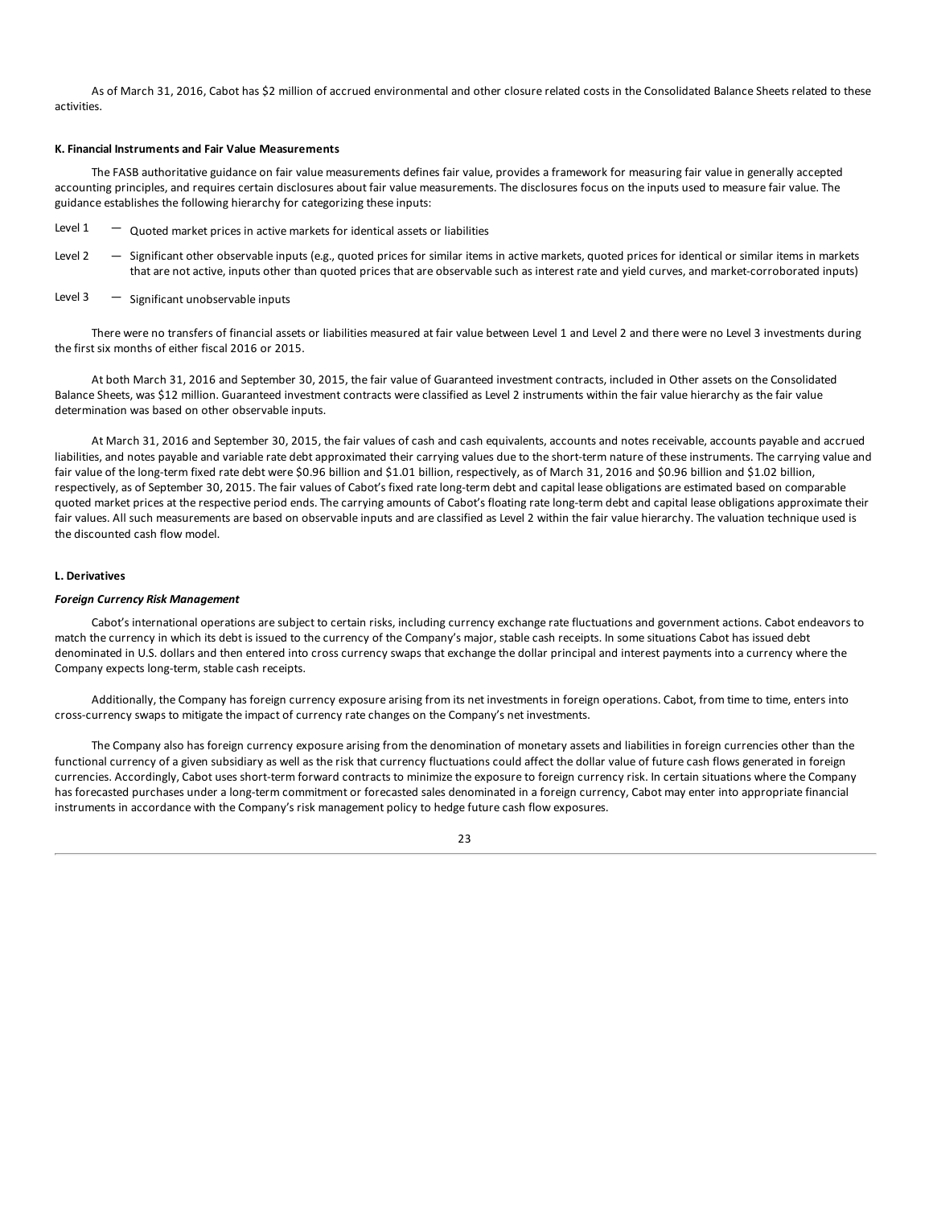As of March 31, 2016, Cabot has $2 million of accrued environmental and other closure related costs in the Consolidated Balance Sheets related to these activities.

**K. Financial Instruments and Fair Value Measurements**

The FASB authoritative guidance on fair value measurements defines fair value, provides a framework for measuring fair value in generally accepted accounting principles, and requires certain disclosures about fair value measurements. The disclosures focus on the inputs used to measure fair value. The guidance establishes the following hierarchy for categorizing these inputs:

Level 1 — Quoted market prices in active markets for identical assets or liabilities

Level 2 — Significant other observable inputs (e.g., quoted prices for similar items in active markets, quoted prices for identical or similar items in markets that are not active, inputs other than quoted prices that are observable such as interest rate and yield curves, and market-corroborated inputs)

Level 3 — Significant unobservable inputs

There were no transfers of financial assets or liabilities measured at fair value between Level 1 and Level 2 and there were no Level 3 investments during the first six months of either fiscal 2016 or 2015.

At both March 31, 2016 and September 30, 2015, the fair value of Guaranteed investment contracts, included in Other assets on the Consolidated Balance Sheets, was $12 million. Guaranteed investment contracts were classified as Level 2 instruments within the fair value hierarchy as the fair value determination was based on other observable inputs.

At March 31, 2016 and September 30, 2015, the fair values of cash and cash equivalents, accounts and notes receivable, accounts payable and accrued liabilities, and notes payable and variable rate debt approximated their carrying values due to the short-term nature of these instruments. The carrying value and fair value of the long-term fixed rate debt were $0.96 billion and $1.01 billion, respectively, as of March 31, 2016 and $0.96 billion and $1.02 billion, respectively, as of September 30, 2015. The fair values of Cabot's fixed rate long-term debt and capital lease obligations are estimated based on comparable quoted market prices at the respective period ends. The carrying amounts of Cabot's floating rate long-term debt and capital lease obligations approximate their fair values. All such measurements are based on observable inputs and are classified as Level 2 within the fair value hierarchy. The valuation technique used is the discounted cash flow model.

**L. Derivatives**

***Foreign Currency Risk Management***

Cabot's international operations are subject to certain risks, including currency exchange rate fluctuations and government actions. Cabot endeavors to match the currency in which its debt is issued to the currency of the Company's major, stable cash receipts. In some situations Cabot has issued debt denominated in U.S. dollars and then entered into cross currency swaps that exchange the dollar principal and interest payments into a currency where the Company expects long-term, stable cash receipts.

Additionally, the Company has foreign currency exposure arising from its net investments in foreign operations. Cabot, from time to time, enters into cross-currency swaps to mitigate the impact of currency rate changes on the Company's net investments.

The Company also has foreign currency exposure arising from the denomination of monetary assets and liabilities in foreign currencies other than the functional currency of a given subsidiary as well as the risk that currency fluctuations could affect the dollar value of future cash flows generated in foreign currencies. Accordingly, Cabot uses short-term forward contracts to minimize the exposure to foreign currency risk. In certain situations where the Company has forecasted purchases under a long-term commitment or forecasted sales denominated in a foreign currency, Cabot may enter into appropriate financial instruments in accordance with the Company's risk management policy to hedge future cash flow exposures.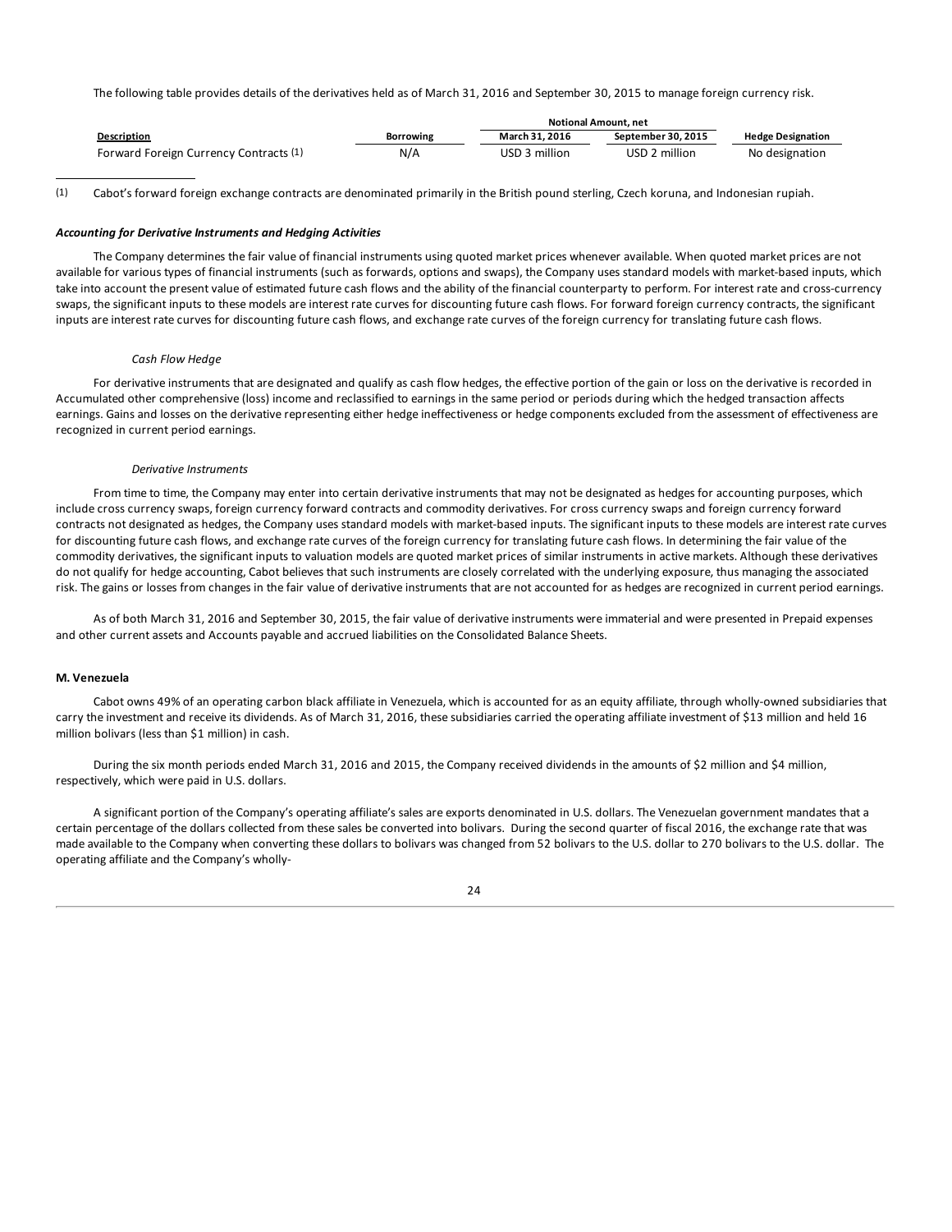The following table provides details of the derivatives held as of March 31, 2016 and September 30, 2015 to manage foreign currency risk.

| | | Notional Amount, net | | |
|---|---|---|---|---|
| **Description** | **Borrowing** | **March 31, 2016** | **September 30, 2015** | **Hedge Designation** |
| Forward Foreign Currency Contracts (1) | N/A | USD 3 million | USD 2 million | No designation |

(1) Cabot's forward foreign exchange contracts are denominated primarily in the British pound sterling, Czech koruna, and Indonesian rupiah.

***Accounting for Derivative Instruments and Hedging Activities***

The Company determines the fair value of financial instruments using quoted market prices whenever available. When quoted market prices are not available for various types of financial instruments (such as forwards, options and swaps), the Company uses standard models with market-based inputs, which take into account the present value of estimated future cash flows and the ability of the financial counterparty to perform. For interest rate and cross-currency swaps, the significant inputs to these models are interest rate curves for discounting future cash flows. For forward foreign currency contracts, the significant inputs are interest rate curves for discounting future cash flows, and exchange rate curves of the foreign currency for translating future cash flows.

*Cash Flow Hedge*

For derivative instruments that are designated and qualify as cash flow hedges, the effective portion of the gain or loss on the derivative is recorded in Accumulated other comprehensive (loss) income and reclassified to earnings in the same period or periods during which the hedged transaction affects earnings. Gains and losses on the derivative representing either hedge ineffectiveness or hedge components excluded from the assessment of effectiveness are recognized in current period earnings.

*Derivative Instruments*

From time to time, the Company may enter into certain derivative instruments that may not be designated as hedges for accounting purposes, which include cross currency swaps, foreign currency forward contracts and commodity derivatives. For cross currency swaps and foreign currency forward contracts not designated as hedges, the Company uses standard models with market-based inputs. The significant inputs to these models are interest rate curves for discounting future cash flows, and exchange rate curves of the foreign currency for translating future cash flows. In determining the fair value of the commodity derivatives, the significant inputs to valuation models are quoted market prices of similar instruments in active markets. Although these derivatives do not qualify for hedge accounting, Cabot believes that such instruments are closely correlated with the underlying exposure, thus managing the associated risk. The gains or losses from changes in the fair value of derivative instruments that are not accounted for as hedges are recognized in current period earnings.

As of both March 31, 2016 and September 30, 2015, the fair value of derivative instruments were immaterial and were presented in Prepaid expenses and other current assets and Accounts payable and accrued liabilities on the Consolidated Balance Sheets.

**M. Venezuela**

Cabot owns 49% of an operating carbon black affiliate in Venezuela, which is accounted for as an equity affiliate, through wholly-owned subsidiaries that carry the investment and receive its dividends. As of March 31, 2016, these subsidiaries carried the operating affiliate investment of $13 million and held 16 million bolivars (less than $1 million) in cash.

During the six month periods ended March 31, 2016 and 2015, the Company received dividends in the amounts of $2 million and $4 million, respectively, which were paid in U.S. dollars.

A significant portion of the Company's operating affiliate's sales are exports denominated in U.S. dollars. The Venezuelan government mandates that a certain percentage of the dollars collected from these sales be converted into bolivars. During the second quarter of fiscal 2016, the exchange rate that was made available to the Company when converting these dollars to bolivars was changed from 52 bolivars to the U.S. dollar to 270 bolivars to the U.S. dollar. The operating affiliate and the Company's wholly-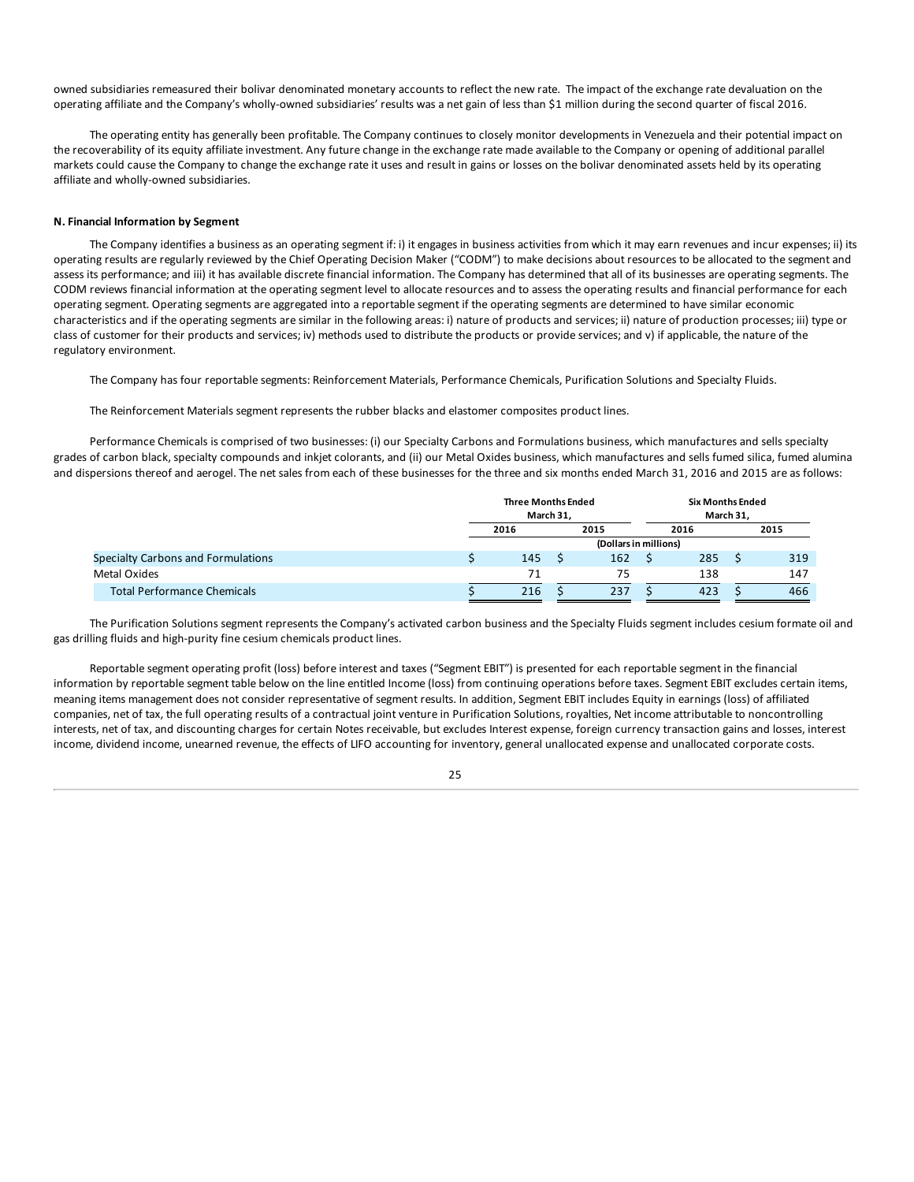owned subsidiaries remeasured their bolivar denominated monetary accounts to reflect the new rate. The impact of the exchange rate devaluation on the operating affiliate and the Company's wholly-owned subsidiaries' results was a net gain of less than $1 million during the second quarter of fiscal 2016.

The operating entity has generally been profitable. The Company continues to closely monitor developments in Venezuela and their potential impact on the recoverability of its equity affiliate investment. Any future change in the exchange rate made available to the Company or opening of additional parallel markets could cause the Company to change the exchange rate it uses and result in gains or losses on the bolivar denominated assets held by its operating affiliate and wholly-owned subsidiaries.

**N. Financial Information by Segment**

The Company identifies a business as an operating segment if: i) it engages in business activities from which it may earn revenues and incur expenses; ii) its operating results are regularly reviewed by the Chief Operating Decision Maker ("CODM") to make decisions about resources to be allocated to the segment and assess its performance; and iii) it has available discrete financial information. The Company has determined that all of its businesses are operating segments. The CODM reviews financial information at the operating segment level to allocate resources and to assess the operating results and financial performance for each operating segment. Operating segments are aggregated into a reportable segment if the operating segments are determined to have similar economic characteristics and if the operating segments are similar in the following areas: i) nature of products and services; ii) nature of production processes; iii) type or class of customer for their products and services; iv) methods used to distribute the products or provide services; and v) if applicable, the nature of the regulatory environment.

The Company has four reportable segments: Reinforcement Materials, Performance Chemicals, Purification Solutions and Specialty Fluids.

The Reinforcement Materials segment represents the rubber blacks and elastomer composites product lines.

Performance Chemicals is comprised of two businesses: (i) our Specialty Carbons and Formulations business, which manufactures and sells specialty grades of carbon black, specialty compounds and inkjet colorants, and (ii) our Metal Oxides business, which manufactures and sells fumed silica, fumed alumina and dispersions thereof and aerogel. The net sales from each of these businesses for the three and six months ended March 31, 2016 and 2015 are as follows:

| | Three Months Ended March 31, | | Six Months Ended March 31, | |
|---|---|---|---|---|
| | 2016 | 2015 | 2016 | 2015 |
| | (Dollars in millions) | | | |
| Specialty Carbons and Formulations | $ 145 | $ 162 | $ 285 | $ 319 |
| Metal Oxides | 71 | 75 | 138 | 147 |
| Total Performance Chemicals | $ 216 | $ 237 | $ 423 | $ 466 |

The Purification Solutions segment represents the Company's activated carbon business and the Specialty Fluids segment includes cesium formate oil and gas drilling fluids and high-purity fine cesium chemicals product lines.

Reportable segment operating profit (loss) before interest and taxes ("Segment EBIT") is presented for each reportable segment in the financial information by reportable segment table below on the line entitled Income (loss) from continuing operations before taxes. Segment EBIT excludes certain items, meaning items management does not consider representative of segment results. In addition, Segment EBIT includes Equity in earnings (loss) of affiliated companies, net of tax, the full operating results of a contractual joint venture in Purification Solutions, royalties, Net income attributable to noncontrolling interests, net of tax, and discounting charges for certain Notes receivable, but excludes Interest expense, foreign currency transaction gains and losses, interest income, dividend income, unearned revenue, the effects of LIFO accounting for inventory, general unallocated expense and unallocated corporate costs.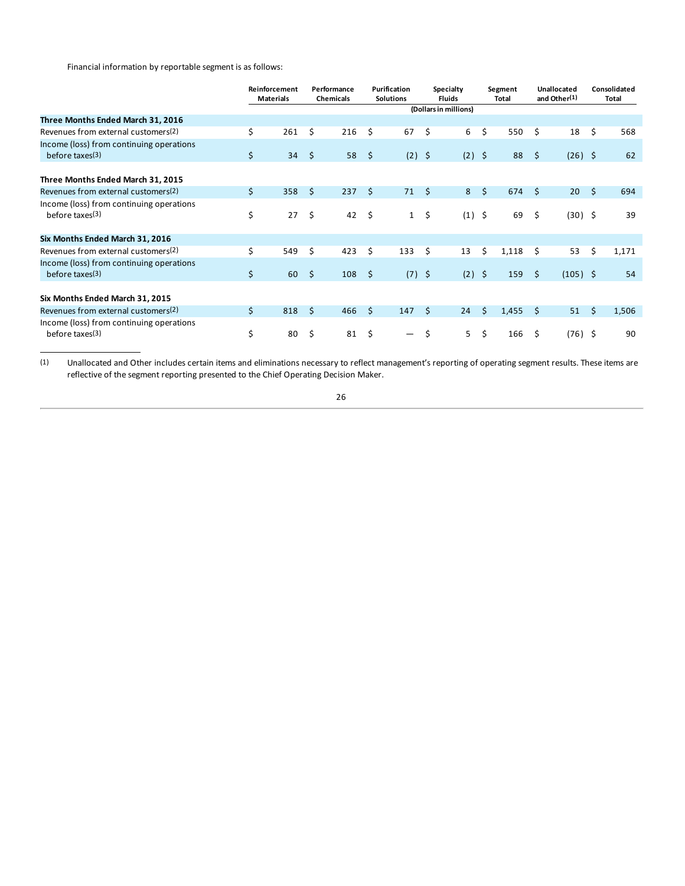Financial information by reportable segment is as follows:

| | Reinforcement Materials | Performance Chemicals | Purification Solutions | Specialty Fluids | Segment Total | Unallocated and Other[(1)] | Consolidated Total |
|---|---|---|---|---|---|---|---|
| | | | | (Dollars in millions) | | | |
| **Three Months Ended March 31, 2016** | | | | | | | |
| Revenues from external customers[(2)] | $ 261 | $ 216 | $ 67 | $ 6 | $ 550 | $ 18 | $ 568 |
| Income (loss) from continuing operations before taxes[(3)] | $ 34 | $ 58 | $ (2) | $ (2) | $ 88 | $ (26) | $ 62 |
| **Three Months Ended March 31, 2015** | | | | | | | |
| Revenues from external customers[(2)] | $ 358 | $ 237 | $ 71 | $ 8 | $ 674 | $ 20 | $ 694 |
| Income (loss) from continuing operations before taxes[(3)] | $ 27 | $ 42 | $ 1 | $ (1) | $ 69 | $ (30) | $ 39 |
| **Six Months Ended March 31, 2016** | | | | | | | |
| Revenues from external customers[(2)] | $ 549 | $ 423 | $ 133 | $ 13 | $ 1,118 | $ 53 | $ 1,171 |
| Income (loss) from continuing operations before taxes[(3)] | $ 60 | $ 108 | $ (7) | $ (2) | $ 159 | $ (105) | $ 54 |
| **Six Months Ended March 31, 2015** | | | | | | | |
| Revenues from external customers[(2)] | $ 818 | $ 466 | $ 147 | $ 24 | $ 1,455 | $ 51 | $ 1,506 |
| Income (loss) from continuing operations before taxes[(3)] | $ 80 | $ 81 | $ — | $ 5 | $ 166 | $ (76) | $ 90 |

(1) Unallocated and Other includes certain items and eliminations necessary to reflect management's reporting of operating segment results. These items are reflective of the segment reporting presented to the Chief Operating Decision Maker.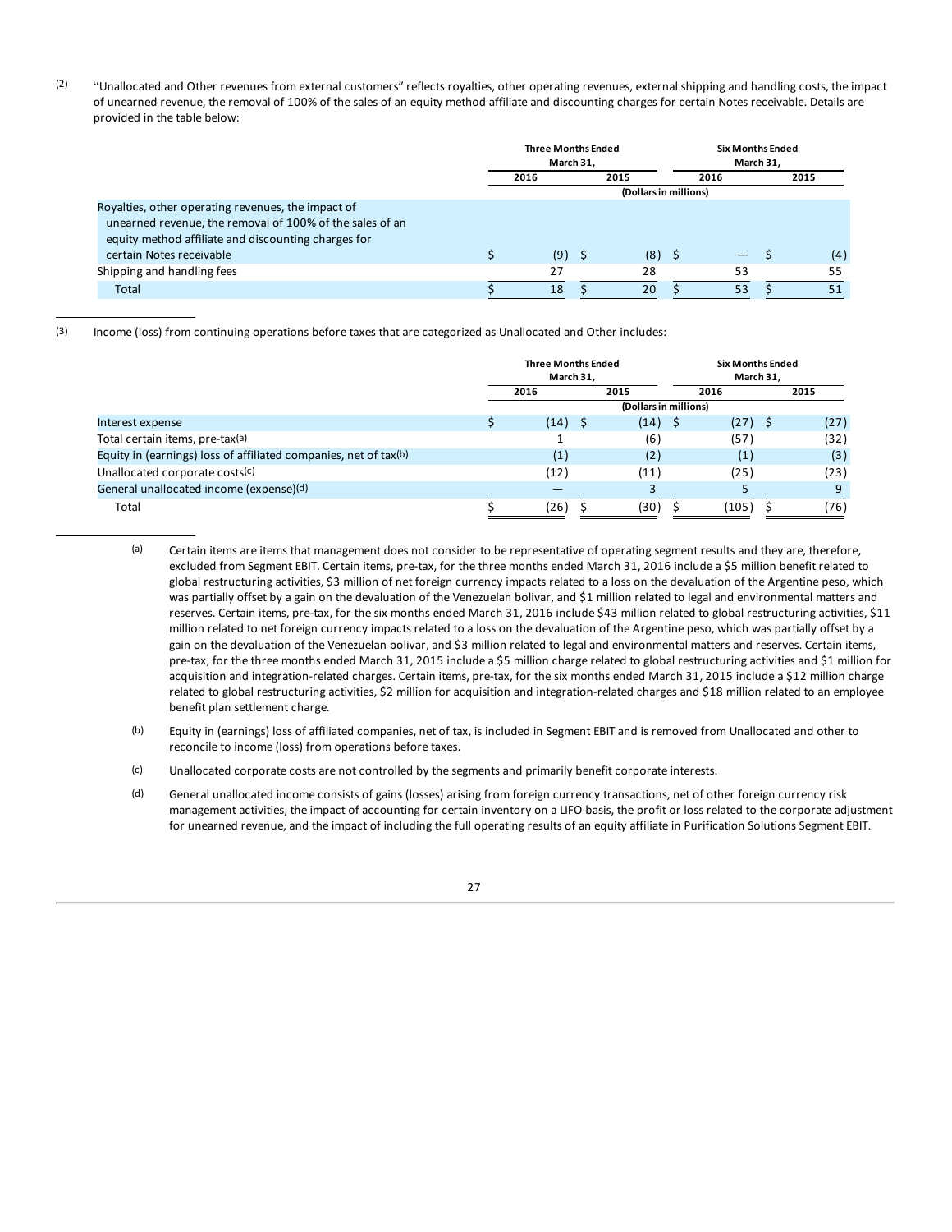(2) "Unallocated and Other revenues from external customers" reflects royalties, other operating revenues, external shipping and handling costs, the impact of unearned revenue, the removal of 100% of the sales of an equity method affiliate and discounting charges for certain Notes receivable. Details are provided in the table below:

| | Three Months Ended March 31, | | Six Months Ended March 31, | |
|---|---|---|---|---|
| | 2016 | 2015 | 2016 | 2015 |
| | (Dollars in millions) | | | |
| Royalties, other operating revenues, the impact of unearned revenue, the removal of 100% of the sales of an equity method affiliate and discounting charges for certain Notes receivable | $ (9) | $ (8) | $ — | $ (4) |
| Shipping and handling fees | 27 | 28 | 53 | 55 |
| Total | $ 18 | $ 20 | $ 53 | $ 51 |

(3) Income (loss) from continuing operations before taxes that are categorized as Unallocated and Other includes:

| | Three Months Ended March 31, | | Six Months Ended March 31, | |
|---|---|---|---|---|
| | 2016 | 2015 | 2016 | 2015 |
| | (Dollars in millions) | | | |
| Interest expense | $ (14) | $ (14) | $ (27) | $ (27) |
| Total certain items, pre-tax[(a)] | 1 | (6) | (57) | (32) |
| Equity in (earnings) loss of affiliated companies, net of tax[(b)] | (1) | (2) | (1) | (3) |
| Unallocated corporate costs[(c)] | (12) | (11) | (25) | (23) |
| General unallocated income (expense)[(d)] | — | 3 | 5 | 9 |
| Total | $ (26) | $ (30) | $ (105) | $ (76) |

(a) Certain items are items that management does not consider to be representative of operating segment results and they are, therefore, excluded from Segment EBIT. Certain items, pre-tax, for the three months ended March 31, 2016 include a $5 million benefit related to global restructuring activities, $3 million of net foreign currency impacts related to a loss on the devaluation of the Argentine peso, which was partially offset by a gain on the devaluation of the Venezuelan bolivar, and $1 million related to legal and environmental matters and reserves. Certain items, pre-tax, for the six months ended March 31, 2016 include $43 million related to global restructuring activities, $11 million related to net foreign currency impacts related to a loss on the devaluation of the Argentine peso, which was partially offset by a gain on the devaluation of the Venezuelan bolivar, and $3 million related to legal and environmental matters and reserves. Certain items, pre-tax, for the three months ended March 31, 2015 include a $5 million charge related to global restructuring activities and $1 million for acquisition and integration-related charges. Certain items, pre-tax, for the six months ended March 31, 2015 include a $12 million charge related to global restructuring activities, $2 million for acquisition and integration-related charges and $18 million related to an employee benefit plan settlement charge.

(b) Equity in (earnings) loss of affiliated companies, net of tax, is included in Segment EBIT and is removed from Unallocated and other to reconcile to income (loss) from operations before taxes.

(c) Unallocated corporate costs are not controlled by the segments and primarily benefit corporate interests.

(d) General unallocated income consists of gains (losses) arising from foreign currency transactions, net of other foreign currency risk management activities, the impact of accounting for certain inventory on a LIFO basis, the profit or loss related to the corporate adjustment for unearned revenue, and the impact of including the full operating results of an equity affiliate in Purification Solutions Segment EBIT.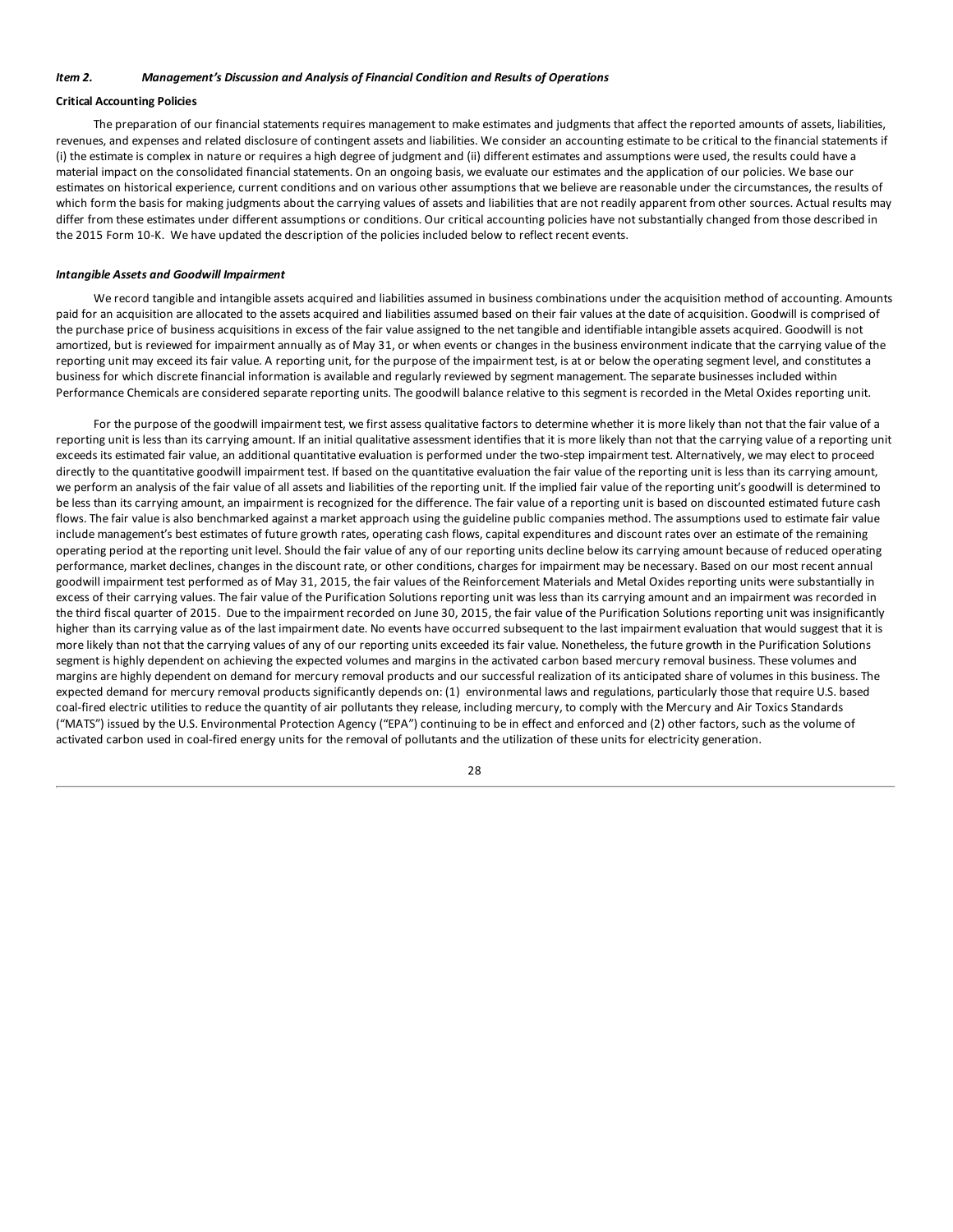***Item 2. Management's Discussion and Analysis of Financial Condition and Results of Operations***

**Critical Accounting Policies**

The preparation of our financial statements requires management to make estimates and judgments that affect the reported amounts of assets, liabilities, revenues, and expenses and related disclosure of contingent assets and liabilities. We consider an accounting estimate to be critical to the financial statements if (i) the estimate is complex in nature or requires a high degree of judgment and (ii) different estimates and assumptions were used, the results could have a material impact on the consolidated financial statements. On an ongoing basis, we evaluate our estimates and the application of our policies. We base our estimates on historical experience, current conditions and on various other assumptions that we believe are reasonable under the circumstances, the results of which form the basis for making judgments about the carrying values of assets and liabilities that are not readily apparent from other sources. Actual results may differ from these estimates under different assumptions or conditions. Our critical accounting policies have not substantially changed from those described in the 2015 Form 10-K. We have updated the description of the policies included below to reflect recent events.

***Intangible Assets and Goodwill Impairment***

We record tangible and intangible assets acquired and liabilities assumed in business combinations under the acquisition method of accounting. Amounts paid for an acquisition are allocated to the assets acquired and liabilities assumed based on their fair values at the date of acquisition. Goodwill is comprised of the purchase price of business acquisitions in excess of the fair value assigned to the net tangible and identifiable intangible assets acquired. Goodwill is not amortized, but is reviewed for impairment annually as of May 31, or when events or changes in the business environment indicate that the carrying value of the reporting unit may exceed its fair value. A reporting unit, for the purpose of the impairment test, is at or below the operating segment level, and constitutes a business for which discrete financial information is available and regularly reviewed by segment management. The separate businesses included within Performance Chemicals are considered separate reporting units. The goodwill balance relative to this segment is recorded in the Metal Oxides reporting unit.

For the purpose of the goodwill impairment test, we first assess qualitative factors to determine whether it is more likely than not that the fair value of a reporting unit is less than its carrying amount. If an initial qualitative assessment identifies that it is more likely than not that the carrying value of a reporting unit exceeds its estimated fair value, an additional quantitative evaluation is performed under the two-step impairment test. Alternatively, we may elect to proceed directly to the quantitative goodwill impairment test. If based on the quantitative evaluation the fair value of the reporting unit is less than its carrying amount, we perform an analysis of the fair value of all assets and liabilities of the reporting unit. If the implied fair value of the reporting unit's goodwill is determined to be less than its carrying amount, an impairment is recognized for the difference. The fair value of a reporting unit is based on discounted estimated future cash flows. The fair value is also benchmarked against a market approach using the guideline public companies method. The assumptions used to estimate fair value include management's best estimates of future growth rates, operating cash flows, capital expenditures and discount rates over an estimate of the remaining operating period at the reporting unit level. Should the fair value of any of our reporting units decline below its carrying amount because of reduced operating performance, market declines, changes in the discount rate, or other conditions, charges for impairment may be necessary. Based on our most recent annual goodwill impairment test performed as of May 31, 2015, the fair values of the Reinforcement Materials and Metal Oxides reporting units were substantially in excess of their carrying values. The fair value of the Purification Solutions reporting unit was less than its carrying amount and an impairment was recorded in the third fiscal quarter of 2015. Due to the impairment recorded on June 30, 2015, the fair value of the Purification Solutions reporting unit was insignificantly higher than its carrying value as of the last impairment date. No events have occurred subsequent to the last impairment evaluation that would suggest that it is more likely than not that the carrying values of any of our reporting units exceeded its fair value. Nonetheless, the future growth in the Purification Solutions segment is highly dependent on achieving the expected volumes and margins in the activated carbon based mercury removal business. These volumes and margins are highly dependent on demand for mercury removal products and our successful realization of its anticipated share of volumes in this business. The expected demand for mercury removal products significantly depends on: (1) environmental laws and regulations, particularly those that require U.S. based coal-fired electric utilities to reduce the quantity of air pollutants they release, including mercury, to comply with the Mercury and Air Toxics Standards ("MATS") issued by the U.S. Environmental Protection Agency ("EPA") continuing to be in effect and enforced and (2) other factors, such as the volume of activated carbon used in coal-fired energy units for the removal of pollutants and the utilization of these units for electricity generation.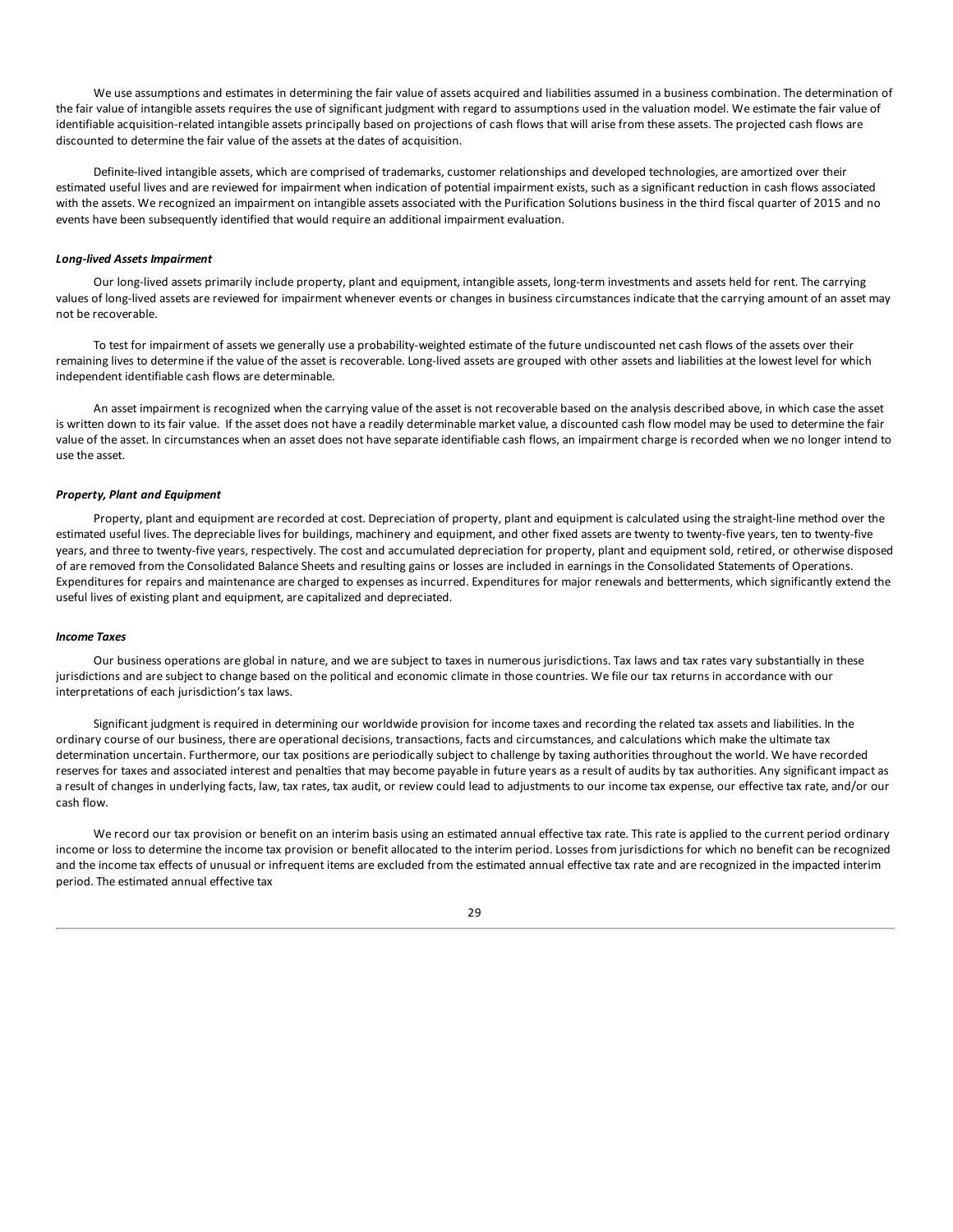We use assumptions and estimates in determining the fair value of assets acquired and liabilities assumed in a business combination. The determination of the fair value of intangible assets requires the use of significant judgment with regard to assumptions used in the valuation model. We estimate the fair value of identifiable acquisition-related intangible assets principally based on projections of cash flows that will arise from these assets. The projected cash flows are discounted to determine the fair value of the assets at the dates of acquisition.

Definite-lived intangible assets, which are comprised of trademarks, customer relationships and developed technologies, are amortized over their estimated useful lives and are reviewed for impairment when indication of potential impairment exists, such as a significant reduction in cash flows associated with the assets. We recognized an impairment on intangible assets associated with the Purification Solutions business in the third fiscal quarter of 2015 and no events have been subsequently identified that would require an additional impairment evaluation.

***Long-lived Assets Impairment***

Our long-lived assets primarily include property, plant and equipment, intangible assets, long-term investments and assets held for rent. The carrying values of long-lived assets are reviewed for impairment whenever events or changes in business circumstances indicate that the carrying amount of an asset may not be recoverable.

To test for impairment of assets we generally use a probability-weighted estimate of the future undiscounted net cash flows of the assets over their remaining lives to determine if the value of the asset is recoverable. Long-lived assets are grouped with other assets and liabilities at the lowest level for which independent identifiable cash flows are determinable.

An asset impairment is recognized when the carrying value of the asset is not recoverable based on the analysis described above, in which case the asset is written down to its fair value. If the asset does not have a readily determinable market value, a discounted cash flow model may be used to determine the fair value of the asset. In circumstances when an asset does not have separate identifiable cash flows, an impairment charge is recorded when we no longer intend to use the asset.

***Property, Plant and Equipment***

Property, plant and equipment are recorded at cost. Depreciation of property, plant and equipment is calculated using the straight-line method over the estimated useful lives. The depreciable lives for buildings, machinery and equipment, and other fixed assets are twenty to twenty-five years, ten to twenty-five years, and three to twenty-five years, respectively. The cost and accumulated depreciation for property, plant and equipment sold, retired, or otherwise disposed of are removed from the Consolidated Balance Sheets and resulting gains or losses are included in earnings in the Consolidated Statements of Operations. Expenditures for repairs and maintenance are charged to expenses as incurred. Expenditures for major renewals and betterments, which significantly extend the useful lives of existing plant and equipment, are capitalized and depreciated.

***Income Taxes***

Our business operations are global in nature, and we are subject to taxes in numerous jurisdictions. Tax laws and tax rates vary substantially in these jurisdictions and are subject to change based on the political and economic climate in those countries. We file our tax returns in accordance with our interpretations of each jurisdiction's tax laws.

Significant judgment is required in determining our worldwide provision for income taxes and recording the related tax assets and liabilities. In the ordinary course of our business, there are operational decisions, transactions, facts and circumstances, and calculations which make the ultimate tax determination uncertain. Furthermore, our tax positions are periodically subject to challenge by taxing authorities throughout the world. We have recorded reserves for taxes and associated interest and penalties that may become payable in future years as a result of audits by tax authorities. Any significant impact as a result of changes in underlying facts, law, tax rates, tax audit, or review could lead to adjustments to our income tax expense, our effective tax rate, and/or our cash flow.

We record our tax provision or benefit on an interim basis using an estimated annual effective tax rate. This rate is applied to the current period ordinary income or loss to determine the income tax provision or benefit allocated to the interim period. Losses from jurisdictions for which no benefit can be recognized and the income tax effects of unusual or infrequent items are excluded from the estimated annual effective tax rate and are recognized in the impacted interim period. The estimated annual effective tax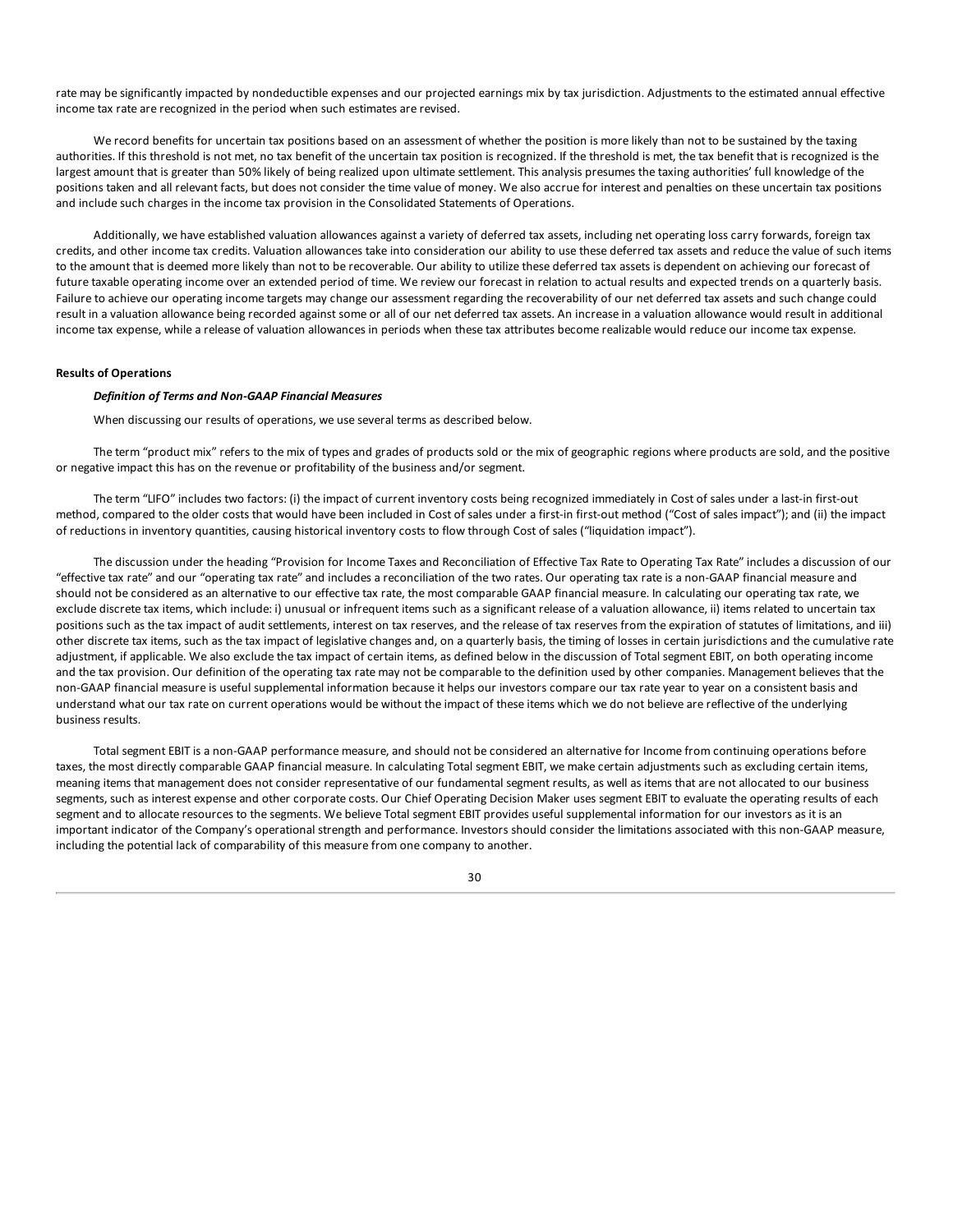rate may be significantly impacted by nondeductible expenses and our projected earnings mix by tax jurisdiction. Adjustments to the estimated annual effective income tax rate are recognized in the period when such estimates are revised.

We record benefits for uncertain tax positions based on an assessment of whether the position is more likely than not to be sustained by the taxing authorities. If this threshold is not met, no tax benefit of the uncertain tax position is recognized. If the threshold is met, the tax benefit that is recognized is the largest amount that is greater than 50% likely of being realized upon ultimate settlement. This analysis presumes the taxing authorities' full knowledge of the positions taken and all relevant facts, but does not consider the time value of money. We also accrue for interest and penalties on these uncertain tax positions and include such charges in the income tax provision in the Consolidated Statements of Operations.

Additionally, we have established valuation allowances against a variety of deferred tax assets, including net operating loss carry forwards, foreign tax credits, and other income tax credits. Valuation allowances take into consideration our ability to use these deferred tax assets and reduce the value of such items to the amount that is deemed more likely than not to be recoverable. Our ability to utilize these deferred tax assets is dependent on achieving our forecast of future taxable operating income over an extended period of time. We review our forecast in relation to actual results and expected trends on a quarterly basis. Failure to achieve our operating income targets may change our assessment regarding the recoverability of our net deferred tax assets and such change could result in a valuation allowance being recorded against some or all of our net deferred tax assets. An increase in a valuation allowance would result in additional income tax expense, while a release of valuation allowances in periods when these tax attributes become realizable would reduce our income tax expense.

**Results of Operations**

***Definition of Terms and Non-GAAP Financial Measures***

When discussing our results of operations, we use several terms as described below.

The term "product mix" refers to the mix of types and grades of products sold or the mix of geographic regions where products are sold, and the positive or negative impact this has on the revenue or profitability of the business and/or segment.

The term "LIFO" includes two factors: (i) the impact of current inventory costs being recognized immediately in Cost of sales under a last-in first-out method, compared to the older costs that would have been included in Cost of sales under a first-in first-out method ("Cost of sales impact"); and (ii) the impact of reductions in inventory quantities, causing historical inventory costs to flow through Cost of sales ("liquidation impact").

The discussion under the heading "Provision for Income Taxes and Reconciliation of Effective Tax Rate to Operating Tax Rate" includes a discussion of our "effective tax rate" and our "operating tax rate" and includes a reconciliation of the two rates. Our operating tax rate is a non-GAAP financial measure and should not be considered as an alternative to our effective tax rate, the most comparable GAAP financial measure. In calculating our operating tax rate, we exclude discrete tax items, which include: i) unusual or infrequent items such as a significant release of a valuation allowance, ii) items related to uncertain tax positions such as the tax impact of audit settlements, interest on tax reserves, and the release of tax reserves from the expiration of statutes of limitations, and iii) other discrete tax items, such as the tax impact of legislative changes and, on a quarterly basis, the timing of losses in certain jurisdictions and the cumulative rate adjustment, if applicable. We also exclude the tax impact of certain items, as defined below in the discussion of Total segment EBIT, on both operating income and the tax provision. Our definition of the operating tax rate may not be comparable to the definition used by other companies. Management believes that the non-GAAP financial measure is useful supplemental information because it helps our investors compare our tax rate year to year on a consistent basis and understand what our tax rate on current operations would be without the impact of these items which we do not believe are reflective of the underlying business results.

Total segment EBIT is a non-GAAP performance measure, and should not be considered an alternative for Income from continuing operations before taxes, the most directly comparable GAAP financial measure. In calculating Total segment EBIT, we make certain adjustments such as excluding certain items, meaning items that management does not consider representative of our fundamental segment results, as well as items that are not allocated to our business segments, such as interest expense and other corporate costs. Our Chief Operating Decision Maker uses segment EBIT to evaluate the operating results of each segment and to allocate resources to the segments. We believe Total segment EBIT provides useful supplemental information for our investors as it is an important indicator of the Company's operational strength and performance. Investors should consider the limitations associated with this non-GAAP measure, including the potential lack of comparability of this measure from one company to another.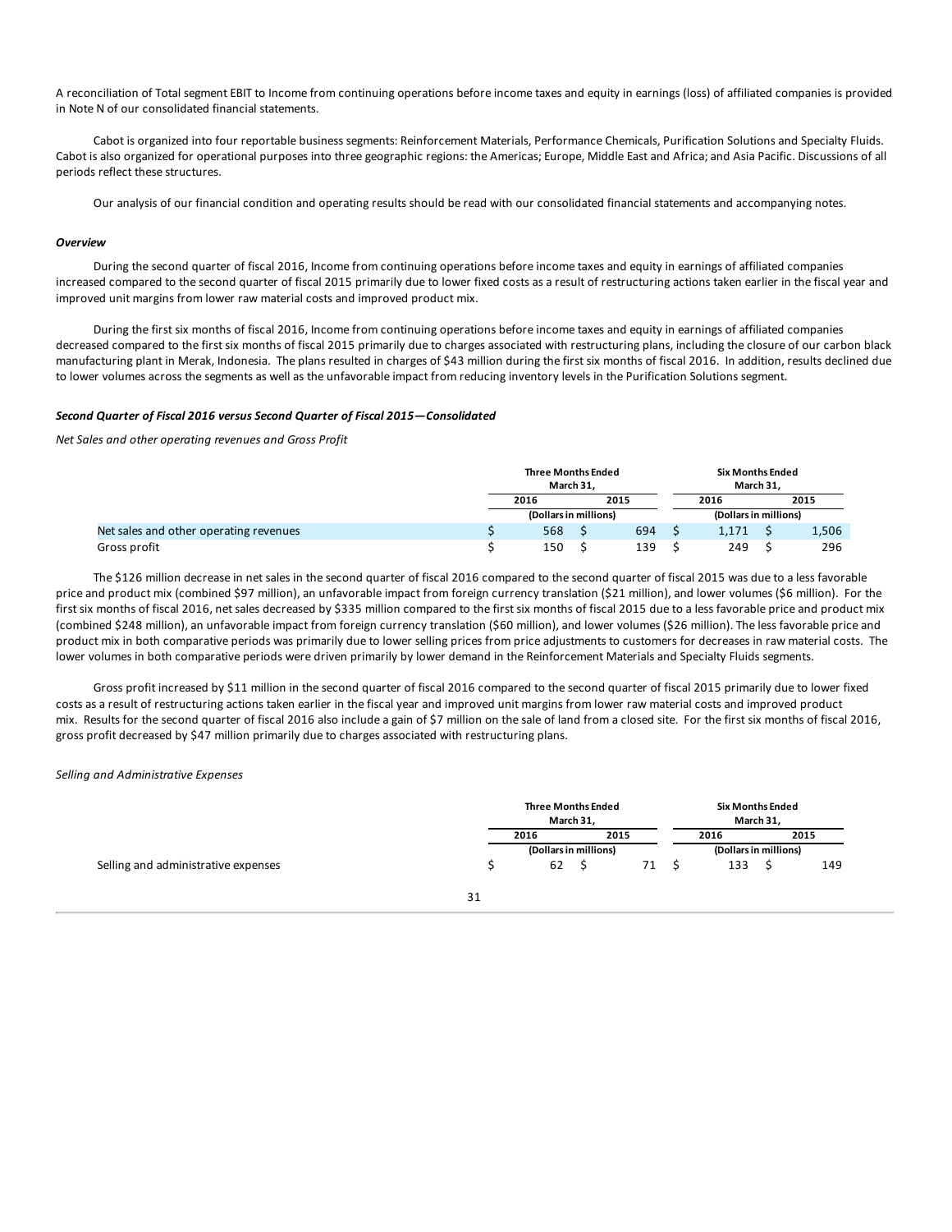A reconciliation of Total segment EBIT to Income from continuing operations before income taxes and equity in earnings (loss) of affiliated companies is provided in Note N of our consolidated financial statements.

Cabot is organized into four reportable business segments: Reinforcement Materials, Performance Chemicals, Purification Solutions and Specialty Fluids. Cabot is also organized for operational purposes into three geographic regions: the Americas; Europe, Middle East and Africa; and Asia Pacific. Discussions of all periods reflect these structures.

Our analysis of our financial condition and operating results should be read with our consolidated financial statements and accompanying notes.

***Overview***

During the second quarter of fiscal 2016, Income from continuing operations before income taxes and equity in earnings of affiliated companies increased compared to the second quarter of fiscal 2015 primarily due to lower fixed costs as a result of restructuring actions taken earlier in the fiscal year and improved unit margins from lower raw material costs and improved product mix.

During the first six months of fiscal 2016, Income from continuing operations before income taxes and equity in earnings of affiliated companies decreased compared to the first six months of fiscal 2015 primarily due to charges associated with restructuring plans, including the closure of our carbon black manufacturing plant in Merak, Indonesia. The plans resulted in charges of $43 million during the first six months of fiscal 2016. In addition, results declined due to lower volumes across the segments as well as the unfavorable impact from reducing inventory levels in the Purification Solutions segment.

***Second Quarter of Fiscal 2016 versus Second Quarter of Fiscal 2015—Consolidated***

*Net Sales and other operating revenues and Gross Profit*

| | Three Months Ended March 31, | | Six Months Ended March 31, | |
|---|---|---|---|---|
| | 2016 | 2015 | 2016 | 2015 |
| | (Dollars in millions) | | (Dollars in millions) | |
| Net sales and other operating revenues | $ 568 | $ 694 | $ 1,171 | $ 1,506 |
| Gross profit | $ 150 | $ 139 | $ 249 | $ 296 |

The $126 million decrease in net sales in the second quarter of fiscal 2016 compared to the second quarter of fiscal 2015 was due to a less favorable price and product mix (combined $97 million), an unfavorable impact from foreign currency translation ($21 million), and lower volumes ($6 million). For the first six months of fiscal 2016, net sales decreased by $335 million compared to the first six months of fiscal 2015 due to a less favorable price and product mix (combined $248 million), an unfavorable impact from foreign currency translation ($60 million), and lower volumes ($26 million). The less favorable price and product mix in both comparative periods was primarily due to lower selling prices from price adjustments to customers for decreases in raw material costs. The lower volumes in both comparative periods were driven primarily by lower demand in the Reinforcement Materials and Specialty Fluids segments.

Gross profit increased by $11 million in the second quarter of fiscal 2016 compared to the second quarter of fiscal 2015 primarily due to lower fixed costs as a result of restructuring actions taken earlier in the fiscal year and improved unit margins from lower raw material costs and improved product mix. Results for the second quarter of fiscal 2016 also include a gain of $7 million on the sale of land from a closed site. For the first six months of fiscal 2016, gross profit decreased by $47 million primarily due to charges associated with restructuring plans.

*Selling and Administrative Expenses*

| | Three Months Ended March 31, | | Six Months Ended March 31, | |
|---|---|---|---|---|
| | 2016 | 2015 | 2016 | 2015 |
| | (Dollars in millions) | | (Dollars in millions) | |
| Selling and administrative expenses | $ 62 | $ 71 | $ 133 | $ 149 |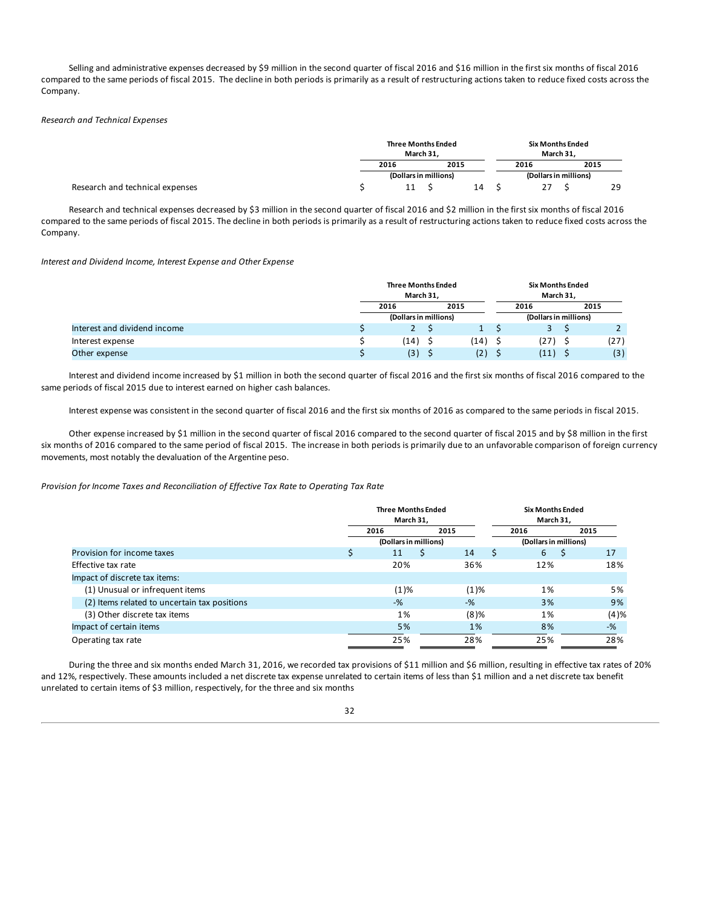Selling and administrative expenses decreased by $9 million in the second quarter of fiscal 2016 and $16 million in the first six months of fiscal 2016 compared to the same periods of fiscal 2015. The decline in both periods is primarily as a result of restructuring actions taken to reduce fixed costs across the Company.

*Research and Technical Expenses*

| | Three Months Ended March 31, | | Six Months Ended March 31, | |
|---|---|---|---|---|
| | 2016 | 2015 | 2016 | 2015 |
| | (Dollars in millions) | | (Dollars in millions) | |
| Research and technical expenses | $ 11 | $ 14 | $ 27 | $ 29 |

Research and technical expenses decreased by $3 million in the second quarter of fiscal 2016 and $2 million in the first six months of fiscal 2016 compared to the same periods of fiscal 2015. The decline in both periods is primarily as a result of restructuring actions taken to reduce fixed costs across the Company.

*Interest and Dividend Income, Interest Expense and Other Expense*

| | Three Months Ended March 31, | | Six Months Ended March 31, | |
|---|---|---|---|---|
| | 2016 | 2015 | 2016 | 2015 |
| | (Dollars in millions) | | (Dollars in millions) | |
| Interest and dividend income | $ 2 | $ 1 | $ 3 | $ 2 |
| Interest expense | $ (14) | $ (14) | $ (27) | $ (27) |
| Other expense | $ (3) | $ (2) | $ (11) | $ (3) |

Interest and dividend income increased by $1 million in both the second quarter of fiscal 2016 and the first six months of fiscal 2016 compared to the same periods of fiscal 2015 due to interest earned on higher cash balances.

Interest expense was consistent in the second quarter of fiscal 2016 and the first six months of 2016 as compared to the same periods in fiscal 2015.

Other expense increased by $1 million in the second quarter of fiscal 2016 compared to the second quarter of fiscal 2015 and by $8 million in the first six months of 2016 compared to the same period of fiscal 2015. The increase in both periods is primarily due to an unfavorable comparison of foreign currency movements, most notably the devaluation of the Argentine peso.

*Provision for Income Taxes and Reconciliation of Effective Tax Rate to Operating Tax Rate*

| | Three Months Ended March 31, | | Six Months Ended March 31, | |
|---|---|---|---|---|
| | 2016 | 2015 | 2016 | 2015 |
| | (Dollars in millions) | | (Dollars in millions) | |
| Provision for income taxes | $ 11 | $ 14 | $ 6 | $ 17 |
| Effective tax rate | 20% | 36% | 12% | 18% |
| Impact of discrete tax items: | | | | |
| (1) Unusual or infrequent items | (1)% | (1)% | 1% | 5% |
| (2) Items related to uncertain tax positions | -% | -% | 3% | 9% |
| (3) Other discrete tax items | 1% | (8)% | 1% | (4)% |
| Impact of certain items | 5% | 1% | 8% | -% |
| Operating tax rate | 25% | 28% | 25% | 28% |

During the three and six months ended March 31, 2016, we recorded tax provisions of $11 million and $6 million, resulting in effective tax rates of 20% and 12%, respectively. These amounts included a net discrete tax expense unrelated to certain items of less than $1 million and a net discrete tax benefit unrelated to certain items of $3 million, respectively, for the three and six months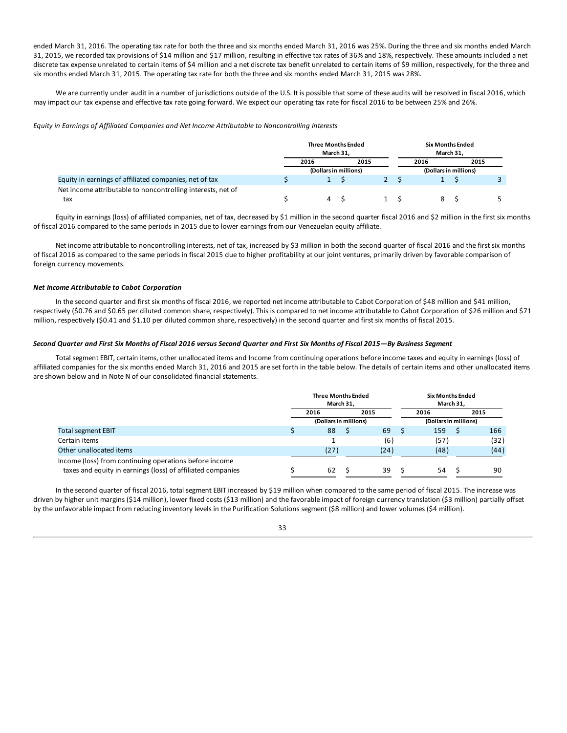ended March 31, 2016. The operating tax rate for both the three and six months ended March 31, 2016 was 25%. During the three and six months ended March 31, 2015, we recorded tax provisions of $14 million and $17 million, resulting in effective tax rates of 36% and 18%, respectively. These amounts included a net discrete tax expense unrelated to certain items of $4 million and a net discrete tax benefit unrelated to certain items of $9 million, respectively, for the three and six months ended March 31, 2015. The operating tax rate for both the three and six months ended March 31, 2015 was 28%.

We are currently under audit in a number of jurisdictions outside of the U.S. It is possible that some of these audits will be resolved in fiscal 2016, which may impact our tax expense and effective tax rate going forward. We expect our operating tax rate for fiscal 2016 to be between 25% and 26%.

*Equity in Earnings of Affiliated Companies and Net Income Attributable to Noncontrolling Interests*

| | Three Months Ended March 31, | | Six Months Ended March 31, | |
|---|---|---|---|---|
| | 2016 | 2015 | 2016 | 2015 |
| | (Dollars in millions) | | (Dollars in millions) | |
| Equity in earnings of affiliated companies, net of tax | $ 1 | $ 2 | $ 1 | $ 3 |
| Net income attributable to noncontrolling interests, net of tax | $ 4 | $ 1 | $ 8 | $ 5 |

Equity in earnings (loss) of affiliated companies, net of tax, decreased by $1 million in the second quarter fiscal 2016 and $2 million in the first six months of fiscal 2016 compared to the same periods in 2015 due to lower earnings from our Venezuelan equity affiliate.

Net income attributable to noncontrolling interests, net of tax, increased by $3 million in both the second quarter of fiscal 2016 and the first six months of fiscal 2016 as compared to the same periods in fiscal 2015 due to higher profitability at our joint ventures, primarily driven by favorable comparison of foreign currency movements.

***Net Income Attributable to Cabot Corporation***

In the second quarter and first six months of fiscal 2016, we reported net income attributable to Cabot Corporation of $48 million and $41 million, respectively ($0.76 and $0.65 per diluted common share, respectively). This is compared to net income attributable to Cabot Corporation of $26 million and $71 million, respectively ($0.41 and $1.10 per diluted common share, respectively) in the second quarter and first six months of fiscal 2015.

***Second Quarter and First Six Months of Fiscal 2016 versus Second Quarter and First Six Months of Fiscal 2015—By Business Segment***

Total segment EBIT, certain items, other unallocated items and Income from continuing operations before income taxes and equity in earnings (loss) of affiliated companies for the six months ended March 31, 2016 and 2015 are set forth in the table below. The details of certain items and other unallocated items are shown below and in Note N of our consolidated financial statements.

| | Three Months Ended March 31, | | Six Months Ended March 31, | |
|---|---|---|---|---|
| | 2016 | 2015 | 2016 | 2015 |
| | (Dollars in millions) | | (Dollars in millions) | |
| Total segment EBIT | $ 88 | $ 69 | $ 159 | $ 166 |
| Certain items | 1 | (6) | (57) | (32) |
| Other unallocated items | (27) | (24) | (48) | (44) |
| Income (loss) from continuing operations before income taxes and equity in earnings (loss) of affiliated companies | $ 62 | $ 39 | $ 54 | $ 90 |

In the second quarter of fiscal 2016, total segment EBIT increased by $19 million when compared to the same period of fiscal 2015. The increase was driven by higher unit margins ($14 million), lower fixed costs ($13 million) and the favorable impact of foreign currency translation ($3 million) partially offset by the unfavorable impact from reducing inventory levels in the Purification Solutions segment ($8 million) and lower volumes ($4 million).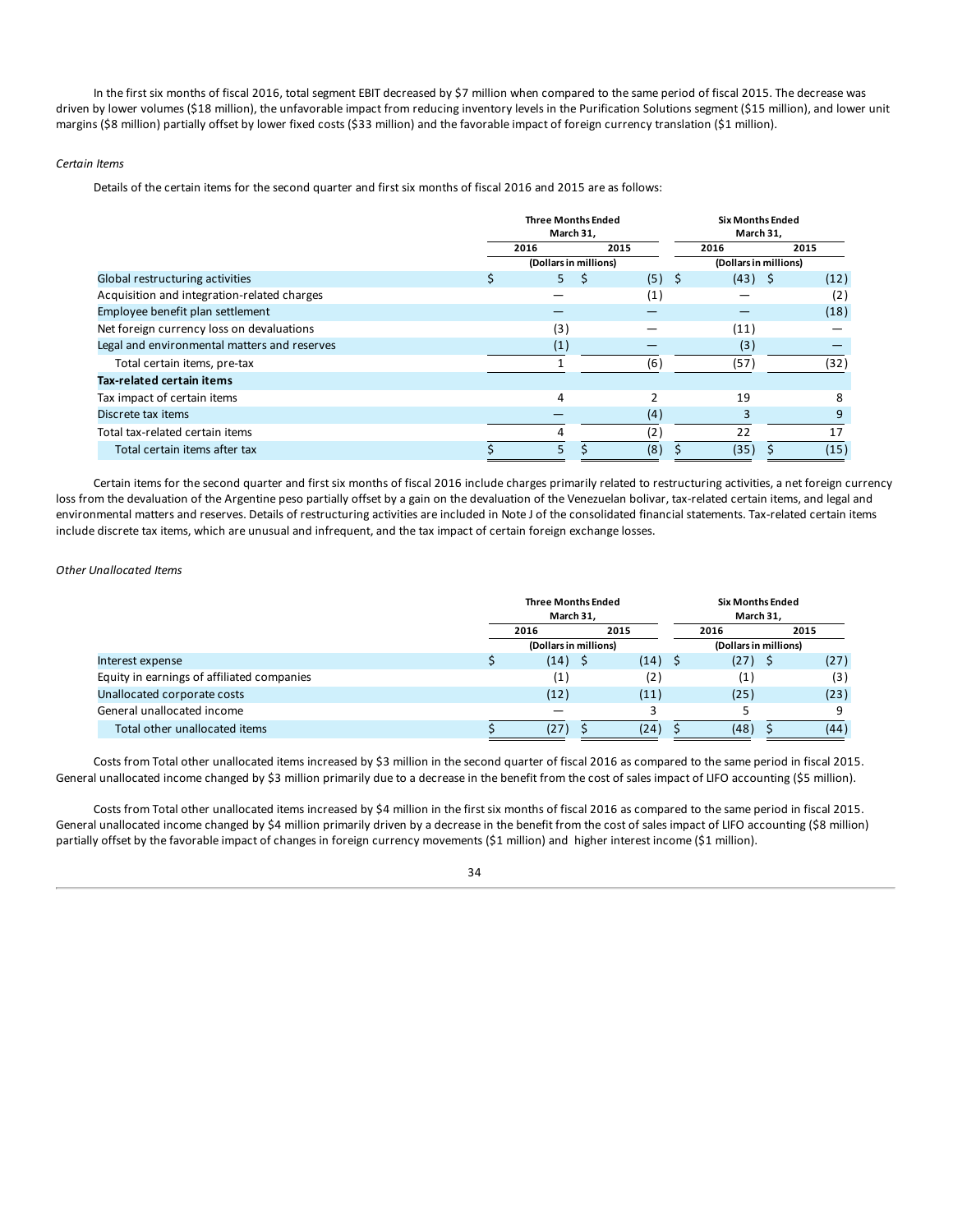In the first six months of fiscal 2016, total segment EBIT decreased by $7 million when compared to the same period of fiscal 2015. The decrease was driven by lower volumes ($18 million), the unfavorable impact from reducing inventory levels in the Purification Solutions segment ($15 million), and lower unit margins ($8 million) partially offset by lower fixed costs ($33 million) and the favorable impact of foreign currency translation ($1 million).

*Certain Items*

Details of the certain items for the second quarter and first six months of fiscal 2016 and 2015 are as follows:

| | Three Months Ended March 31, | | Six Months Ended March 31, | |
|---|---|---|---|---|
| | 2016 | 2015 | 2016 | 2015 |
| | (Dollars in millions) | | (Dollars in millions) | |
| Global restructuring activities | $ 5 | $ (5) | $ (43) | $ (12) |
| Acquisition and integration-related charges | — | (1) | — | (2) |
| Employee benefit plan settlement | — | — | — | (18) |
| Net foreign currency loss on devaluations | (3) | — | (11) | — |
| Legal and environmental matters and reserves | (1) | — | (3) | — |
| Total certain items, pre-tax | 1 | (6) | (57) | (32) |
| **Tax-related certain items** | | | | |
| Tax impact of certain items | 4 | 2 | 19 | 8 |
| Discrete tax items | — | (4) | 3 | 9 |
| Total tax-related certain items | 4 | (2) | 22 | 17 |
| Total certain items after tax | $ 5 | $ (8) | $ (35) | $ (15) |

Certain items for the second quarter and first six months of fiscal 2016 include charges primarily related to restructuring activities, a net foreign currency loss from the devaluation of the Argentine peso partially offset by a gain on the devaluation of the Venezuelan bolivar, tax-related certain items, and legal and environmental matters and reserves. Details of restructuring activities are included in Note J of the consolidated financial statements. Tax-related certain items include discrete tax items, which are unusual and infrequent, and the tax impact of certain foreign exchange losses.

*Other Unallocated Items*

| | Three Months Ended March 31, | | Six Months Ended March 31, | |
|---|---|---|---|---|
| | 2016 | 2015 | 2016 | 2015 |
| | (Dollars in millions) | | (Dollars in millions) | |
| Interest expense | $ (14) | $ (14) | $ (27) | $ (27) |
| Equity in earnings of affiliated companies | (1) | (2) | (1) | (3) |
| Unallocated corporate costs | (12) | (11) | (25) | (23) |
| General unallocated income | — | 3 | 5 | 9 |
| Total other unallocated items | $ (27) | $ (24) | $ (48) | $ (44) |

Costs from Total other unallocated items increased by $3 million in the second quarter of fiscal 2016 as compared to the same period in fiscal 2015. General unallocated income changed by $3 million primarily due to a decrease in the benefit from the cost of sales impact of LIFO accounting ($5 million).

Costs from Total other unallocated items increased by $4 million in the first six months of fiscal 2016 as compared to the same period in fiscal 2015. General unallocated income changed by $4 million primarily driven by a decrease in the benefit from the cost of sales impact of LIFO accounting ($8 million) partially offset by the favorable impact of changes in foreign currency movements ($1 million) and higher interest income ($1 million).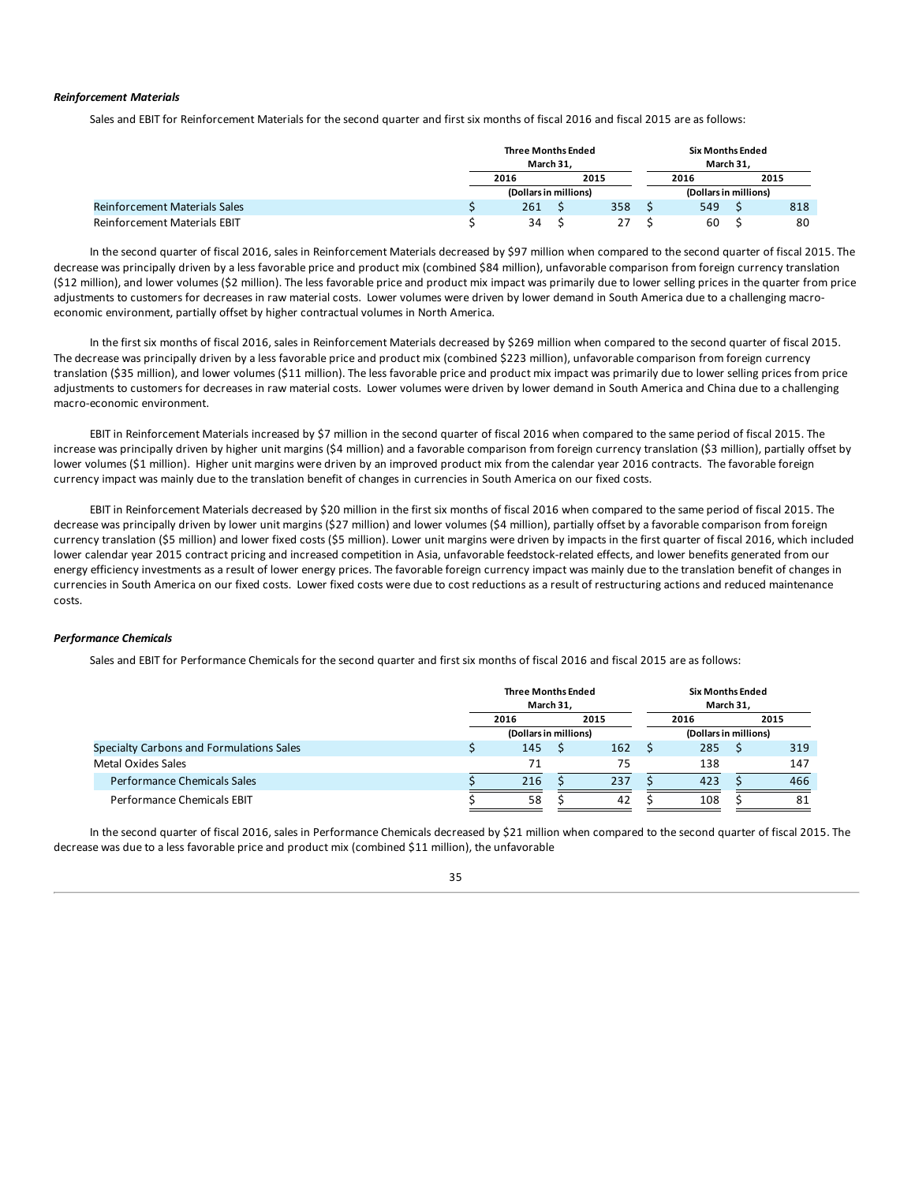### *Reinforcement Materials*

Sales and EBIT for Reinforcement Materials for the second quarter and first six months of fiscal 2016 and fiscal 2015 are as follows:

| | Three Months Ended March 31, | | Six Months Ended March 31, | |
|---|---|---|---|---|
| | 2016 | 2015 | 2016 | 2015 |
| | (Dollars in millions) | | (Dollars in millions) | |
| Reinforcement Materials Sales | $ 261 | $ 358 | $ 549 | $ 818 |
| Reinforcement Materials EBIT | $ 34 | $ 27 | $ 60 | $ 80 |

In the second quarter of fiscal 2016, sales in Reinforcement Materials decreased by $97 million when compared to the second quarter of fiscal 2015. The decrease was principally driven by a less favorable price and product mix (combined $84 million), unfavorable comparison from foreign currency translation ($12 million), and lower volumes ($2 million). The less favorable price and product mix impact was primarily due to lower selling prices in the quarter from price adjustments to customers for decreases in raw material costs. Lower volumes were driven by lower demand in South America due to a challenging macro-economic environment, partially offset by higher contractual volumes in North America.

In the first six months of fiscal 2016, sales in Reinforcement Materials decreased by $269 million when compared to the second quarter of fiscal 2015. The decrease was principally driven by a less favorable price and product mix (combined $223 million), unfavorable comparison from foreign currency translation ($35 million), and lower volumes ($11 million). The less favorable price and product mix impact was primarily due to lower selling prices from price adjustments to customers for decreases in raw material costs. Lower volumes were driven by lower demand in South America and China due to a challenging macro-economic environment.

EBIT in Reinforcement Materials increased by $7 million in the second quarter of fiscal 2016 when compared to the same period of fiscal 2015. The increase was principally driven by higher unit margins ($4 million) and a favorable comparison from foreign currency translation ($3 million), partially offset by lower volumes ($1 million). Higher unit margins were driven by an improved product mix from the calendar year 2016 contracts. The favorable foreign currency impact was mainly due to the translation benefit of changes in currencies in South America on our fixed costs.

EBIT in Reinforcement Materials decreased by $20 million in the first six months of fiscal 2016 when compared to the same period of fiscal 2015. The decrease was principally driven by lower unit margins ($27 million) and lower volumes ($4 million), partially offset by a favorable comparison from foreign currency translation ($5 million) and lower fixed costs ($5 million). Lower unit margins were driven by impacts in the first quarter of fiscal 2016, which included lower calendar year 2015 contract pricing and increased competition in Asia, unfavorable feedstock-related effects, and lower benefits generated from our energy efficiency investments as a result of lower energy prices. The favorable foreign currency impact was mainly due to the translation benefit of changes in currencies in South America on our fixed costs. Lower fixed costs were due to cost reductions as a result of restructuring actions and reduced maintenance costs.

### *Performance Chemicals*

Sales and EBIT for Performance Chemicals for the second quarter and first six months of fiscal 2016 and fiscal 2015 are as follows:

| | Three Months Ended March 31, | | Six Months Ended March 31, | |
|---|---|---|---|---|
| | 2016 | 2015 | 2016 | 2015 |
| | (Dollars in millions) | | (Dollars in millions) | |
| Specialty Carbons and Formulations Sales | $ 145 | $ 162 | $ 285 | $ 319 |
| Metal Oxides Sales | 71 | 75 | 138 | 147 |
| Performance Chemicals Sales | $ 216 | $ 237 | $ 423 | $ 466 |
| Performance Chemicals EBIT | $ 58 | $ 42 | $ 108 | $ 81 |

In the second quarter of fiscal 2016, sales in Performance Chemicals decreased by $21 million when compared to the second quarter of fiscal 2015. The decrease was due to a less favorable price and product mix (combined $11 million), the unfavorable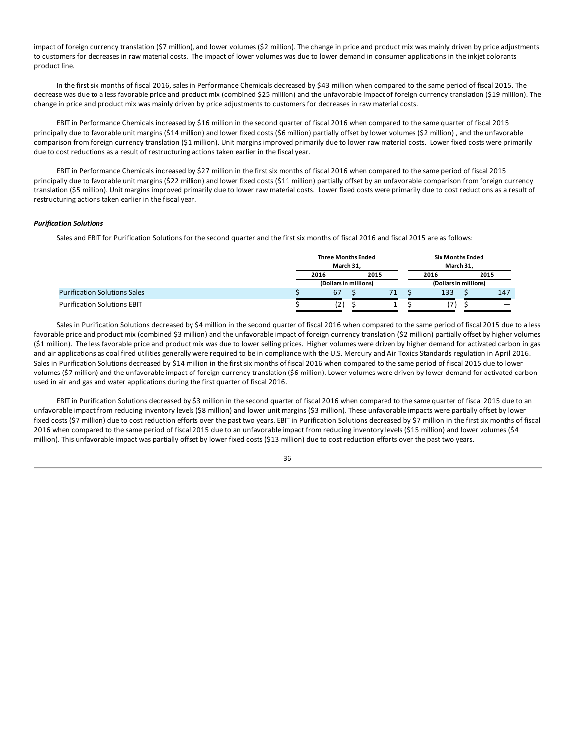impact of foreign currency translation ($7 million), and lower volumes ($2 million). The change in price and product mix was mainly driven by price adjustments to customers for decreases in raw material costs. The impact of lower volumes was due to lower demand in consumer applications in the inkjet colorants product line.

In the first six months of fiscal 2016, sales in Performance Chemicals decreased by $43 million when compared to the same period of fiscal 2015. The decrease was due to a less favorable price and product mix (combined $25 million) and the unfavorable impact of foreign currency translation ($19 million). The change in price and product mix was mainly driven by price adjustments to customers for decreases in raw material costs.

EBIT in Performance Chemicals increased by $16 million in the second quarter of fiscal 2016 when compared to the same quarter of fiscal 2015 principally due to favorable unit margins ($14 million) and lower fixed costs ($6 million) partially offset by lower volumes ($2 million) , and the unfavorable comparison from foreign currency translation ($1 million). Unit margins improved primarily due to lower raw material costs. Lower fixed costs were primarily due to cost reductions as a result of restructuring actions taken earlier in the fiscal year.

EBIT in Performance Chemicals increased by $27 million in the first six months of fiscal 2016 when compared to the same period of fiscal 2015 principally due to favorable unit margins ($22 million) and lower fixed costs ($11 million) partially offset by an unfavorable comparison from foreign currency translation ($5 million). Unit margins improved primarily due to lower raw material costs. Lower fixed costs were primarily due to cost reductions as a result of restructuring actions taken earlier in the fiscal year.

### *Purification Solutions*

Sales and EBIT for Purification Solutions for the second quarter and the first six months of fiscal 2016 and fiscal 2015 are as follows:

| | Three Months Ended March 31, | | Six Months Ended March 31, | |
|---|---|---|---|---|
| | 2016 | 2015 | 2016 | 2015 |
| | (Dollars in millions) | | (Dollars in millions) | |
| Purification Solutions Sales | $ 67 | $ 71 | $ 133 | $ 147 |
| Purification Solutions EBIT | $ (2) | $ 1 | $ (7) | $ — |

Sales in Purification Solutions decreased by $4 million in the second quarter of fiscal 2016 when compared to the same period of fiscal 2015 due to a less favorable price and product mix (combined $3 million) and the unfavorable impact of foreign currency translation ($2 million) partially offset by higher volumes ($1 million). The less favorable price and product mix was due to lower selling prices. Higher volumes were driven by higher demand for activated carbon in gas and air applications as coal fired utilities generally were required to be in compliance with the U.S. Mercury and Air Toxics Standards regulation in April 2016. Sales in Purification Solutions decreased by $14 million in the first six months of fiscal 2016 when compared to the same period of fiscal 2015 due to lower volumes ($7 million) and the unfavorable impact of foreign currency translation ($6 million). Lower volumes were driven by lower demand for activated carbon used in air and gas and water applications during the first quarter of fiscal 2016.

EBIT in Purification Solutions decreased by $3 million in the second quarter of fiscal 2016 when compared to the same quarter of fiscal 2015 due to an unfavorable impact from reducing inventory levels ($8 million) and lower unit margins ($3 million). These unfavorable impacts were partially offset by lower fixed costs ($7 million) due to cost reduction efforts over the past two years. EBIT in Purification Solutions decreased by $7 million in the first six months of fiscal 2016 when compared to the same period of fiscal 2015 due to an unfavorable impact from reducing inventory levels ($15 million) and lower volumes ($4 million). This unfavorable impact was partially offset by lower fixed costs ($13 million) due to cost reduction efforts over the past two years.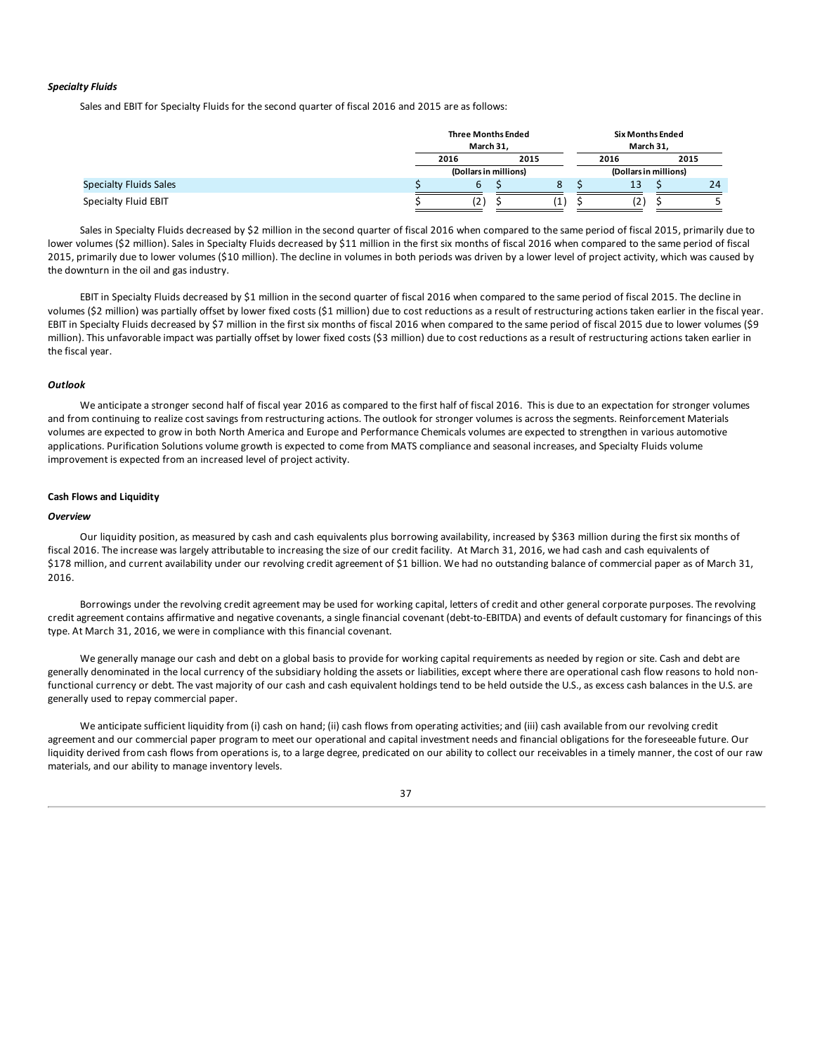### *Specialty Fluids*

Sales and EBIT for Specialty Fluids for the second quarter of fiscal 2016 and 2015 are as follows:

| | Three Months Ended March 31, | | Six Months Ended March 31, | |
|---|---|---|---|---|
| | 2016 | 2015 | 2016 | 2015 |
| | (Dollars in millions) | | (Dollars in millions) | |
| Specialty Fluids Sales | $ 6 | $ 8 | $ 13 | $ 24 |
| Specialty Fluid EBIT | $ (2) | $ (1) | $ (2) | $ 5 |

Sales in Specialty Fluids decreased by $2 million in the second quarter of fiscal 2016 when compared to the same period of fiscal 2015, primarily due to lower volumes ($2 million). Sales in Specialty Fluids decreased by $11 million in the first six months of fiscal 2016 when compared to the same period of fiscal 2015, primarily due to lower volumes ($10 million). The decline in volumes in both periods was driven by a lower level of project activity, which was caused by the downturn in the oil and gas industry.

EBIT in Specialty Fluids decreased by $1 million in the second quarter of fiscal 2016 when compared to the same period of fiscal 2015. The decline in volumes ($2 million) was partially offset by lower fixed costs ($1 million) due to cost reductions as a result of restructuring actions taken earlier in the fiscal year. EBIT in Specialty Fluids decreased by $7 million in the first six months of fiscal 2016 when compared to the same period of fiscal 2015 due to lower volumes ($9 million). This unfavorable impact was partially offset by lower fixed costs ($3 million) due to cost reductions as a result of restructuring actions taken earlier in the fiscal year.

### *Outlook*

We anticipate a stronger second half of fiscal year 2016 as compared to the first half of fiscal 2016. This is due to an expectation for stronger volumes and from continuing to realize cost savings from restructuring actions. The outlook for stronger volumes is across the segments. Reinforcement Materials volumes are expected to grow in both North America and Europe and Performance Chemicals volumes are expected to strengthen in various automotive applications. Purification Solutions volume growth is expected to come from MATS compliance and seasonal increases, and Specialty Fluids volume improvement is expected from an increased level of project activity.

## Cash Flows and Liquidity

### *Overview*

Our liquidity position, as measured by cash and cash equivalents plus borrowing availability, increased by $363 million during the first six months of fiscal 2016. The increase was largely attributable to increasing the size of our credit facility. At March 31, 2016, we had cash and cash equivalents of $178 million, and current availability under our revolving credit agreement of $1 billion. We had no outstanding balance of commercial paper as of March 31, 2016.

Borrowings under the revolving credit agreement may be used for working capital, letters of credit and other general corporate purposes. The revolving credit agreement contains affirmative and negative covenants, a single financial covenant (debt-to-EBITDA) and events of default customary for financings of this type. At March 31, 2016, we were in compliance with this financial covenant.

We generally manage our cash and debt on a global basis to provide for working capital requirements as needed by region or site. Cash and debt are generally denominated in the local currency of the subsidiary holding the assets or liabilities, except where there are operational cash flow reasons to hold non-functional currency or debt. The vast majority of our cash and cash equivalent holdings tend to be held outside the U.S., as excess cash balances in the U.S. are generally used to repay commercial paper.

We anticipate sufficient liquidity from (i) cash on hand; (ii) cash flows from operating activities; and (iii) cash available from our revolving credit agreement and our commercial paper program to meet our operational and capital investment needs and financial obligations for the foreseeable future. Our liquidity derived from cash flows from operations is, to a large degree, predicated on our ability to collect our receivables in a timely manner, the cost of our raw materials, and our ability to manage inventory levels.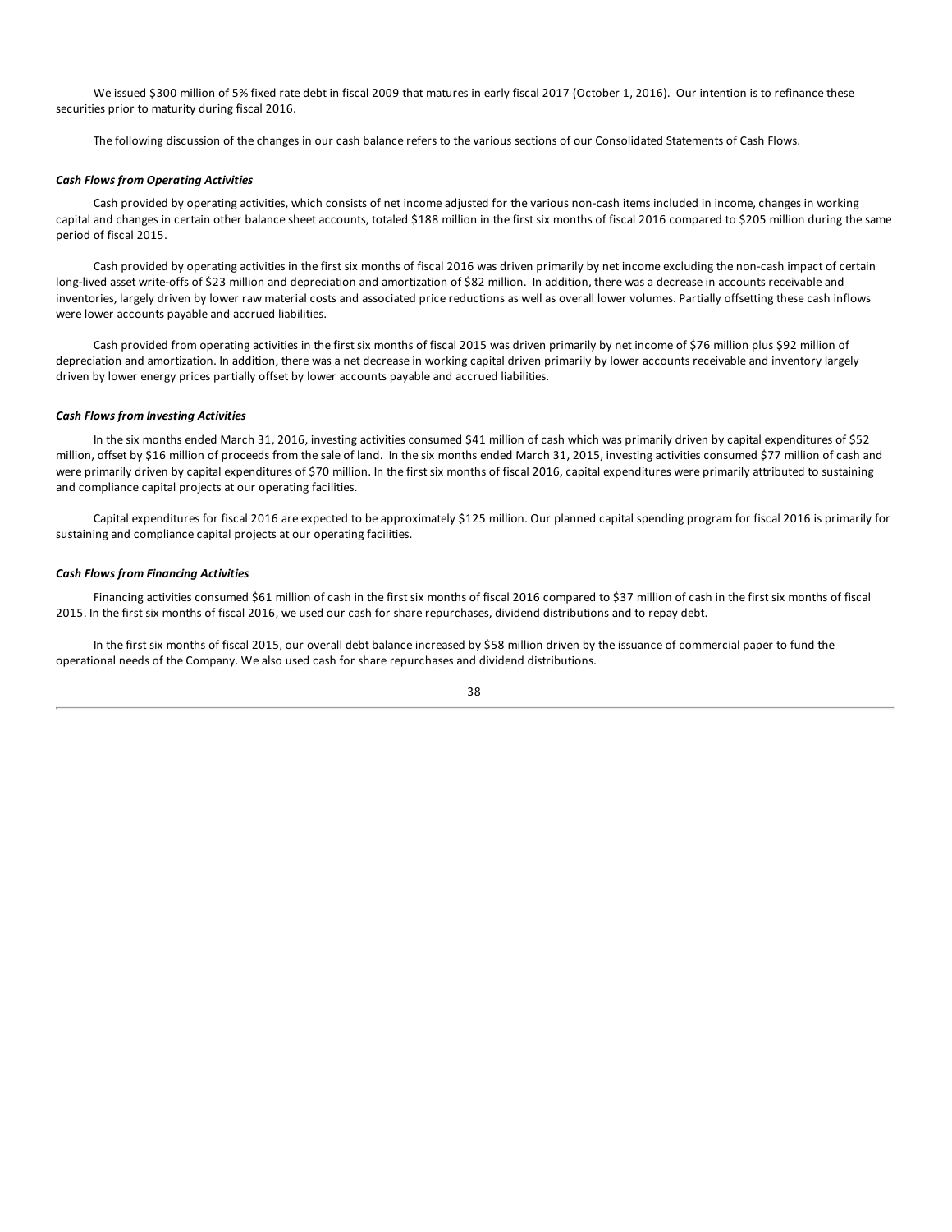We issued $300 million of 5% fixed rate debt in fiscal 2009 that matures in early fiscal 2017 (October 1, 2016). Our intention is to refinance these securities prior to maturity during fiscal 2016.

The following discussion of the changes in our cash balance refers to the various sections of our Consolidated Statements of Cash Flows.

***Cash Flows from Operating Activities***

Cash provided by operating activities, which consists of net income adjusted for the various non-cash items included in income, changes in working capital and changes in certain other balance sheet accounts, totaled $188 million in the first six months of fiscal 2016 compared to $205 million during the same period of fiscal 2015.

Cash provided by operating activities in the first six months of fiscal 2016 was driven primarily by net income excluding the non-cash impact of certain long-lived asset write-offs of $23 million and depreciation and amortization of $82 million. In addition, there was a decrease in accounts receivable and inventories, largely driven by lower raw material costs and associated price reductions as well as overall lower volumes. Partially offsetting these cash inflows were lower accounts payable and accrued liabilities.

Cash provided from operating activities in the first six months of fiscal 2015 was driven primarily by net income of $76 million plus $92 million of depreciation and amortization. In addition, there was a net decrease in working capital driven primarily by lower accounts receivable and inventory largely driven by lower energy prices partially offset by lower accounts payable and accrued liabilities.

***Cash Flows from Investing Activities***

In the six months ended March 31, 2016, investing activities consumed $41 million of cash which was primarily driven by capital expenditures of $52 million, offset by $16 million of proceeds from the sale of land. In the six months ended March 31, 2015, investing activities consumed $77 million of cash and were primarily driven by capital expenditures of $70 million. In the first six months of fiscal 2016, capital expenditures were primarily attributed to sustaining and compliance capital projects at our operating facilities.

Capital expenditures for fiscal 2016 are expected to be approximately $125 million. Our planned capital spending program for fiscal 2016 is primarily for sustaining and compliance capital projects at our operating facilities.

***Cash Flows from Financing Activities***

Financing activities consumed $61 million of cash in the first six months of fiscal 2016 compared to $37 million of cash in the first six months of fiscal 2015. In the first six months of fiscal 2016, we used our cash for share repurchases, dividend distributions and to repay debt.

In the first six months of fiscal 2015, our overall debt balance increased by $58 million driven by the issuance of commercial paper to fund the operational needs of the Company. We also used cash for share repurchases and dividend distributions.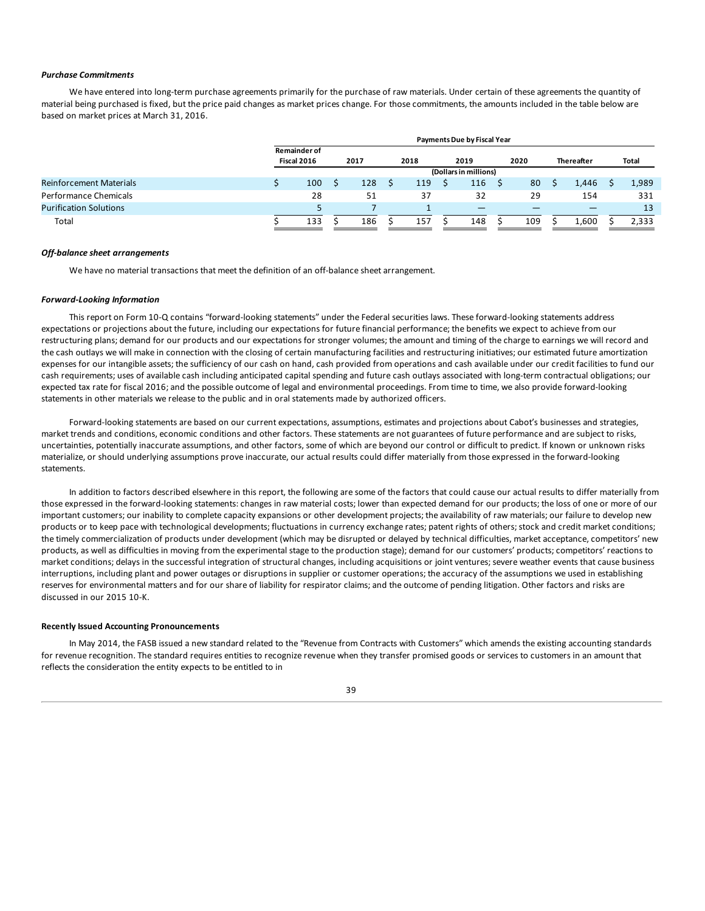***Purchase Commitments***

We have entered into long-term purchase agreements primarily for the purchase of raw materials. Under certain of these agreements the quantity of material being purchased is fixed, but the price paid changes as market prices change. For those commitments, the amounts included in the table below are based on market prices at March 31, 2016.

| | Payments Due by Fiscal Year | | | | | | |
|---|---|---|---|---|---|---|---|
| | Remainder of Fiscal 2016 | 2017 | 2018 | 2019 | 2020 | Thereafter | Total |
| | (Dollars in millions) | | | | | | |
| Reinforcement Materials | $ 100 | $ 128 | $ 119 | $ 116 | $ 80 | $ 1,446 | $ 1,989 |
| Performance Chemicals | 28 | 51 | 37 | 32 | 29 | 154 | 331 |
| Purification Solutions | 5 | 7 | 1 | — | — | — | 13 |
| Total | $ 133 | $ 186 | $ 157 | $ 148 | $ 109 | $ 1,600 | $ 2,333 |

***Off-balance sheet arrangements***

We have no material transactions that meet the definition of an off-balance sheet arrangement.

***Forward-Looking Information***

This report on Form 10-Q contains "forward-looking statements" under the Federal securities laws. These forward-looking statements address expectations or projections about the future, including our expectations for future financial performance; the benefits we expect to achieve from our restructuring plans; demand for our products and our expectations for stronger volumes; the amount and timing of the charge to earnings we will record and the cash outlays we will make in connection with the closing of certain manufacturing facilities and restructuring initiatives; our estimated future amortization expenses for our intangible assets; the sufficiency of our cash on hand, cash provided from operations and cash available under our credit facilities to fund our cash requirements; uses of available cash including anticipated capital spending and future cash outlays associated with long-term contractual obligations; our expected tax rate for fiscal 2016; and the possible outcome of legal and environmental proceedings. From time to time, we also provide forward-looking statements in other materials we release to the public and in oral statements made by authorized officers.

Forward-looking statements are based on our current expectations, assumptions, estimates and projections about Cabot's businesses and strategies, market trends and conditions, economic conditions and other factors. These statements are not guarantees of future performance and are subject to risks, uncertainties, potentially inaccurate assumptions, and other factors, some of which are beyond our control or difficult to predict. If known or unknown risks materialize, or should underlying assumptions prove inaccurate, our actual results could differ materially from those expressed in the forward-looking statements.

In addition to factors described elsewhere in this report, the following are some of the factors that could cause our actual results to differ materially from those expressed in the forward-looking statements: changes in raw material costs; lower than expected demand for our products; the loss of one or more of our important customers; our inability to complete capacity expansions or other development projects; the availability of raw materials; our failure to develop new products or to keep pace with technological developments; fluctuations in currency exchange rates; patent rights of others; stock and credit market conditions; the timely commercialization of products under development (which may be disrupted or delayed by technical difficulties, market acceptance, competitors' new products, as well as difficulties in moving from the experimental stage to the production stage); demand for our customers' products; competitors' reactions to market conditions; delays in the successful integration of structural changes, including acquisitions or joint ventures; severe weather events that cause business interruptions, including plant and power outages or disruptions in supplier or customer operations; the accuracy of the assumptions we used in establishing reserves for environmental matters and for our share of liability for respirator claims; and the outcome of pending litigation. Other factors and risks are discussed in our 2015 10-K.

**Recently Issued Accounting Pronouncements**

In May 2014, the FASB issued a new standard related to the "Revenue from Contracts with Customers" which amends the existing accounting standards for revenue recognition. The standard requires entities to recognize revenue when they transfer promised goods or services to customers in an amount that reflects the consideration the entity expects to be entitled to in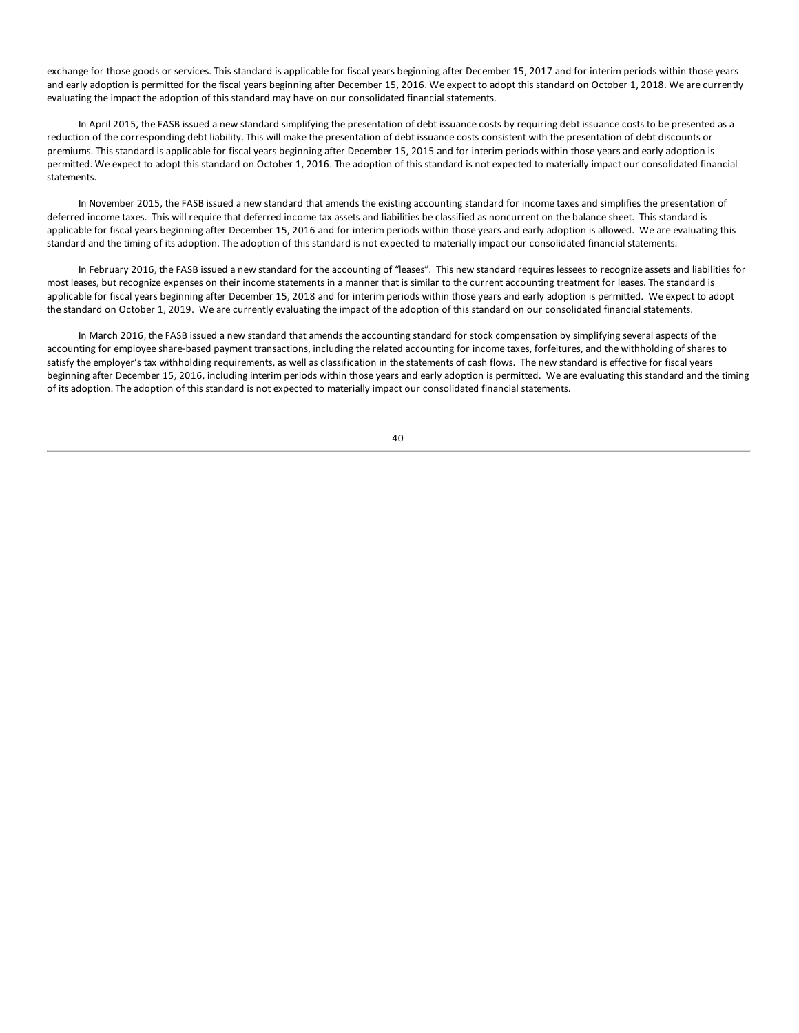exchange for those goods or services. This standard is applicable for fiscal years beginning after December 15, 2017 and for interim periods within those years and early adoption is permitted for the fiscal years beginning after December 15, 2016. We expect to adopt this standard on October 1, 2018. We are currently evaluating the impact the adoption of this standard may have on our consolidated financial statements.

In April 2015, the FASB issued a new standard simplifying the presentation of debt issuance costs by requiring debt issuance costs to be presented as a reduction of the corresponding debt liability. This will make the presentation of debt issuance costs consistent with the presentation of debt discounts or premiums. This standard is applicable for fiscal years beginning after December 15, 2015 and for interim periods within those years and early adoption is permitted. We expect to adopt this standard on October 1, 2016. The adoption of this standard is not expected to materially impact our consolidated financial statements.

In November 2015, the FASB issued a new standard that amends the existing accounting standard for income taxes and simplifies the presentation of deferred income taxes. This will require that deferred income tax assets and liabilities be classified as noncurrent on the balance sheet. This standard is applicable for fiscal years beginning after December 15, 2016 and for interim periods within those years and early adoption is allowed. We are evaluating this standard and the timing of its adoption. The adoption of this standard is not expected to materially impact our consolidated financial statements.

In February 2016, the FASB issued a new standard for the accounting of "leases". This new standard requires lessees to recognize assets and liabilities for most leases, but recognize expenses on their income statements in a manner that is similar to the current accounting treatment for leases. The standard is applicable for fiscal years beginning after December 15, 2018 and for interim periods within those years and early adoption is permitted. We expect to adopt the standard on October 1, 2019. We are currently evaluating the impact of the adoption of this standard on our consolidated financial statements.

In March 2016, the FASB issued a new standard that amends the accounting standard for stock compensation by simplifying several aspects of the accounting for employee share-based payment transactions, including the related accounting for income taxes, forfeitures, and the withholding of shares to satisfy the employer's tax withholding requirements, as well as classification in the statements of cash flows. The new standard is effective for fiscal years beginning after December 15, 2016, including interim periods within those years and early adoption is permitted. We are evaluating this standard and the timing of its adoption. The adoption of this standard is not expected to materially impact our consolidated financial statements.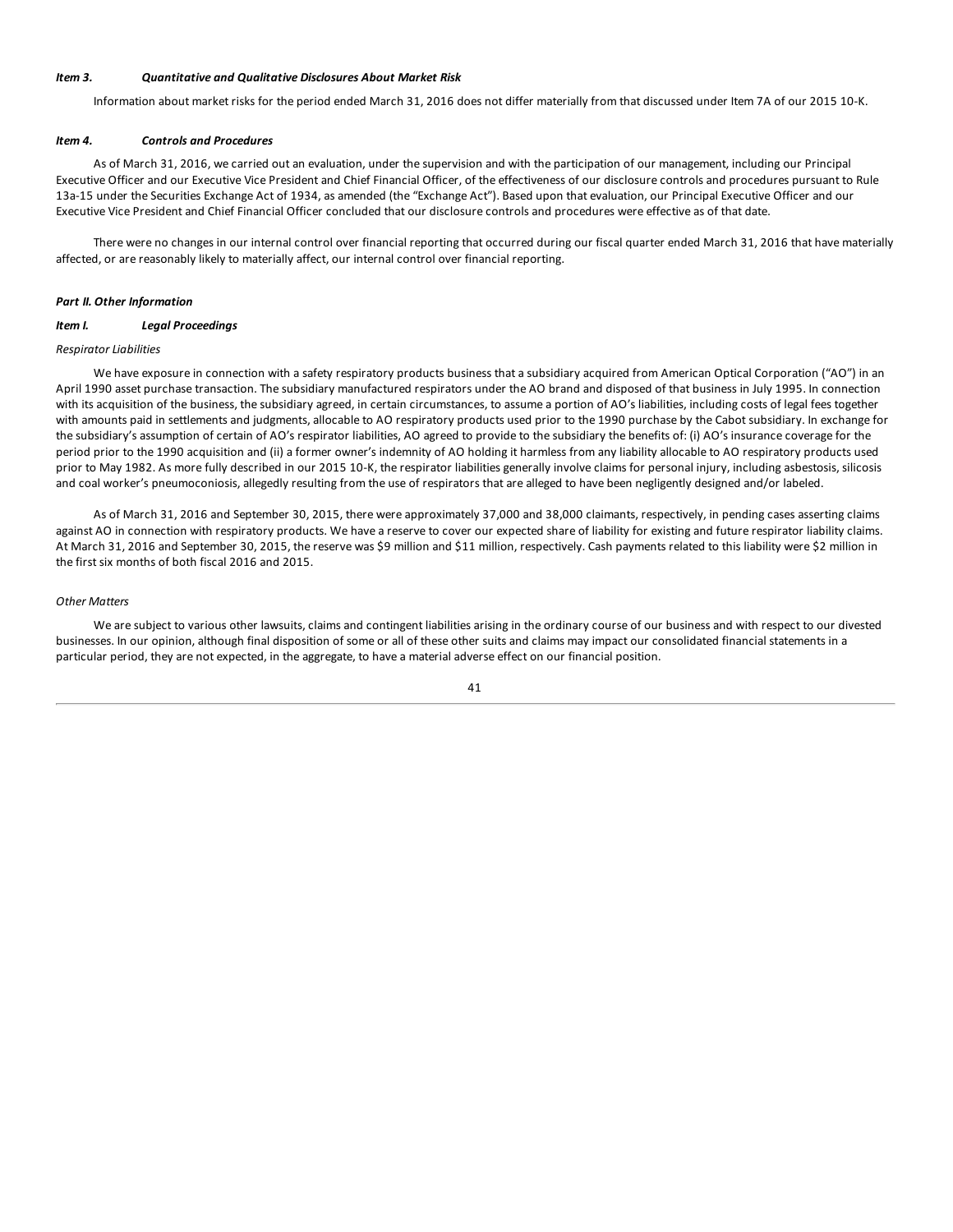### *Item 3. Quantitative and Qualitative Disclosures About Market Risk*

Information about market risks for the period ended March 31, 2016 does not differ materially from that discussed under Item 7A of our 2015 10-K.

### *Item 4. Controls and Procedures*

As of March 31, 2016, we carried out an evaluation, under the supervision and with the participation of our management, including our Principal Executive Officer and our Executive Vice President and Chief Financial Officer, of the effectiveness of our disclosure controls and procedures pursuant to Rule 13a-15 under the Securities Exchange Act of 1934, as amended (the "Exchange Act"). Based upon that evaluation, our Principal Executive Officer and our Executive Vice President and Chief Financial Officer concluded that our disclosure controls and procedures were effective as of that date.

There were no changes in our internal control over financial reporting that occurred during our fiscal quarter ended March 31, 2016 that have materially affected, or are reasonably likely to materially affect, our internal control over financial reporting.

## *Part II. Other Information*

### *Item I. Legal Proceedings*

*Respirator Liabilities*

We have exposure in connection with a safety respiratory products business that a subsidiary acquired from American Optical Corporation ("AO") in an April 1990 asset purchase transaction. The subsidiary manufactured respirators under the AO brand and disposed of that business in July 1995. In connection with its acquisition of the business, the subsidiary agreed, in certain circumstances, to assume a portion of AO's liabilities, including costs of legal fees together with amounts paid in settlements and judgments, allocable to AO respiratory products used prior to the 1990 purchase by the Cabot subsidiary. In exchange for the subsidiary's assumption of certain of AO's respirator liabilities, AO agreed to provide to the subsidiary the benefits of: (i) AO's insurance coverage for the period prior to the 1990 acquisition and (ii) a former owner's indemnity of AO holding it harmless from any liability allocable to AO respiratory products used prior to May 1982. As more fully described in our 2015 10-K, the respirator liabilities generally involve claims for personal injury, including asbestosis, silicosis and coal worker's pneumoconiosis, allegedly resulting from the use of respirators that are alleged to have been negligently designed and/or labeled.

As of March 31, 2016 and September 30, 2015, there were approximately 37,000 and 38,000 claimants, respectively, in pending cases asserting claims against AO in connection with respiratory products. We have a reserve to cover our expected share of liability for existing and future respirator liability claims. At March 31, 2016 and September 30, 2015, the reserve was $9 million and $11 million, respectively. Cash payments related to this liability were $2 million in the first six months of both fiscal 2016 and 2015.

*Other Matters*

We are subject to various other lawsuits, claims and contingent liabilities arising in the ordinary course of our business and with respect to our divested businesses. In our opinion, although final disposition of some or all of these other suits and claims may impact our consolidated financial statements in a particular period, they are not expected, in the aggregate, to have a material adverse effect on our financial position.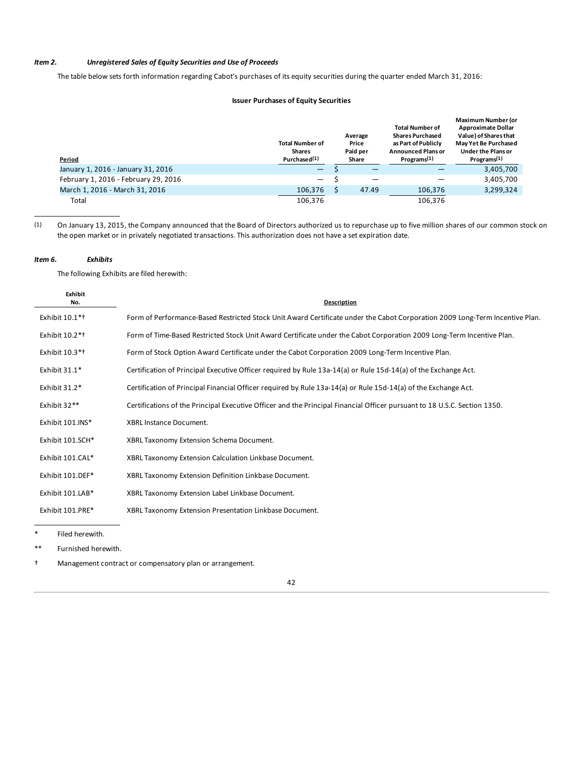*Item 2.* ***Unregistered Sales of Equity Securities and Use of Proceeds***

The table below sets forth information regarding Cabot's purchases of its equity securities during the quarter ended March 31, 2016:

**Issuer Purchases of Equity Securities**

| Period | Total Number of Shares Purchased[(1)] | Average Price Paid per Share | Total Number of Shares Purchased as Part of Publicly Announced Plans or Programs[(1)] | Maximum Number (or Approximate Dollar Value) of Shares that May Yet Be Purchased Under the Plans or Programs[(1)] |
|---|---|---|---|---|
| January 1, 2016 - January 31, 2016 | — | $ — | — | 3,405,700 |
| February 1, 2016 - February 29, 2016 | — | $ — | — | 3,405,700 |
| March 1, 2016 - March 31, 2016 | 106,376 | $ 47.49 | 106,376 | 3,299,324 |
| Total | 106,376 | | 106,376 | |

(1) On January 13, 2015, the Company announced that the Board of Directors authorized us to repurchase up to five million shares of our common stock on the open market or in privately negotiated transactions. This authorization does not have a set expiration date.

*Item 6.* ***Exhibits***

The following Exhibits are filed herewith:

| Exhibit No. | Description |
|---|---|
| Exhibit 10.1*† | Form of Performance-Based Restricted Stock Unit Award Certificate under the Cabot Corporation 2009 Long-Term Incentive Plan. |
| Exhibit 10.2*† | Form of Time-Based Restricted Stock Unit Award Certificate under the Cabot Corporation 2009 Long-Term Incentive Plan. |
| Exhibit 10.3*† | Form of Stock Option Award Certificate under the Cabot Corporation 2009 Long-Term Incentive Plan. |
| Exhibit 31.1* | Certification of Principal Executive Officer required by Rule 13a-14(a) or Rule 15d-14(a) of the Exchange Act. |
| Exhibit 31.2* | Certification of Principal Financial Officer required by Rule 13a-14(a) or Rule 15d-14(a) of the Exchange Act. |
| Exhibit 32** | Certifications of the Principal Executive Officer and the Principal Financial Officer pursuant to 18 U.S.C. Section 1350. |
| Exhibit 101.INS* | XBRL Instance Document. |
| Exhibit 101.SCH* | XBRL Taxonomy Extension Schema Document. |
| Exhibit 101.CAL* | XBRL Taxonomy Extension Calculation Linkbase Document. |
| Exhibit 101.DEF* | XBRL Taxonomy Extension Definition Linkbase Document. |
| Exhibit 101.LAB* | XBRL Taxonomy Extension Label Linkbase Document. |
| Exhibit 101.PRE* | XBRL Taxonomy Extension Presentation Linkbase Document. |

\* Filed herewith.

** Furnished herewith.

† Management contract or compensatory plan or arrangement.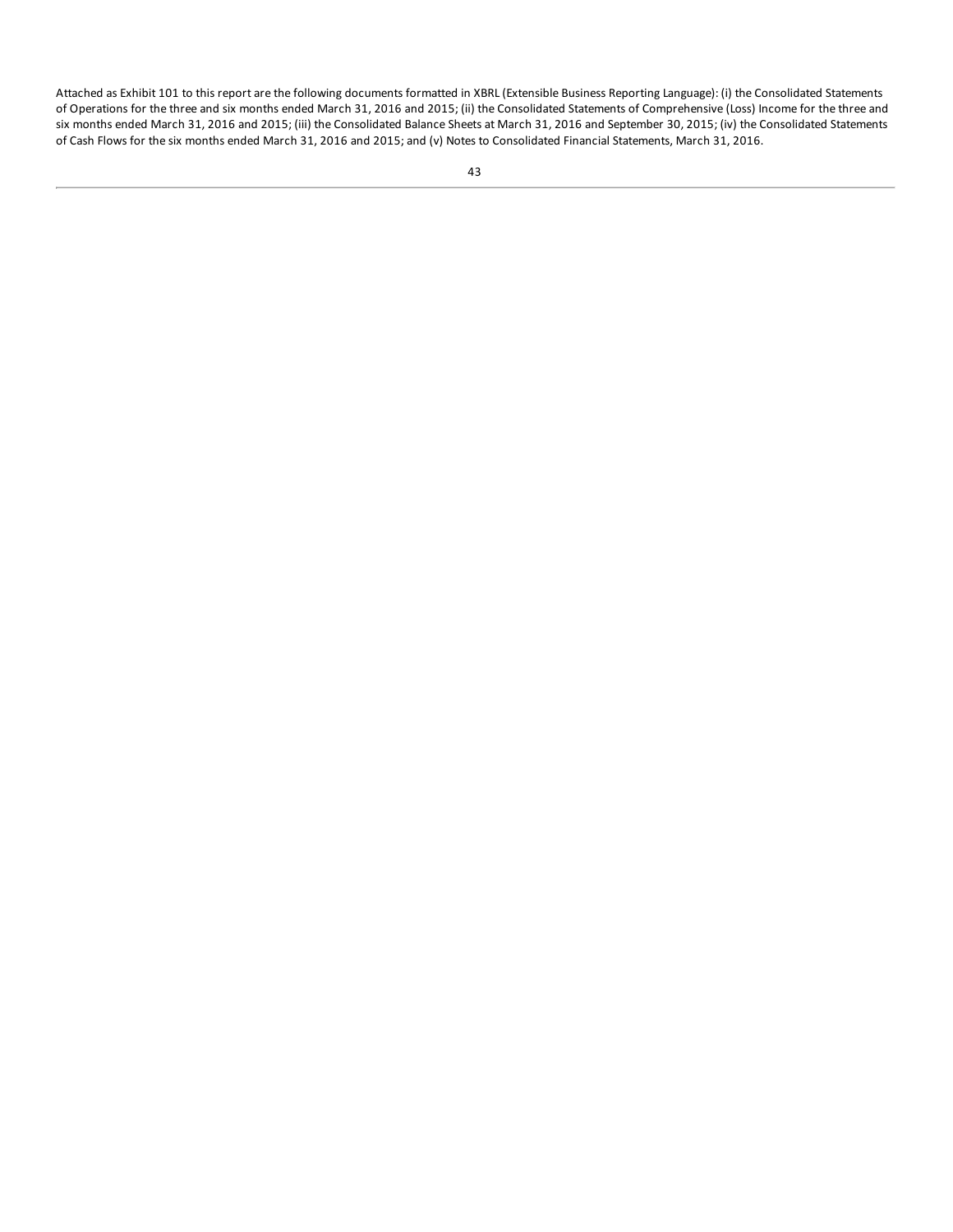Attached as Exhibit 101 to this report are the following documents formatted in XBRL (Extensible Business Reporting Language): (i) the Consolidated Statements of Operations for the three and six months ended March 31, 2016 and 2015; (ii) the Consolidated Statements of Comprehensive (Loss) Income for the three and six months ended March 31, 2016 and 2015; (iii) the Consolidated Balance Sheets at March 31, 2016 and September 30, 2015; (iv) the Consolidated Statements of Cash Flows for the six months ended March 31, 2016 and 2015; and (v) Notes to Consolidated Financial Statements, March 31, 2016.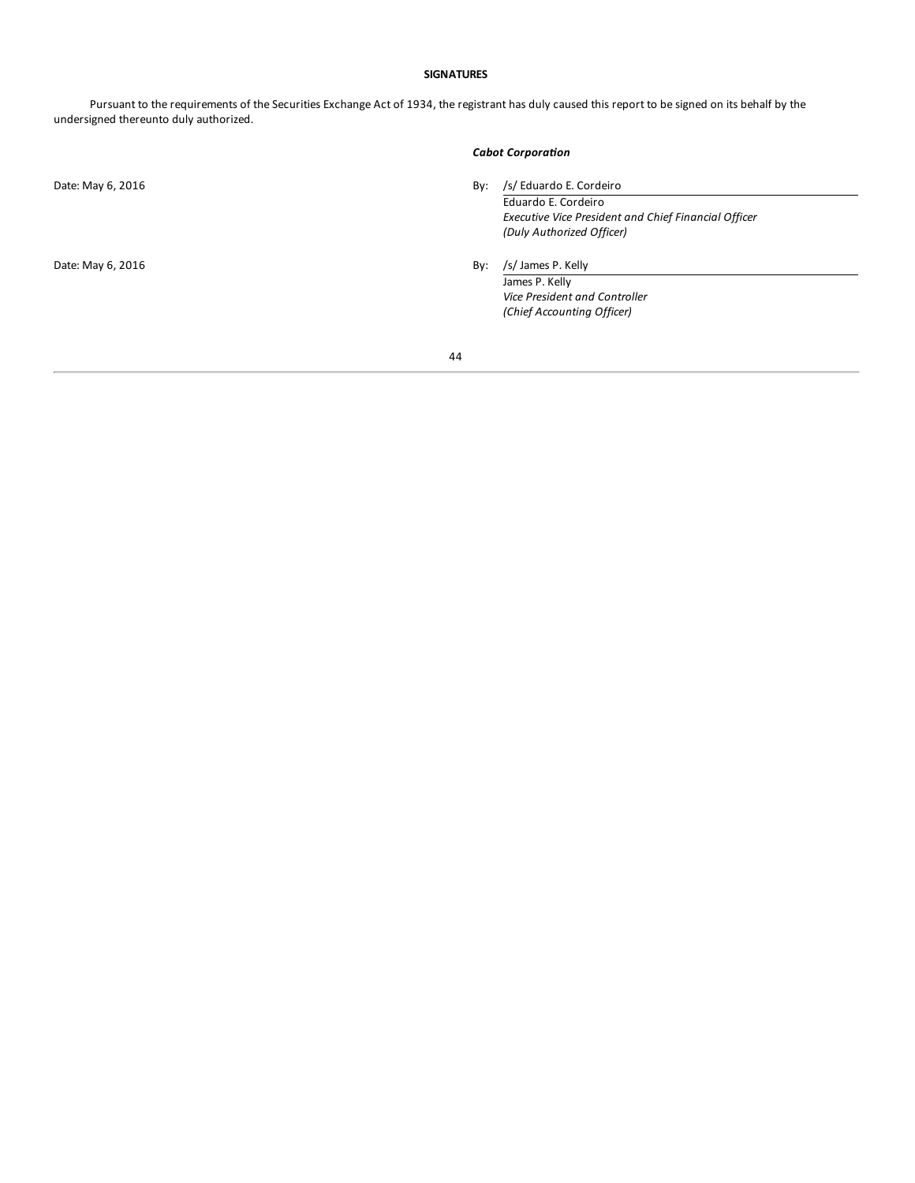## SIGNATURES

Pursuant to the requirements of the Securities Exchange Act of 1934, the registrant has duly caused this report to be signed on its behalf by the undersigned thereunto duly authorized.

***Cabot Corporation***

Date: May 6, 2016

By: /s/ Eduardo E. Cordeiro

Eduardo E. Cordeiro
*Executive Vice President and Chief Financial Officer*
*(Duly Authorized Officer)*

Date: May 6, 2016

By: /s/ James P. Kelly

James P. Kelly
*Vice President and Controller*
*(Chief Accounting Officer)*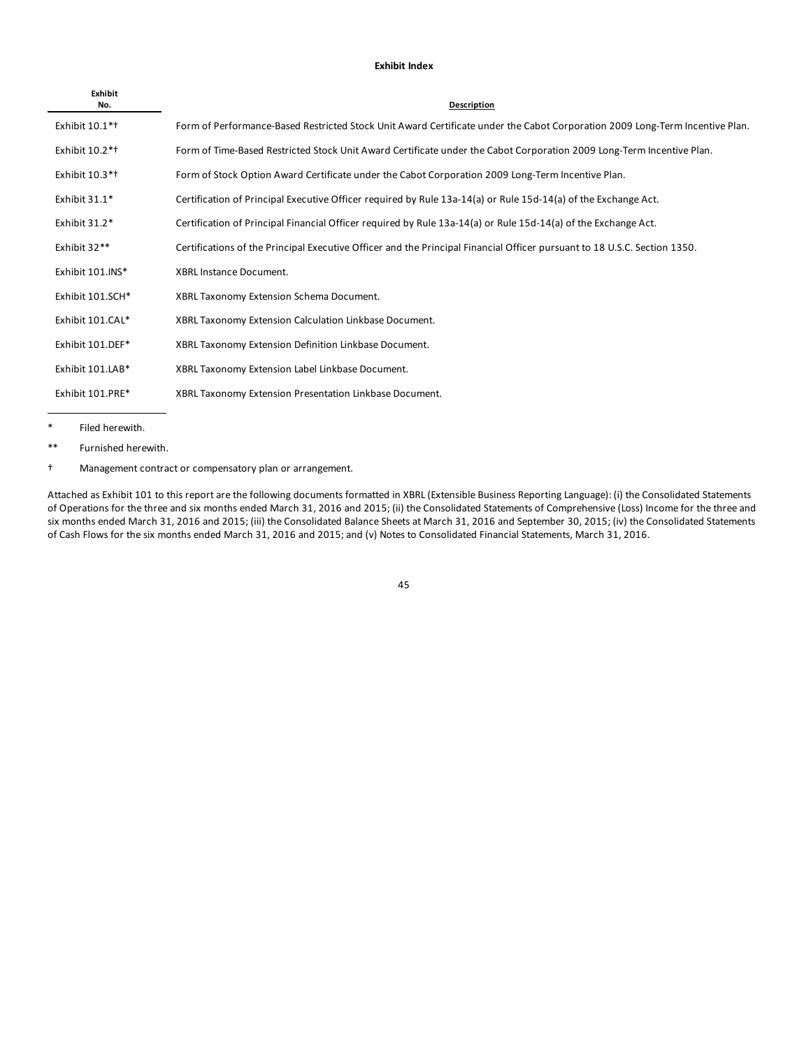**Exhibit Index**

| Exhibit No. | Description |
|---|---|
| Exhibit 10.1*† | Form of Performance-Based Restricted Stock Unit Award Certificate under the Cabot Corporation 2009 Long-Term Incentive Plan. |
| Exhibit 10.2*† | Form of Time-Based Restricted Stock Unit Award Certificate under the Cabot Corporation 2009 Long-Term Incentive Plan. |
| Exhibit 10.3*† | Form of Stock Option Award Certificate under the Cabot Corporation 2009 Long-Term Incentive Plan. |
| Exhibit 31.1* | Certification of Principal Executive Officer required by Rule 13a-14(a) or Rule 15d-14(a) of the Exchange Act. |
| Exhibit 31.2* | Certification of Principal Financial Officer required by Rule 13a-14(a) or Rule 15d-14(a) of the Exchange Act. |
| Exhibit 32** | Certifications of the Principal Executive Officer and the Principal Financial Officer pursuant to 18 U.S.C. Section 1350. |
| Exhibit 101.INS* | XBRL Instance Document. |
| Exhibit 101.SCH* | XBRL Taxonomy Extension Schema Document. |
| Exhibit 101.CAL* | XBRL Taxonomy Extension Calculation Linkbase Document. |
| Exhibit 101.DEF* | XBRL Taxonomy Extension Definition Linkbase Document. |
| Exhibit 101.LAB* | XBRL Taxonomy Extension Label Linkbase Document. |
| Exhibit 101.PRE* | XBRL Taxonomy Extension Presentation Linkbase Document. |

\* Filed herewith.

** Furnished herewith.

† Management contract or compensatory plan or arrangement.

Attached as Exhibit 101 to this report are the following documents formatted in XBRL (Extensible Business Reporting Language): (i) the Consolidated Statements of Operations for the three and six months ended March 31, 2016 and 2015; (ii) the Consolidated Statements of Comprehensive (Loss) Income for the three and six months ended March 31, 2016 and 2015; (iii) the Consolidated Balance Sheets at March 31, 2016 and September 30, 2015; (iv) the Consolidated Statements of Cash Flows for the six months ended March 31, 2016 and 2015; and (v) Notes to Consolidated Financial Statements, March 31, 2016.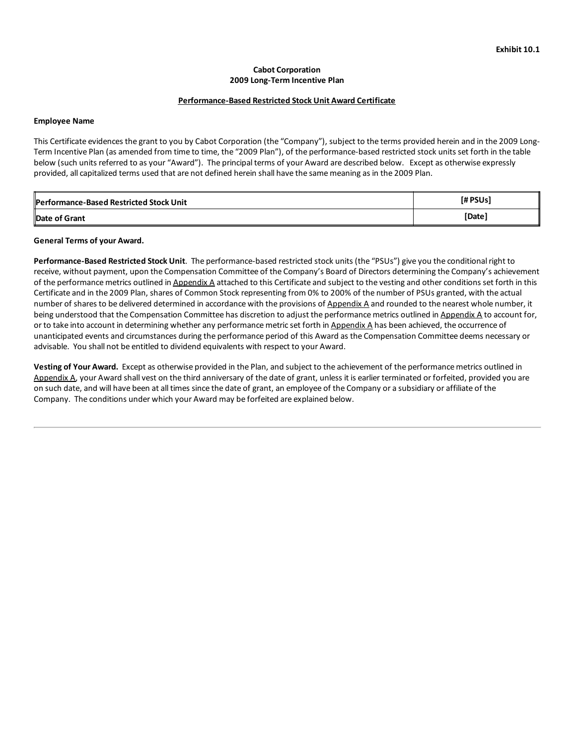Exhibit 10.1

**Cabot Corporation**
**2009 Long-Term Incentive Plan**

**Performance-Based Restricted Stock Unit Award Certificate**

**Employee Name**

This Certificate evidences the grant to you by Cabot Corporation (the "Company"), subject to the terms provided herein and in the 2009 Long-Term Incentive Plan (as amended from time to time, the "2009 Plan"), of the performance-based restricted stock units set forth in the table below (such units referred to as your "Award"). The principal terms of your Award are described below. Except as otherwise expressly provided, all capitalized terms used that are not defined herein shall have the same meaning as in the 2009 Plan.

| | |
|---|---|
| **Performance-Based Restricted Stock Unit** | **[# PSUs]** |
| **Date of Grant** | **[Date]** |

**General Terms of your Award.**

**Performance-Based Restricted Stock Unit**. The performance-based restricted stock units (the "PSUs") give you the conditional right to receive, without payment, upon the Compensation Committee of the Company's Board of Directors determining the Company's achievement of the performance metrics outlined in Appendix A attached to this Certificate and subject to the vesting and other conditions set forth in this Certificate and in the 2009 Plan, shares of Common Stock representing from 0% to 200% of the number of PSUs granted, with the actual number of shares to be delivered determined in accordance with the provisions of Appendix A and rounded to the nearest whole number, it being understood that the Compensation Committee has discretion to adjust the performance metrics outlined in Appendix A to account for, or to take into account in determining whether any performance metric set forth in Appendix A has been achieved, the occurrence of unanticipated events and circumstances during the performance period of this Award as the Compensation Committee deems necessary or advisable. You shall not be entitled to dividend equivalents with respect to your Award.

**Vesting of Your Award.** Except as otherwise provided in the Plan, and subject to the achievement of the performance metrics outlined in Appendix A, your Award shall vest on the third anniversary of the date of grant, unless it is earlier terminated or forfeited, provided you are on such date, and will have been at all times since the date of grant, an employee of the Company or a subsidiary or affiliate of the Company. The conditions under which your Award may be forfeited are explained below.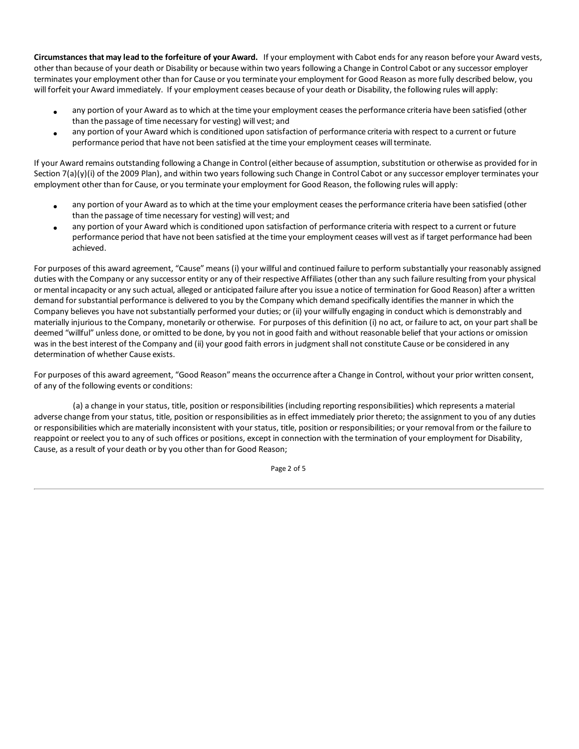**Circumstances that may lead to the forfeiture of your Award.** If your employment with Cabot ends for any reason before your Award vests, other than because of your death or Disability or because within two years following a Change in Control Cabot or any successor employer terminates your employment other than for Cause or you terminate your employment for Good Reason as more fully described below, you will forfeit your Award immediately. If your employment ceases because of your death or Disability, the following rules will apply:

- any portion of your Award as to which at the time your employment ceases the performance criteria have been satisfied (other than the passage of time necessary for vesting) will vest; and
- any portion of your Award which is conditioned upon satisfaction of performance criteria with respect to a current or future performance period that have not been satisfied at the time your employment ceases will terminate.

If your Award remains outstanding following a Change in Control (either because of assumption, substitution or otherwise as provided for in Section 7(a)(y)(i) of the 2009 Plan), and within two years following such Change in Control Cabot or any successor employer terminates your employment other than for Cause, or you terminate your employment for Good Reason, the following rules will apply:

- any portion of your Award as to which at the time your employment ceases the performance criteria have been satisfied (other than the passage of time necessary for vesting) will vest; and
- any portion of your Award which is conditioned upon satisfaction of performance criteria with respect to a current or future performance period that have not been satisfied at the time your employment ceases will vest as if target performance had been achieved.

For purposes of this award agreement, "Cause" means (i) your willful and continued failure to perform substantially your reasonably assigned duties with the Company or any successor entity or any of their respective Affiliates (other than any such failure resulting from your physical or mental incapacity or any such actual, alleged or anticipated failure after you issue a notice of termination for Good Reason) after a written demand for substantial performance is delivered to you by the Company which demand specifically identifies the manner in which the Company believes you have not substantially performed your duties; or (ii) your willfully engaging in conduct which is demonstrably and materially injurious to the Company, monetarily or otherwise. For purposes of this definition (i) no act, or failure to act, on your part shall be deemed "willful" unless done, or omitted to be done, by you not in good faith and without reasonable belief that your actions or omission was in the best interest of the Company and (ii) your good faith errors in judgment shall not constitute Cause or be considered in any determination of whether Cause exists.

For purposes of this award agreement, "Good Reason" means the occurrence after a Change in Control, without your prior written consent, of any of the following events or conditions:

(a) a change in your status, title, position or responsibilities (including reporting responsibilities) which represents a material adverse change from your status, title, position or responsibilities as in effect immediately prior thereto; the assignment to you of any duties or responsibilities which are materially inconsistent with your status, title, position or responsibilities; or your removal from or the failure to reappoint or reelect you to any of such offices or positions, except in connection with the termination of your employment for Disability, Cause, as a result of your death or by you other than for Good Reason;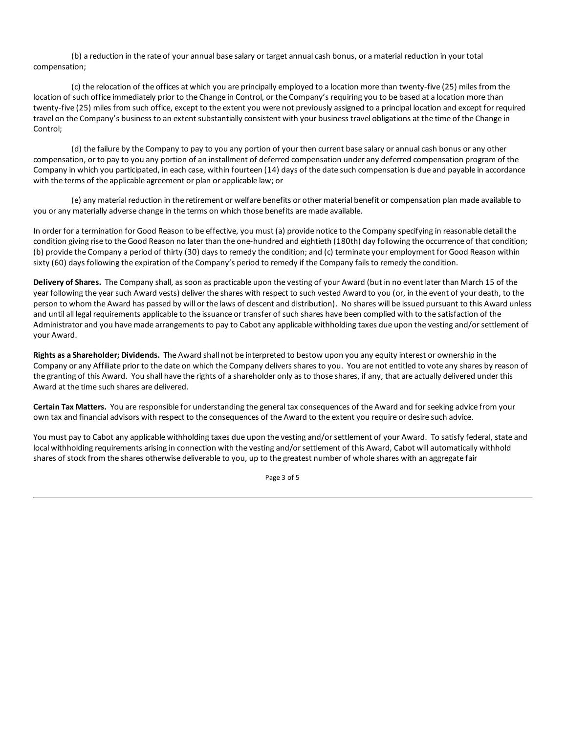(b) a reduction in the rate of your annual base salary or target annual cash bonus, or a material reduction in your total compensation;

(c) the relocation of the offices at which you are principally employed to a location more than twenty-five (25) miles from the location of such office immediately prior to the Change in Control, or the Company's requiring you to be based at a location more than twenty-five (25) miles from such office, except to the extent you were not previously assigned to a principal location and except for required travel on the Company's business to an extent substantially consistent with your business travel obligations at the time of the Change in Control;

(d) the failure by the Company to pay to you any portion of your then current base salary or annual cash bonus or any other compensation, or to pay to you any portion of an installment of deferred compensation under any deferred compensation program of the Company in which you participated, in each case, within fourteen (14) days of the date such compensation is due and payable in accordance with the terms of the applicable agreement or plan or applicable law; or

(e) any material reduction in the retirement or welfare benefits or other material benefit or compensation plan made available to you or any materially adverse change in the terms on which those benefits are made available.

In order for a termination for Good Reason to be effective, you must (a) provide notice to the Company specifying in reasonable detail the condition giving rise to the Good Reason no later than the one-hundred and eightieth (180th) day following the occurrence of that condition; (b) provide the Company a period of thirty (30) days to remedy the condition; and (c) terminate your employment for Good Reason within sixty (60) days following the expiration of the Company's period to remedy if the Company fails to remedy the condition.

**Delivery of Shares.** The Company shall, as soon as practicable upon the vesting of your Award (but in no event later than March 15 of the year following the year such Award vests) deliver the shares with respect to such vested Award to you (or, in the event of your death, to the person to whom the Award has passed by will or the laws of descent and distribution). No shares will be issued pursuant to this Award unless and until all legal requirements applicable to the issuance or transfer of such shares have been complied with to the satisfaction of the Administrator and you have made arrangements to pay to Cabot any applicable withholding taxes due upon the vesting and/or settlement of your Award.

**Rights as a Shareholder; Dividends.** The Award shall not be interpreted to bestow upon you any equity interest or ownership in the Company or any Affiliate prior to the date on which the Company delivers shares to you. You are not entitled to vote any shares by reason of the granting of this Award. You shall have the rights of a shareholder only as to those shares, if any, that are actually delivered under this Award at the time such shares are delivered.

**Certain Tax Matters.** You are responsible for understanding the general tax consequences of the Award and for seeking advice from your own tax and financial advisors with respect to the consequences of the Award to the extent you require or desire such advice.

You must pay to Cabot any applicable withholding taxes due upon the vesting and/or settlement of your Award. To satisfy federal, state and local withholding requirements arising in connection with the vesting and/or settlement of this Award, Cabot will automatically withhold shares of stock from the shares otherwise deliverable to you, up to the greatest number of whole shares with an aggregate fair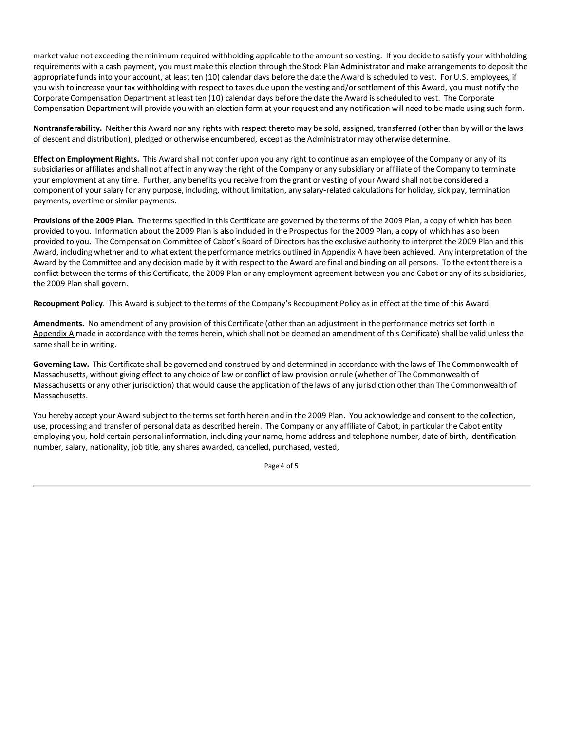market value not exceeding the minimum required withholding applicable to the amount so vesting. If you decide to satisfy your withholding requirements with a cash payment, you must make this election through the Stock Plan Administrator and make arrangements to deposit the appropriate funds into your account, at least ten (10) calendar days before the date the Award is scheduled to vest. For U.S. employees, if you wish to increase your tax withholding with respect to taxes due upon the vesting and/or settlement of this Award, you must notify the Corporate Compensation Department at least ten (10) calendar days before the date the Award is scheduled to vest. The Corporate Compensation Department will provide you with an election form at your request and any notification will need to be made using such form.

**Nontransferability.** Neither this Award nor any rights with respect thereto may be sold, assigned, transferred (other than by will or the laws of descent and distribution), pledged or otherwise encumbered, except as the Administrator may otherwise determine.

**Effect on Employment Rights.** This Award shall not confer upon you any right to continue as an employee of the Company or any of its subsidiaries or affiliates and shall not affect in any way the right of the Company or any subsidiary or affiliate of the Company to terminate your employment at any time. Further, any benefits you receive from the grant or vesting of your Award shall not be considered a component of your salary for any purpose, including, without limitation, any salary-related calculations for holiday, sick pay, termination payments, overtime or similar payments.

**Provisions of the 2009 Plan.** The terms specified in this Certificate are governed by the terms of the 2009 Plan, a copy of which has been provided to you. Information about the 2009 Plan is also included in the Prospectus for the 2009 Plan, a copy of which has also been provided to you. The Compensation Committee of Cabot's Board of Directors has the exclusive authority to interpret the 2009 Plan and this Award, including whether and to what extent the performance metrics outlined in Appendix A have been achieved. Any interpretation of the Award by the Committee and any decision made by it with respect to the Award are final and binding on all persons. To the extent there is a conflict between the terms of this Certificate, the 2009 Plan or any employment agreement between you and Cabot or any of its subsidiaries, the 2009 Plan shall govern.

**Recoupment Policy**. This Award is subject to the terms of the Company's Recoupment Policy as in effect at the time of this Award.

**Amendments.** No amendment of any provision of this Certificate (other than an adjustment in the performance metrics set forth in Appendix A made in accordance with the terms herein, which shall not be deemed an amendment of this Certificate) shall be valid unless the same shall be in writing.

**Governing Law.** This Certificate shall be governed and construed by and determined in accordance with the laws of The Commonwealth of Massachusetts, without giving effect to any choice of law or conflict of law provision or rule (whether of The Commonwealth of Massachusetts or any other jurisdiction) that would cause the application of the laws of any jurisdiction other than The Commonwealth of Massachusetts.

You hereby accept your Award subject to the terms set forth herein and in the 2009 Plan. You acknowledge and consent to the collection, use, processing and transfer of personal data as described herein. The Company or any affiliate of Cabot, in particular the Cabot entity employing you, hold certain personal information, including your name, home address and telephone number, date of birth, identification number, salary, nationality, job title, any shares awarded, cancelled, purchased, vested,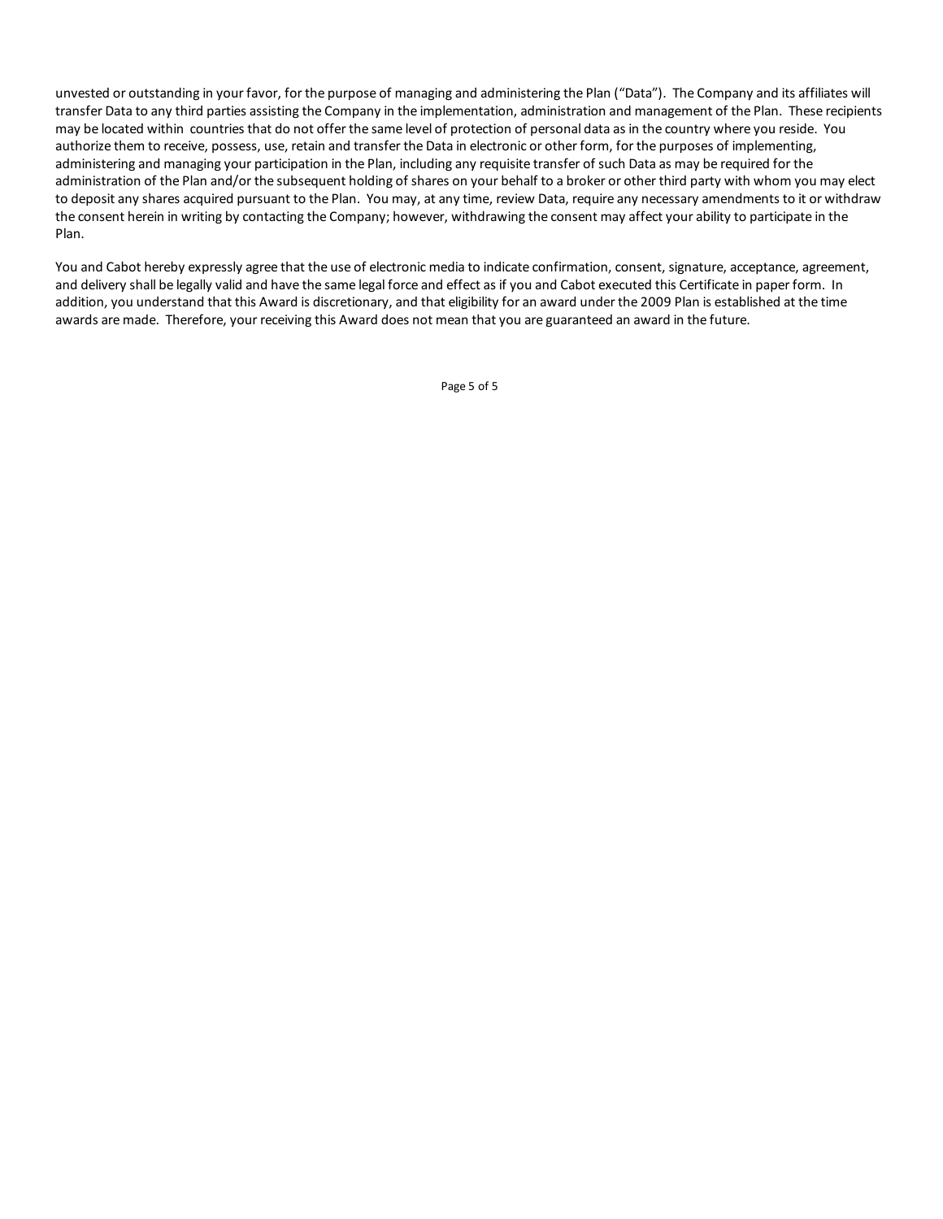unvested or outstanding in your favor, for the purpose of managing and administering the Plan ("Data"). The Company and its affiliates will transfer Data to any third parties assisting the Company in the implementation, administration and management of the Plan. These recipients may be located within countries that do not offer the same level of protection of personal data as in the country where you reside. You authorize them to receive, possess, use, retain and transfer the Data in electronic or other form, for the purposes of implementing, administering and managing your participation in the Plan, including any requisite transfer of such Data as may be required for the administration of the Plan and/or the subsequent holding of shares on your behalf to a broker or other third party with whom you may elect to deposit any shares acquired pursuant to the Plan. You may, at any time, review Data, require any necessary amendments to it or withdraw the consent herein in writing by contacting the Company; however, withdrawing the consent may affect your ability to participate in the Plan.

You and Cabot hereby expressly agree that the use of electronic media to indicate confirmation, consent, signature, acceptance, agreement, and delivery shall be legally valid and have the same legal force and effect as if you and Cabot executed this Certificate in paper form. In addition, you understand that this Award is discretionary, and that eligibility for an award under the 2009 Plan is established at the time awards are made. Therefore, your receiving this Award does not mean that you are guaranteed an award in the future.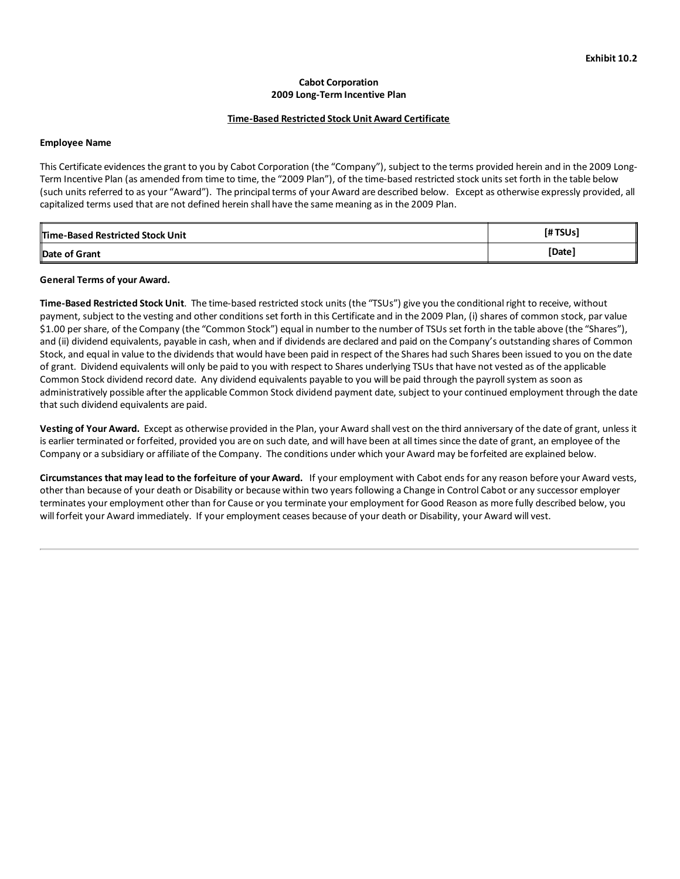Exhibit 10.2

**Cabot Corporation**
**2009 Long-Term Incentive Plan**

**Time-Based Restricted Stock Unit Award Certificate**

**Employee Name**

This Certificate evidences the grant to you by Cabot Corporation (the "Company"), subject to the terms provided herein and in the 2009 Long-Term Incentive Plan (as amended from time to time, the "2009 Plan"), of the time-based restricted stock units set forth in the table below (such units referred to as your "Award"). The principal terms of your Award are described below. Except as otherwise expressly provided, all capitalized terms used that are not defined herein shall have the same meaning as in the 2009 Plan.

| | |
|---|---|
| **Time-Based Restricted Stock Unit** | **[# TSUs]** |
| **Date of Grant** | **[Date]** |

**General Terms of your Award.**

**Time-Based Restricted Stock Unit**. The time-based restricted stock units (the "TSUs") give you the conditional right to receive, without payment, subject to the vesting and other conditions set forth in this Certificate and in the 2009 Plan, (i) shares of common stock, par value $1.00 per share, of the Company (the "Common Stock") equal in number to the number of TSUs set forth in the table above (the "Shares"), and (ii) dividend equivalents, payable in cash, when and if dividends are declared and paid on the Company's outstanding shares of Common Stock, and equal in value to the dividends that would have been paid in respect of the Shares had such Shares been issued to you on the date of grant. Dividend equivalents will only be paid to you with respect to Shares underlying TSUs that have not vested as of the applicable Common Stock dividend record date. Any dividend equivalents payable to you will be paid through the payroll system as soon as administratively possible after the applicable Common Stock dividend payment date, subject to your continued employment through the date that such dividend equivalents are paid.

**Vesting of Your Award.** Except as otherwise provided in the Plan, your Award shall vest on the third anniversary of the date of grant, unless it is earlier terminated or forfeited, provided you are on such date, and will have been at all times since the date of grant, an employee of the Company or a subsidiary or affiliate of the Company. The conditions under which your Award may be forfeited are explained below.

**Circumstances that may lead to the forfeiture of your Award.** If your employment with Cabot ends for any reason before your Award vests, other than because of your death or Disability or because within two years following a Change in Control Cabot or any successor employer terminates your employment other than for Cause or you terminate your employment for Good Reason as more fully described below, you will forfeit your Award immediately. If your employment ceases because of your death or Disability, your Award will vest.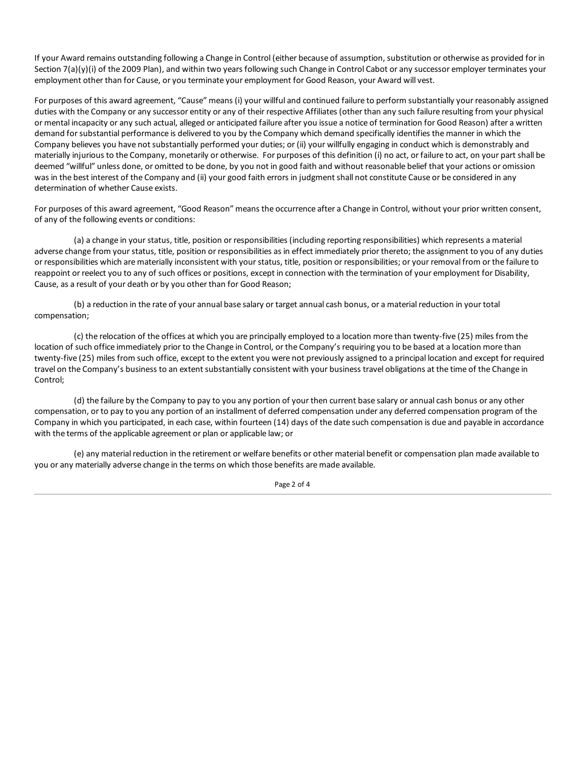If your Award remains outstanding following a Change in Control (either because of assumption, substitution or otherwise as provided for in Section 7(a)(y)(i) of the 2009 Plan), and within two years following such Change in Control Cabot or any successor employer terminates your employment other than for Cause, or you terminate your employment for Good Reason, your Award will vest.

For purposes of this award agreement, "Cause" means (i) your willful and continued failure to perform substantially your reasonably assigned duties with the Company or any successor entity or any of their respective Affiliates (other than any such failure resulting from your physical or mental incapacity or any such actual, alleged or anticipated failure after you issue a notice of termination for Good Reason) after a written demand for substantial performance is delivered to you by the Company which demand specifically identifies the manner in which the Company believes you have not substantially performed your duties; or (ii) your willfully engaging in conduct which is demonstrably and materially injurious to the Company, monetarily or otherwise. For purposes of this definition (i) no act, or failure to act, on your part shall be deemed "willful" unless done, or omitted to be done, by you not in good faith and without reasonable belief that your actions or omission was in the best interest of the Company and (ii) your good faith errors in judgment shall not constitute Cause or be considered in any determination of whether Cause exists.

For purposes of this award agreement, "Good Reason" means the occurrence after a Change in Control, without your prior written consent, of any of the following events or conditions:

(a) a change in your status, title, position or responsibilities (including reporting responsibilities) which represents a material adverse change from your status, title, position or responsibilities as in effect immediately prior thereto; the assignment to you of any duties or responsibilities which are materially inconsistent with your status, title, position or responsibilities; or your removal from or the failure to reappoint or reelect you to any of such offices or positions, except in connection with the termination of your employment for Disability, Cause, as a result of your death or by you other than for Good Reason;

(b) a reduction in the rate of your annual base salary or target annual cash bonus, or a material reduction in your total compensation;

(c) the relocation of the offices at which you are principally employed to a location more than twenty-five (25) miles from the location of such office immediately prior to the Change in Control, or the Company's requiring you to be based at a location more than twenty-five (25) miles from such office, except to the extent you were not previously assigned to a principal location and except for required travel on the Company's business to an extent substantially consistent with your business travel obligations at the time of the Change in Control;

(d) the failure by the Company to pay to you any portion of your then current base salary or annual cash bonus or any other compensation, or to pay to you any portion of an installment of deferred compensation under any deferred compensation program of the Company in which you participated, in each case, within fourteen (14) days of the date such compensation is due and payable in accordance with the terms of the applicable agreement or plan or applicable law; or

(e) any material reduction in the retirement or welfare benefits or other material benefit or compensation plan made available to you or any materially adverse change in the terms on which those benefits are made available.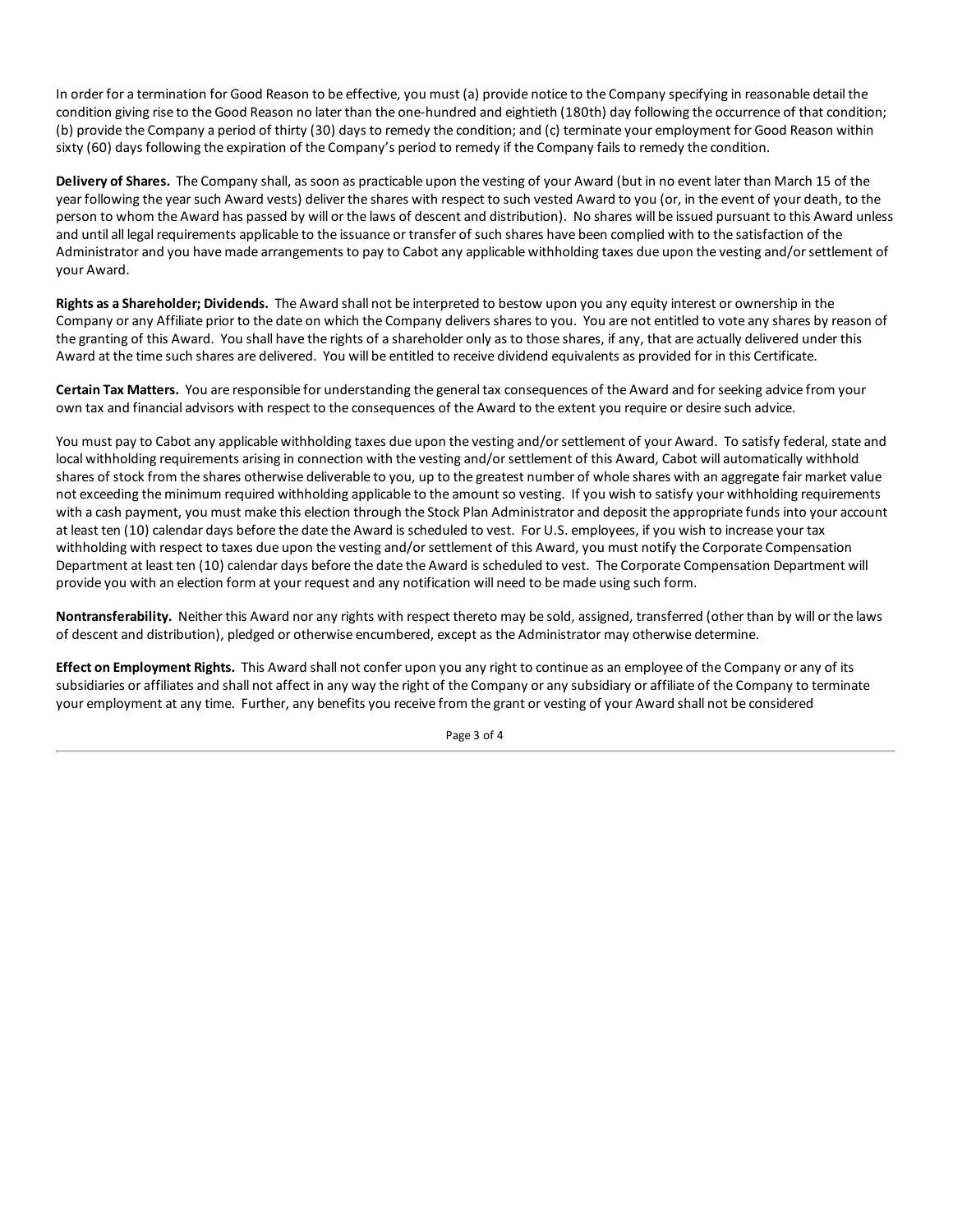In order for a termination for Good Reason to be effective, you must (a) provide notice to the Company specifying in reasonable detail the condition giving rise to the Good Reason no later than the one-hundred and eightieth (180th) day following the occurrence of that condition; (b) provide the Company a period of thirty (30) days to remedy the condition; and (c) terminate your employment for Good Reason within sixty (60) days following the expiration of the Company's period to remedy if the Company fails to remedy the condition.

**Delivery of Shares.** The Company shall, as soon as practicable upon the vesting of your Award (but in no event later than March 15 of the year following the year such Award vests) deliver the shares with respect to such vested Award to you (or, in the event of your death, to the person to whom the Award has passed by will or the laws of descent and distribution). No shares will be issued pursuant to this Award unless and until all legal requirements applicable to the issuance or transfer of such shares have been complied with to the satisfaction of the Administrator and you have made arrangements to pay to Cabot any applicable withholding taxes due upon the vesting and/or settlement of your Award.

**Rights as a Shareholder; Dividends.** The Award shall not be interpreted to bestow upon you any equity interest or ownership in the Company or any Affiliate prior to the date on which the Company delivers shares to you. You are not entitled to vote any shares by reason of the granting of this Award. You shall have the rights of a shareholder only as to those shares, if any, that are actually delivered under this Award at the time such shares are delivered. You will be entitled to receive dividend equivalents as provided for in this Certificate.

**Certain Tax Matters.** You are responsible for understanding the general tax consequences of the Award and for seeking advice from your own tax and financial advisors with respect to the consequences of the Award to the extent you require or desire such advice.

You must pay to Cabot any applicable withholding taxes due upon the vesting and/or settlement of your Award. To satisfy federal, state and local withholding requirements arising in connection with the vesting and/or settlement of this Award, Cabot will automatically withhold shares of stock from the shares otherwise deliverable to you, up to the greatest number of whole shares with an aggregate fair market value not exceeding the minimum required withholding applicable to the amount so vesting. If you wish to satisfy your withholding requirements with a cash payment, you must make this election through the Stock Plan Administrator and deposit the appropriate funds into your account at least ten (10) calendar days before the date the Award is scheduled to vest. For U.S. employees, if you wish to increase your tax withholding with respect to taxes due upon the vesting and/or settlement of this Award, you must notify the Corporate Compensation Department at least ten (10) calendar days before the date the Award is scheduled to vest. The Corporate Compensation Department will provide you with an election form at your request and any notification will need to be made using such form.

**Nontransferability.** Neither this Award nor any rights with respect thereto may be sold, assigned, transferred (other than by will or the laws of descent and distribution), pledged or otherwise encumbered, except as the Administrator may otherwise determine.

**Effect on Employment Rights.** This Award shall not confer upon you any right to continue as an employee of the Company or any of its subsidiaries or affiliates and shall not affect in any way the right of the Company or any subsidiary or affiliate of the Company to terminate your employment at any time. Further, any benefits you receive from the grant or vesting of your Award shall not be considered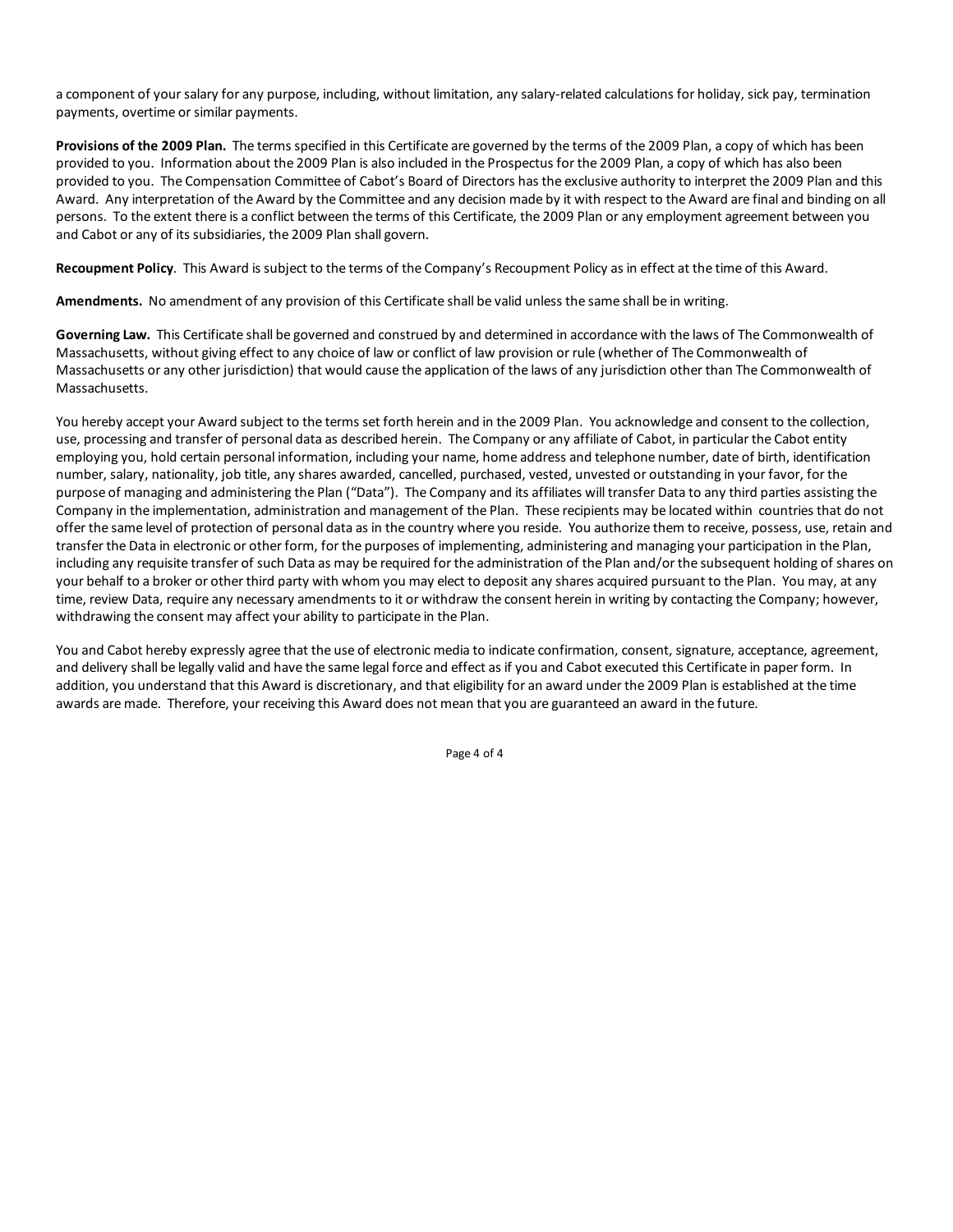a component of your salary for any purpose, including, without limitation, any salary-related calculations for holiday, sick pay, termination payments, overtime or similar payments.

**Provisions of the 2009 Plan.** The terms specified in this Certificate are governed by the terms of the 2009 Plan, a copy of which has been provided to you. Information about the 2009 Plan is also included in the Prospectus for the 2009 Plan, a copy of which has also been provided to you. The Compensation Committee of Cabot's Board of Directors has the exclusive authority to interpret the 2009 Plan and this Award. Any interpretation of the Award by the Committee and any decision made by it with respect to the Award are final and binding on all persons. To the extent there is a conflict between the terms of this Certificate, the 2009 Plan or any employment agreement between you and Cabot or any of its subsidiaries, the 2009 Plan shall govern.

**Recoupment Policy**. This Award is subject to the terms of the Company's Recoupment Policy as in effect at the time of this Award.

**Amendments.** No amendment of any provision of this Certificate shall be valid unless the same shall be in writing.

**Governing Law.** This Certificate shall be governed and construed by and determined in accordance with the laws of The Commonwealth of Massachusetts, without giving effect to any choice of law or conflict of law provision or rule (whether of The Commonwealth of Massachusetts or any other jurisdiction) that would cause the application of the laws of any jurisdiction other than The Commonwealth of Massachusetts.

You hereby accept your Award subject to the terms set forth herein and in the 2009 Plan. You acknowledge and consent to the collection, use, processing and transfer of personal data as described herein. The Company or any affiliate of Cabot, in particular the Cabot entity employing you, hold certain personal information, including your name, home address and telephone number, date of birth, identification number, salary, nationality, job title, any shares awarded, cancelled, purchased, vested, unvested or outstanding in your favor, for the purpose of managing and administering the Plan ("Data"). The Company and its affiliates will transfer Data to any third parties assisting the Company in the implementation, administration and management of the Plan. These recipients may be located within countries that do not offer the same level of protection of personal data as in the country where you reside. You authorize them to receive, possess, use, retain and transfer the Data in electronic or other form, for the purposes of implementing, administering and managing your participation in the Plan, including any requisite transfer of such Data as may be required for the administration of the Plan and/or the subsequent holding of shares on your behalf to a broker or other third party with whom you may elect to deposit any shares acquired pursuant to the Plan. You may, at any time, review Data, require any necessary amendments to it or withdraw the consent herein in writing by contacting the Company; however, withdrawing the consent may affect your ability to participate in the Plan.

You and Cabot hereby expressly agree that the use of electronic media to indicate confirmation, consent, signature, acceptance, agreement, and delivery shall be legally valid and have the same legal force and effect as if you and Cabot executed this Certificate in paper form. In addition, you understand that this Award is discretionary, and that eligibility for an award under the 2009 Plan is established at the time awards are made. Therefore, your receiving this Award does not mean that you are guaranteed an award in the future.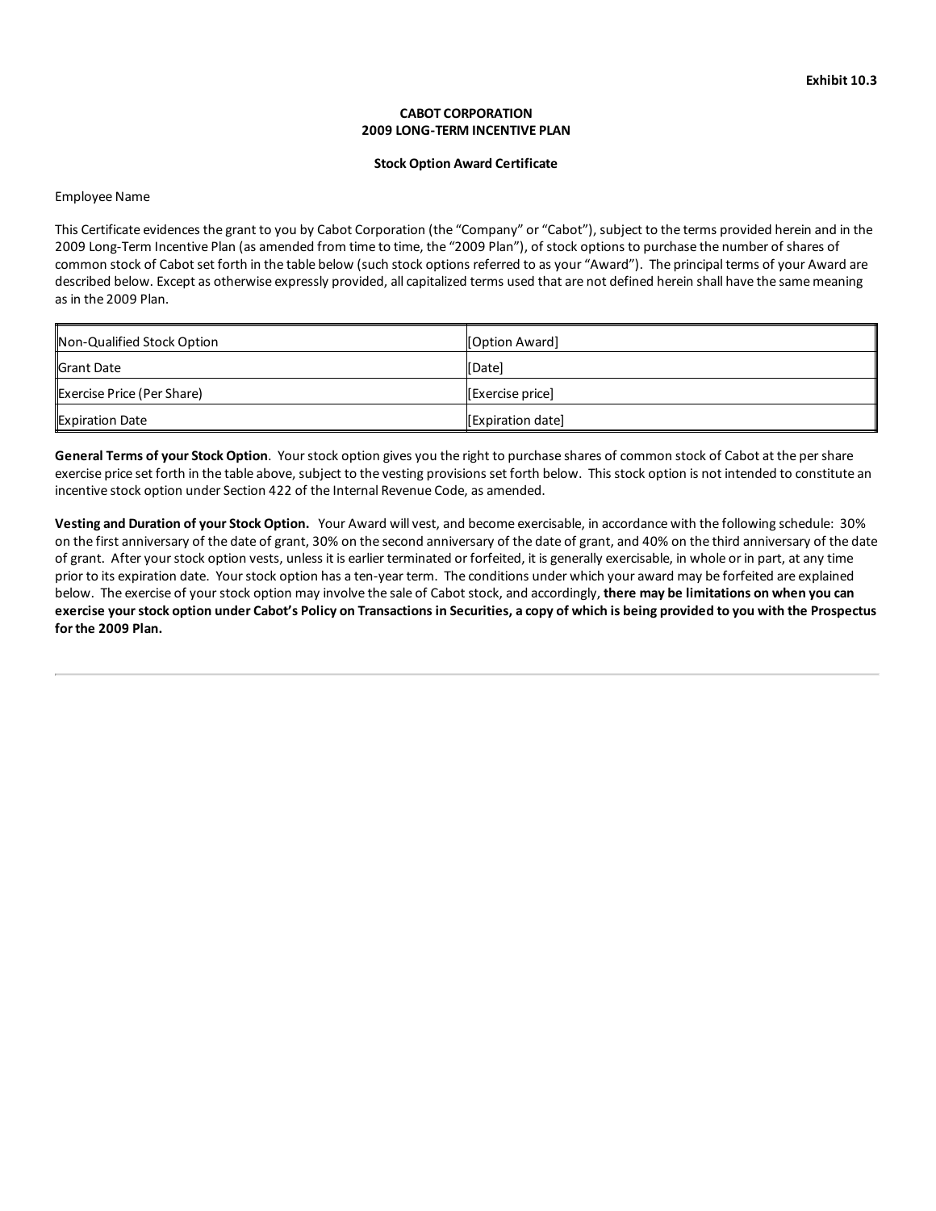Exhibit 10.3

**CABOT CORPORATION**
**2009 LONG-TERM INCENTIVE PLAN**

**Stock Option Award Certificate**

Employee Name

This Certificate evidences the grant to you by Cabot Corporation (the "Company" or "Cabot"), subject to the terms provided herein and in the 2009 Long-Term Incentive Plan (as amended from time to time, the "2009 Plan"), of stock options to purchase the number of shares of common stock of Cabot set forth in the table below (such stock options referred to as your "Award"). The principal terms of your Award are described below. Except as otherwise expressly provided, all capitalized terms used that are not defined herein shall have the same meaning as in the 2009 Plan.

| Non-Qualified Stock Option | [Option Award] |
| --- | --- |
| Grant Date | [Date] |
| Exercise Price (Per Share) | [Exercise price] |
| Expiration Date | [Expiration date] |

**General Terms of your Stock Option**. Your stock option gives you the right to purchase shares of common stock of Cabot at the per share exercise price set forth in the table above, subject to the vesting provisions set forth below. This stock option is not intended to constitute an incentive stock option under Section 422 of the Internal Revenue Code, as amended.

**Vesting and Duration of your Stock Option.** Your Award will vest, and become exercisable, in accordance with the following schedule: 30% on the first anniversary of the date of grant, 30% on the second anniversary of the date of grant, and 40% on the third anniversary of the date of grant. After your stock option vests, unless it is earlier terminated or forfeited, it is generally exercisable, in whole or in part, at any time prior to its expiration date. Your stock option has a ten-year term. The conditions under which your award may be forfeited are explained below. The exercise of your stock option may involve the sale of Cabot stock, and accordingly, **there may be limitations on when you can exercise your stock option under Cabot's Policy on Transactions in Securities, a copy of which is being provided to you with the Prospectus for the 2009 Plan.**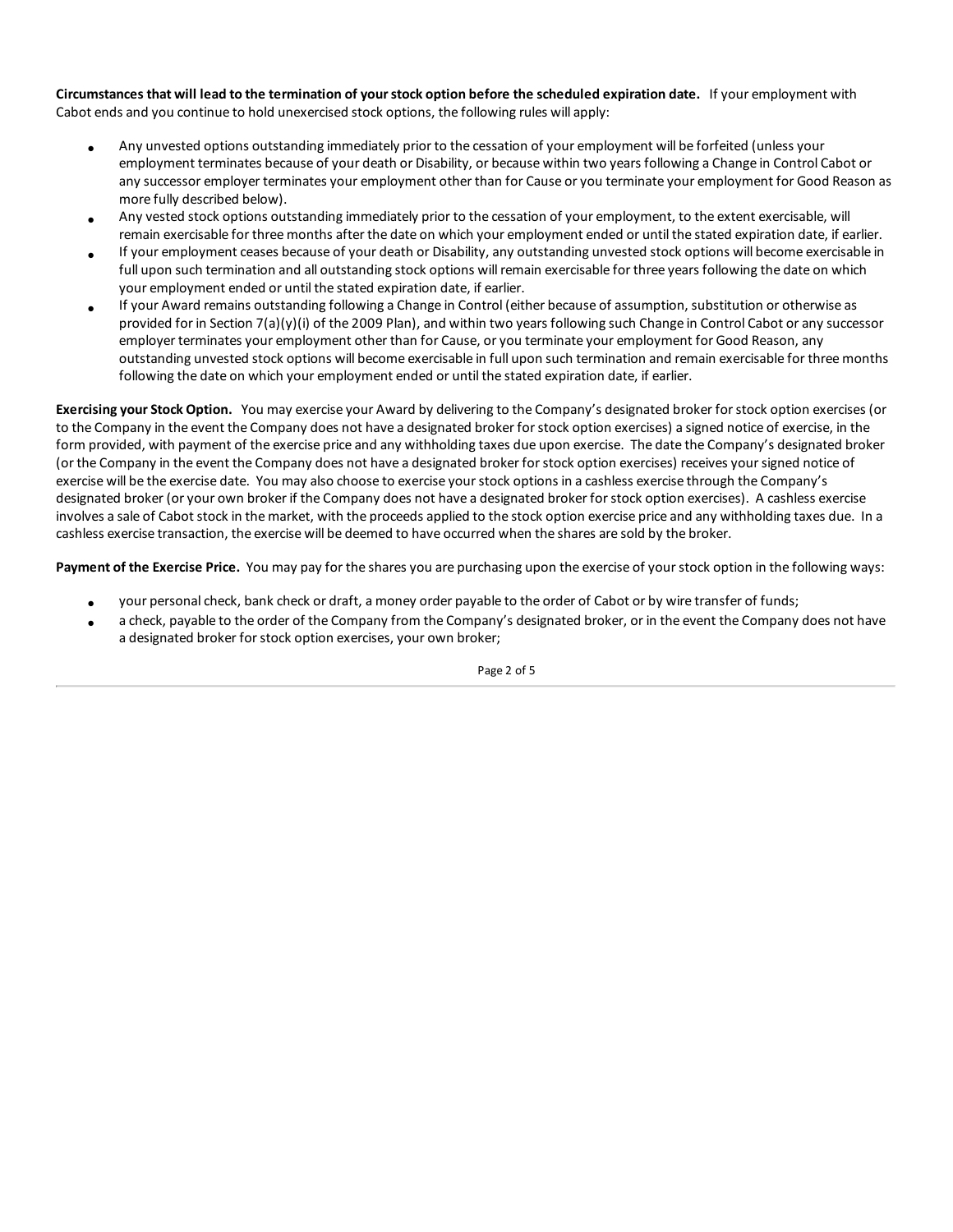**Circumstances that will lead to the termination of your stock option before the scheduled expiration date.** If your employment with Cabot ends and you continue to hold unexercised stock options, the following rules will apply:

- Any unvested options outstanding immediately prior to the cessation of your employment will be forfeited (unless your employment terminates because of your death or Disability, or because within two years following a Change in Control Cabot or any successor employer terminates your employment other than for Cause or you terminate your employment for Good Reason as more fully described below).
- Any vested stock options outstanding immediately prior to the cessation of your employment, to the extent exercisable, will remain exercisable for three months after the date on which your employment ended or until the stated expiration date, if earlier.
- If your employment ceases because of your death or Disability, any outstanding unvested stock options will become exercisable in full upon such termination and all outstanding stock options will remain exercisable for three years following the date on which your employment ended or until the stated expiration date, if earlier.
- If your Award remains outstanding following a Change in Control (either because of assumption, substitution or otherwise as provided for in Section 7(a)(y)(i) of the 2009 Plan), and within two years following such Change in Control Cabot or any successor employer terminates your employment other than for Cause, or you terminate your employment for Good Reason, any outstanding unvested stock options will become exercisable in full upon such termination and remain exercisable for three months following the date on which your employment ended or until the stated expiration date, if earlier.

**Exercising your Stock Option.** You may exercise your Award by delivering to the Company's designated broker for stock option exercises (or to the Company in the event the Company does not have a designated broker for stock option exercises) a signed notice of exercise, in the form provided, with payment of the exercise price and any withholding taxes due upon exercise. The date the Company's designated broker (or the Company in the event the Company does not have a designated broker for stock option exercises) receives your signed notice of exercise will be the exercise date. You may also choose to exercise your stock options in a cashless exercise through the Company's designated broker (or your own broker if the Company does not have a designated broker for stock option exercises). A cashless exercise involves a sale of Cabot stock in the market, with the proceeds applied to the stock option exercise price and any withholding taxes due. In a cashless exercise transaction, the exercise will be deemed to have occurred when the shares are sold by the broker.

**Payment of the Exercise Price.** You may pay for the shares you are purchasing upon the exercise of your stock option in the following ways:

- your personal check, bank check or draft, a money order payable to the order of Cabot or by wire transfer of funds;
- a check, payable to the order of the Company from the Company's designated broker, or in the event the Company does not have a designated broker for stock option exercises, your own broker;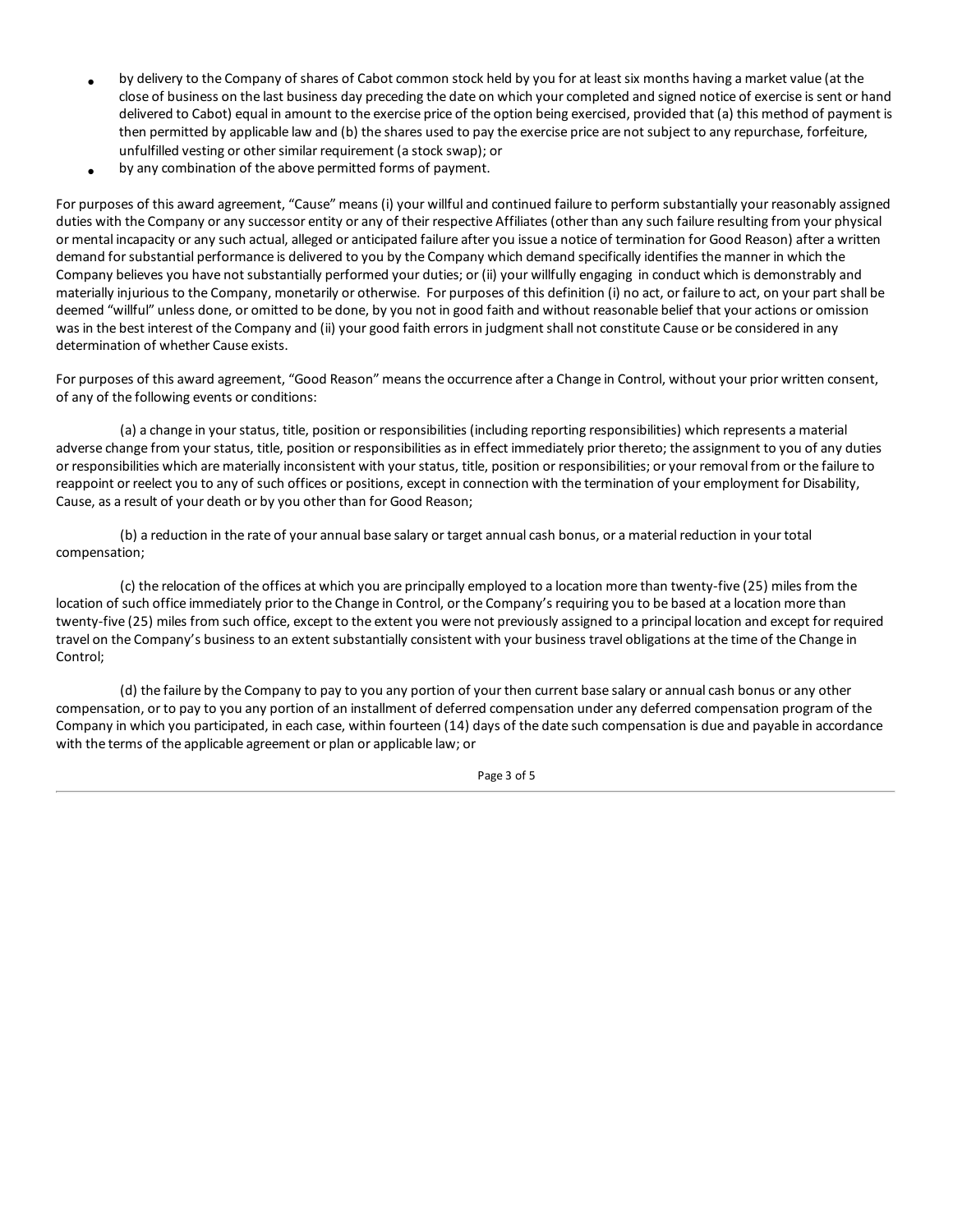- by delivery to the Company of shares of Cabot common stock held by you for at least six months having a market value (at the close of business on the last business day preceding the date on which your completed and signed notice of exercise is sent or hand delivered to Cabot) equal in amount to the exercise price of the option being exercised, provided that (a) this method of payment is then permitted by applicable law and (b) the shares used to pay the exercise price are not subject to any repurchase, forfeiture, unfulfilled vesting or other similar requirement (a stock swap); or
- by any combination of the above permitted forms of payment.

For purposes of this award agreement, "Cause" means (i) your willful and continued failure to perform substantially your reasonably assigned duties with the Company or any successor entity or any of their respective Affiliates (other than any such failure resulting from your physical or mental incapacity or any such actual, alleged or anticipated failure after you issue a notice of termination for Good Reason) after a written demand for substantial performance is delivered to you by the Company which demand specifically identifies the manner in which the Company believes you have not substantially performed your duties; or (ii) your willfully engaging in conduct which is demonstrably and materially injurious to the Company, monetarily or otherwise. For purposes of this definition (i) no act, or failure to act, on your part shall be deemed "willful" unless done, or omitted to be done, by you not in good faith and without reasonable belief that your actions or omission was in the best interest of the Company and (ii) your good faith errors in judgment shall not constitute Cause or be considered in any determination of whether Cause exists.

For purposes of this award agreement, "Good Reason" means the occurrence after a Change in Control, without your prior written consent, of any of the following events or conditions:

(a) a change in your status, title, position or responsibilities (including reporting responsibilities) which represents a material adverse change from your status, title, position or responsibilities as in effect immediately prior thereto; the assignment to you of any duties or responsibilities which are materially inconsistent with your status, title, position or responsibilities; or your removal from or the failure to reappoint or reelect you to any of such offices or positions, except in connection with the termination of your employment for Disability, Cause, as a result of your death or by you other than for Good Reason;

(b) a reduction in the rate of your annual base salary or target annual cash bonus, or a material reduction in your total compensation;

(c) the relocation of the offices at which you are principally employed to a location more than twenty-five (25) miles from the location of such office immediately prior to the Change in Control, or the Company's requiring you to be based at a location more than twenty-five (25) miles from such office, except to the extent you were not previously assigned to a principal location and except for required travel on the Company's business to an extent substantially consistent with your business travel obligations at the time of the Change in Control;

(d) the failure by the Company to pay to you any portion of your then current base salary or annual cash bonus or any other compensation, or to pay to you any portion of an installment of deferred compensation under any deferred compensation program of the Company in which you participated, in each case, within fourteen (14) days of the date such compensation is due and payable in accordance with the terms of the applicable agreement or plan or applicable law; or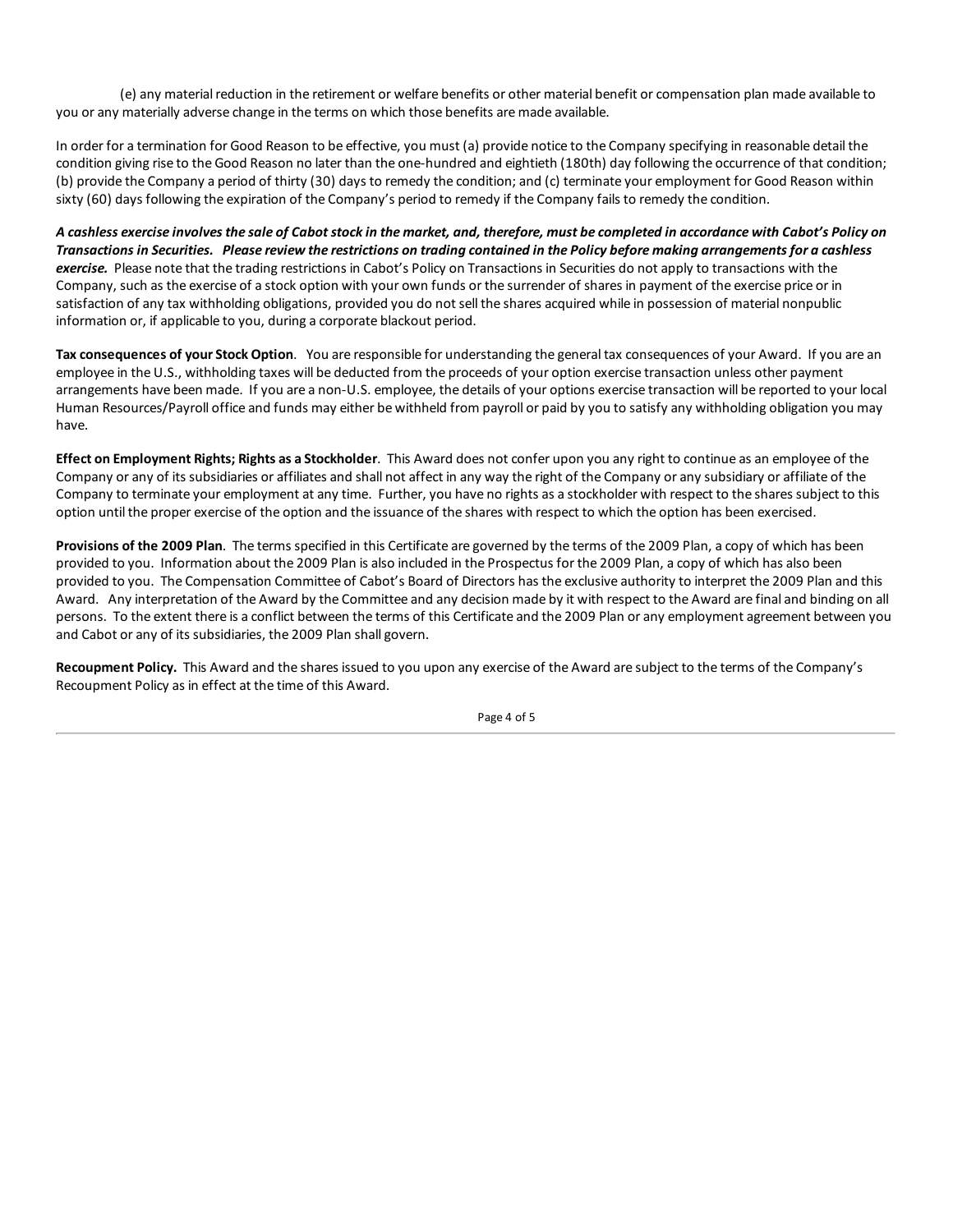(e) any material reduction in the retirement or welfare benefits or other material benefit or compensation plan made available to you or any materially adverse change in the terms on which those benefits are made available.

In order for a termination for Good Reason to be effective, you must (a) provide notice to the Company specifying in reasonable detail the condition giving rise to the Good Reason no later than the one-hundred and eightieth (180th) day following the occurrence of that condition; (b) provide the Company a period of thirty (30) days to remedy the condition; and (c) terminate your employment for Good Reason within sixty (60) days following the expiration of the Company's period to remedy if the Company fails to remedy the condition.

***A cashless exercise involves the sale of Cabot stock in the market, and, therefore, must be completed in accordance with Cabot's Policy on Transactions in Securities. Please review the restrictions on trading contained in the Policy before making arrangements for a cashless exercise.*** Please note that the trading restrictions in Cabot's Policy on Transactions in Securities do not apply to transactions with the Company, such as the exercise of a stock option with your own funds or the surrender of shares in payment of the exercise price or in satisfaction of any tax withholding obligations, provided you do not sell the shares acquired while in possession of material nonpublic information or, if applicable to you, during a corporate blackout period.

**Tax consequences of your Stock Option**. You are responsible for understanding the general tax consequences of your Award. If you are an employee in the U.S., withholding taxes will be deducted from the proceeds of your option exercise transaction unless other payment arrangements have been made. If you are a non-U.S. employee, the details of your options exercise transaction will be reported to your local Human Resources/Payroll office and funds may either be withheld from payroll or paid by you to satisfy any withholding obligation you may have.

**Effect on Employment Rights; Rights as a Stockholder**. This Award does not confer upon you any right to continue as an employee of the Company or any of its subsidiaries or affiliates and shall not affect in any way the right of the Company or any subsidiary or affiliate of the Company to terminate your employment at any time. Further, you have no rights as a stockholder with respect to the shares subject to this option until the proper exercise of the option and the issuance of the shares with respect to which the option has been exercised.

**Provisions of the 2009 Plan**. The terms specified in this Certificate are governed by the terms of the 2009 Plan, a copy of which has been provided to you. Information about the 2009 Plan is also included in the Prospectus for the 2009 Plan, a copy of which has also been provided to you. The Compensation Committee of Cabot's Board of Directors has the exclusive authority to interpret the 2009 Plan and this Award. Any interpretation of the Award by the Committee and any decision made by it with respect to the Award are final and binding on all persons. To the extent there is a conflict between the terms of this Certificate and the 2009 Plan or any employment agreement between you and Cabot or any of its subsidiaries, the 2009 Plan shall govern.

**Recoupment Policy.** This Award and the shares issued to you upon any exercise of the Award are subject to the terms of the Company's Recoupment Policy as in effect at the time of this Award.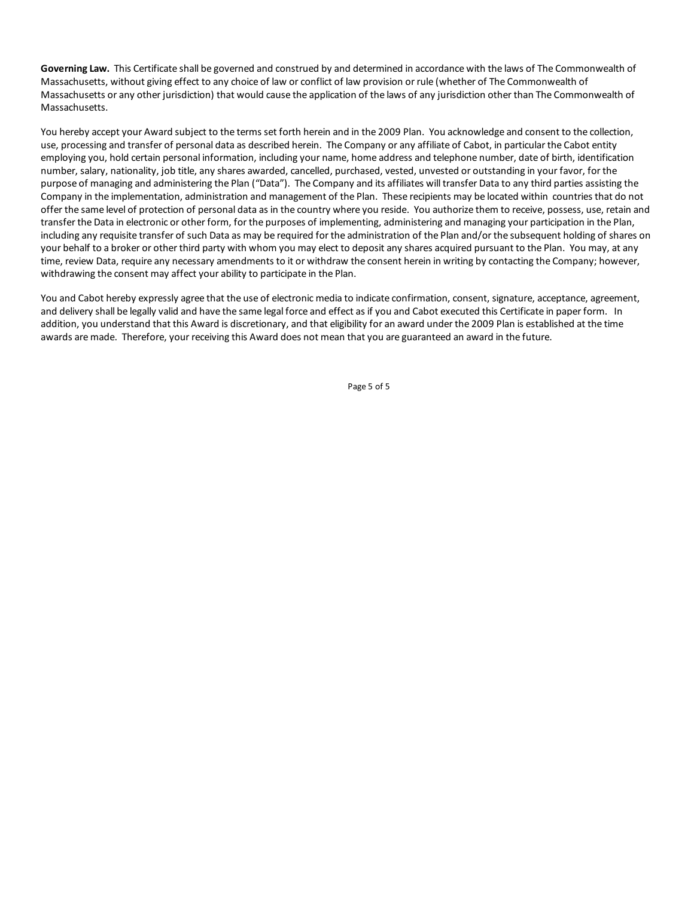**Governing Law.** This Certificate shall be governed and construed by and determined in accordance with the laws of The Commonwealth of Massachusetts, without giving effect to any choice of law or conflict of law provision or rule (whether of The Commonwealth of Massachusetts or any other jurisdiction) that would cause the application of the laws of any jurisdiction other than The Commonwealth of Massachusetts.

You hereby accept your Award subject to the terms set forth herein and in the 2009 Plan. You acknowledge and consent to the collection, use, processing and transfer of personal data as described herein. The Company or any affiliate of Cabot, in particular the Cabot entity employing you, hold certain personal information, including your name, home address and telephone number, date of birth, identification number, salary, nationality, job title, any shares awarded, cancelled, purchased, vested, unvested or outstanding in your favor, for the purpose of managing and administering the Plan ("Data"). The Company and its affiliates will transfer Data to any third parties assisting the Company in the implementation, administration and management of the Plan. These recipients may be located within countries that do not offer the same level of protection of personal data as in the country where you reside. You authorize them to receive, possess, use, retain and transfer the Data in electronic or other form, for the purposes of implementing, administering and managing your participation in the Plan, including any requisite transfer of such Data as may be required for the administration of the Plan and/or the subsequent holding of shares on your behalf to a broker or other third party with whom you may elect to deposit any shares acquired pursuant to the Plan. You may, at any time, review Data, require any necessary amendments to it or withdraw the consent herein in writing by contacting the Company; however, withdrawing the consent may affect your ability to participate in the Plan.

You and Cabot hereby expressly agree that the use of electronic media to indicate confirmation, consent, signature, acceptance, agreement, and delivery shall be legally valid and have the same legal force and effect as if you and Cabot executed this Certificate in paper form. In addition, you understand that this Award is discretionary, and that eligibility for an award under the 2009 Plan is established at the time awards are made. Therefore, your receiving this Award does not mean that you are guaranteed an award in the future.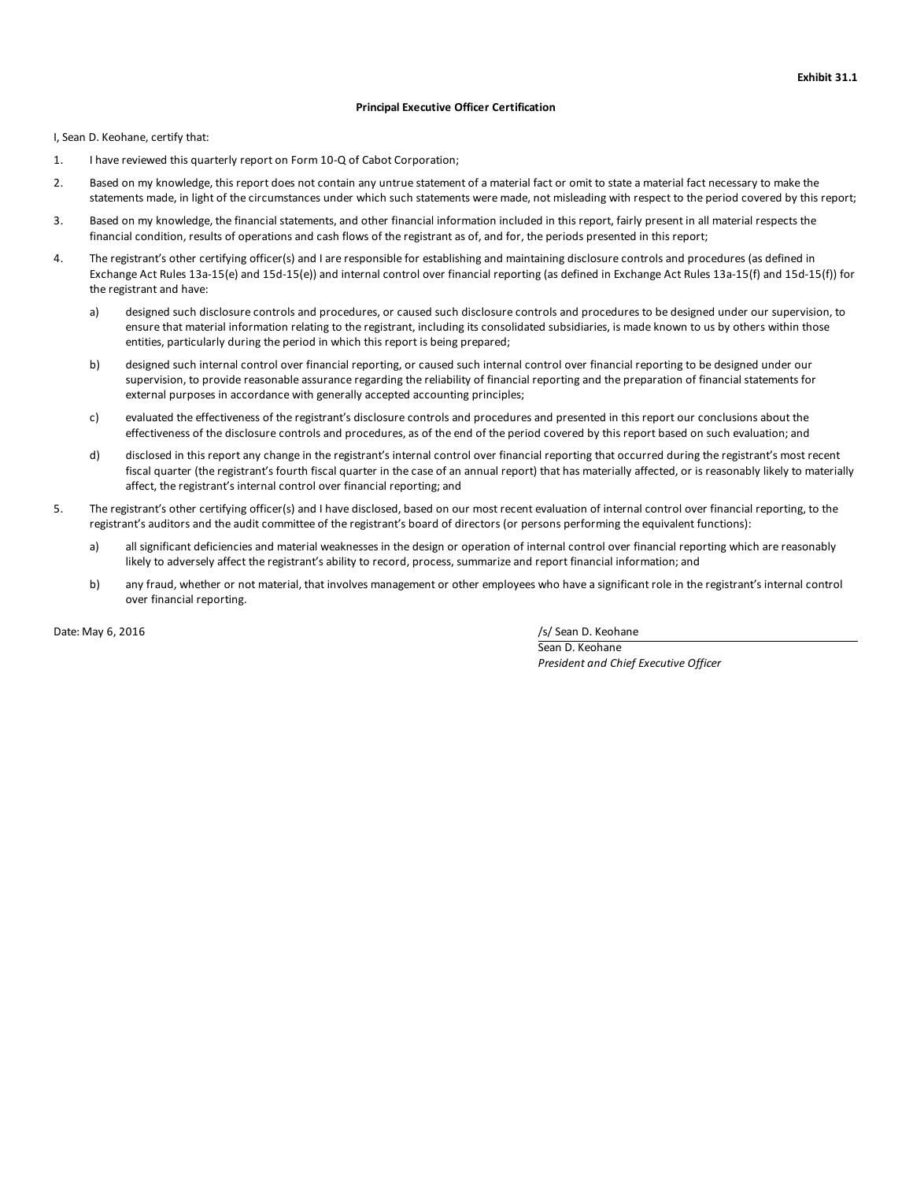**Exhibit 31.1**

**Principal Executive Officer Certification**

I, Sean D. Keohane, certify that:

1. I have reviewed this quarterly report on Form 10-Q of Cabot Corporation;
2. Based on my knowledge, this report does not contain any untrue statement of a material fact or omit to state a material fact necessary to make the statements made, in light of the circumstances under which such statements were made, not misleading with respect to the period covered by this report;
3. Based on my knowledge, the financial statements, and other financial information included in this report, fairly present in all material respects the financial condition, results of operations and cash flows of the registrant as of, and for, the periods presented in this report;
4. The registrant's other certifying officer(s) and I are responsible for establishing and maintaining disclosure controls and procedures (as defined in Exchange Act Rules 13a-15(e) and 15d-15(e)) and internal control over financial reporting (as defined in Exchange Act Rules 13a-15(f) and 15d-15(f)) for the registrant and have:
   a) designed such disclosure controls and procedures, or caused such disclosure controls and procedures to be designed under our supervision, to ensure that material information relating to the registrant, including its consolidated subsidiaries, is made known to us by others within those entities, particularly during the period in which this report is being prepared;
   b) designed such internal control over financial reporting, or caused such internal control over financial reporting to be designed under our supervision, to provide reasonable assurance regarding the reliability of financial reporting and the preparation of financial statements for external purposes in accordance with generally accepted accounting principles;
   c) evaluated the effectiveness of the registrant's disclosure controls and procedures and presented in this report our conclusions about the effectiveness of the disclosure controls and procedures, as of the end of the period covered by this report based on such evaluation; and
   d) disclosed in this report any change in the registrant's internal control over financial reporting that occurred during the registrant's most recent fiscal quarter (the registrant's fourth fiscal quarter in the case of an annual report) that has materially affected, or is reasonably likely to materially affect, the registrant's internal control over financial reporting; and
5. The registrant's other certifying officer(s) and I have disclosed, based on our most recent evaluation of internal control over financial reporting, to the registrant's auditors and the audit committee of the registrant's board of directors (or persons performing the equivalent functions):
   a) all significant deficiencies and material weaknesses in the design or operation of internal control over financial reporting which are reasonably likely to adversely affect the registrant's ability to record, process, summarize and report financial information; and
   b) any fraud, whether or not material, that involves management or other employees who have a significant role in the registrant's internal control over financial reporting.

Date: May 6, 2016

/s/ Sean D. Keohane
Sean D. Keohane
*President and Chief Executive Officer*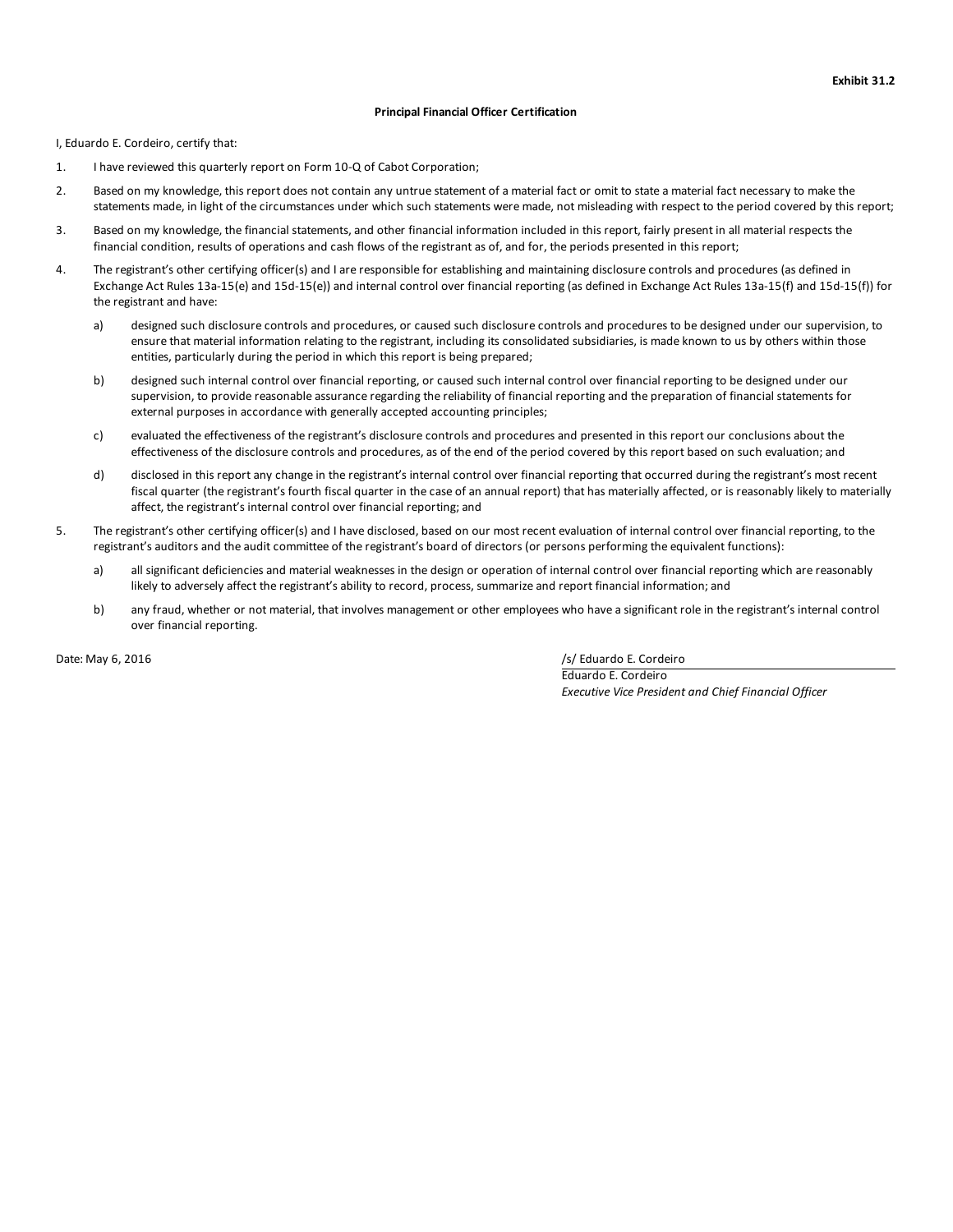**Exhibit 31.2**

**Principal Financial Officer Certification**

I, Eduardo E. Cordeiro, certify that:

1. I have reviewed this quarterly report on Form 10-Q of Cabot Corporation;

2. Based on my knowledge, this report does not contain any untrue statement of a material fact or omit to state a material fact necessary to make the statements made, in light of the circumstances under which such statements were made, not misleading with respect to the period covered by this report;

3. Based on my knowledge, the financial statements, and other financial information included in this report, fairly present in all material respects the financial condition, results of operations and cash flows of the registrant as of, and for, the periods presented in this report;

4. The registrant's other certifying officer(s) and I are responsible for establishing and maintaining disclosure controls and procedures (as defined in Exchange Act Rules 13a-15(e) and 15d-15(e)) and internal control over financial reporting (as defined in Exchange Act Rules 13a-15(f) and 15d-15(f)) for the registrant and have:

   a) designed such disclosure controls and procedures, or caused such disclosure controls and procedures to be designed under our supervision, to ensure that material information relating to the registrant, including its consolidated subsidiaries, is made known to us by others within those entities, particularly during the period in which this report is being prepared;

   b) designed such internal control over financial reporting, or caused such internal control over financial reporting to be designed under our supervision, to provide reasonable assurance regarding the reliability of financial reporting and the preparation of financial statements for external purposes in accordance with generally accepted accounting principles;

   c) evaluated the effectiveness of the registrant's disclosure controls and procedures and presented in this report our conclusions about the effectiveness of the disclosure controls and procedures, as of the end of the period covered by this report based on such evaluation; and

   d) disclosed in this report any change in the registrant's internal control over financial reporting that occurred during the registrant's most recent fiscal quarter (the registrant's fourth fiscal quarter in the case of an annual report) that has materially affected, or is reasonably likely to materially affect, the registrant's internal control over financial reporting; and

5. The registrant's other certifying officer(s) and I have disclosed, based on our most recent evaluation of internal control over financial reporting, to the registrant's auditors and the audit committee of the registrant's board of directors (or persons performing the equivalent functions):

   a) all significant deficiencies and material weaknesses in the design or operation of internal control over financial reporting which are reasonably likely to adversely affect the registrant's ability to record, process, summarize and report financial information; and

   b) any fraud, whether or not material, that involves management or other employees who have a significant role in the registrant's internal control over financial reporting.

Date: May 6, 2016

/s/ Eduardo E. Cordeiro

Eduardo E. Cordeiro

*Executive Vice President and Chief Financial Officer*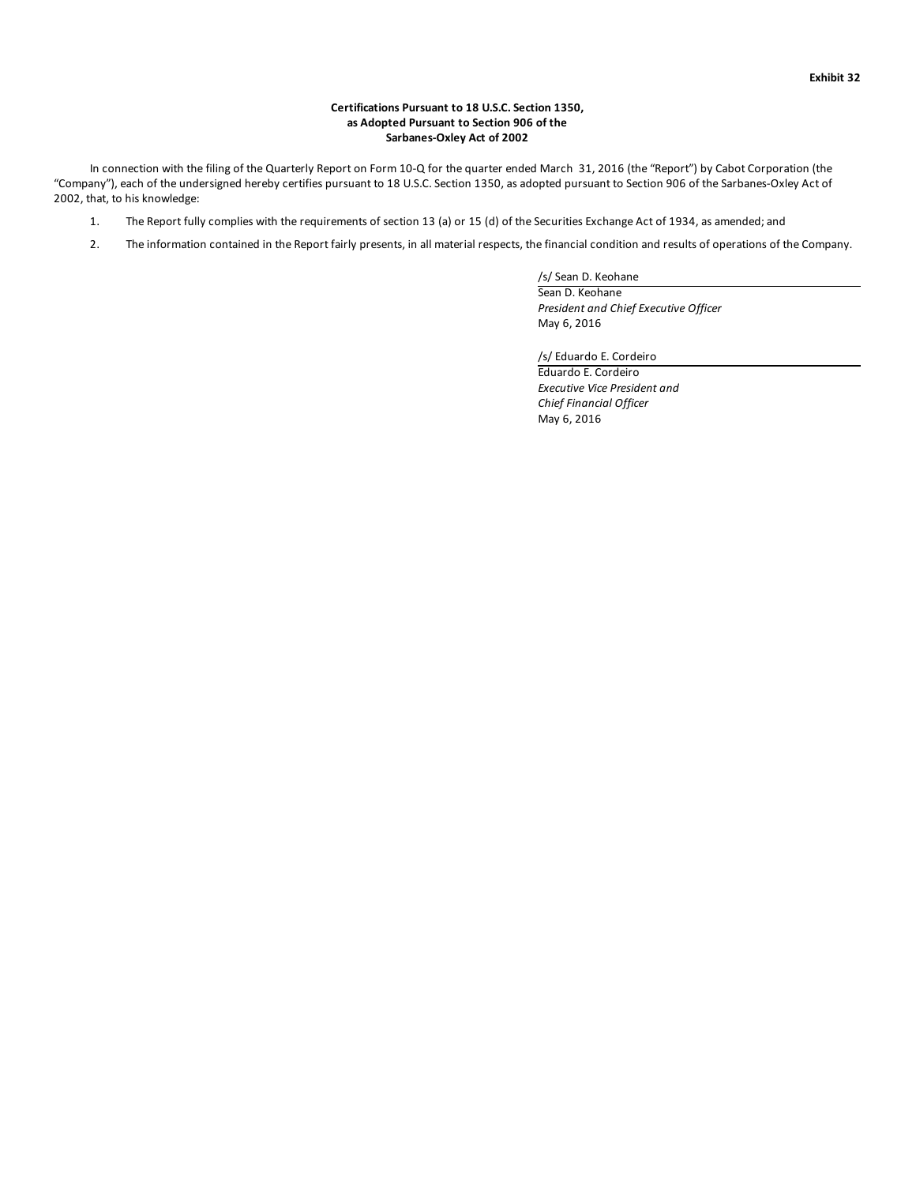**Exhibit 32**

**Certifications Pursuant to 18 U.S.C. Section 1350,**
**as Adopted Pursuant to Section 906 of the**
**Sarbanes-Oxley Act of 2002**

In connection with the filing of the Quarterly Report on Form 10-Q for the quarter ended March 31, 2016 (the "Report") by Cabot Corporation (the "Company"), each of the undersigned hereby certifies pursuant to 18 U.S.C. Section 1350, as adopted pursuant to Section 906 of the Sarbanes-Oxley Act of 2002, that, to his knowledge:

1. The Report fully complies with the requirements of section 13 (a) or 15 (d) of the Securities Exchange Act of 1934, as amended; and
2. The information contained in the Report fairly presents, in all material respects, the financial condition and results of operations of the Company.

/s/ Sean D. Keohane
Sean D. Keohane
*President and Chief Executive Officer*
May 6, 2016

/s/ Eduardo E. Cordeiro
Eduardo E. Cordeiro
*Executive Vice President and*
*Chief Financial Officer*
May 6, 2016